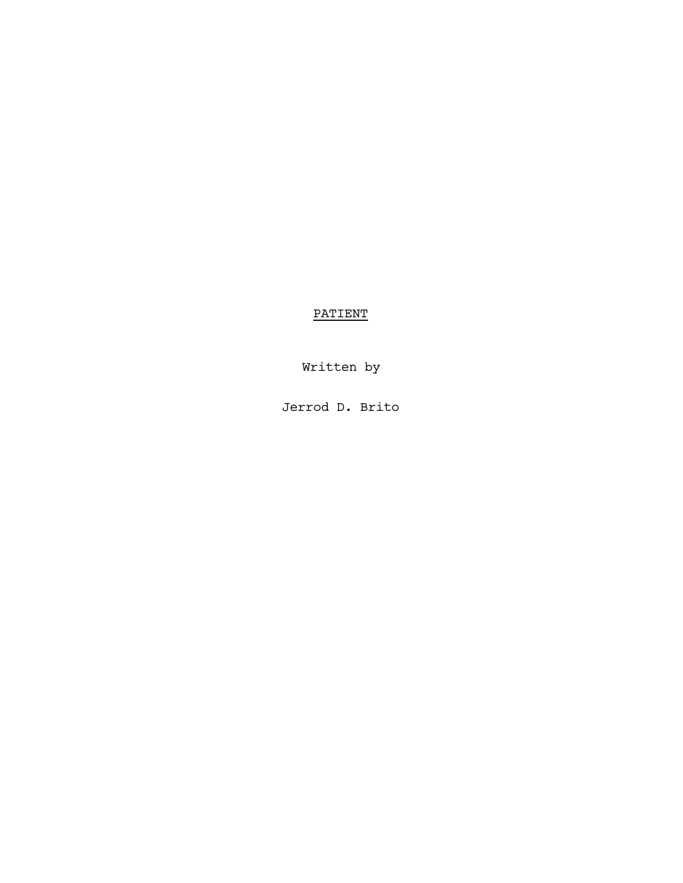# PATIENT

Written by

Jerrod D. Brito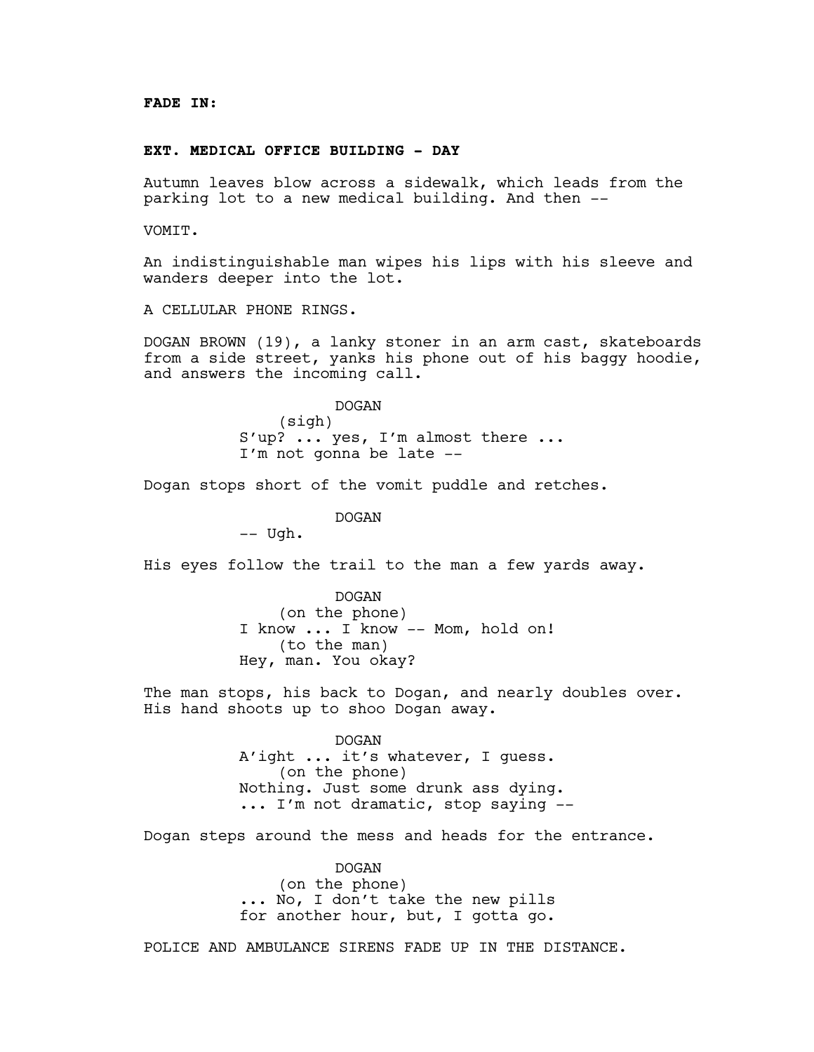**FADE IN:**

**EXT. MEDICAL OFFICE BUILDING - DAY**

Autumn leaves blow across a sidewalk, which leads from the parking lot to a new medical building. And then --

VOMIT.

An indistinguishable man wipes his lips with his sleeve and wanders deeper into the lot.

A CELLULAR PHONE RINGS.

DOGAN BROWN (19), a lanky stoner in an arm cast, skateboards from a side street, yanks his phone out of his baggy hoodie, and answers the incoming call.

DOGAN
(sigh)
S'up? ... yes, I'm almost there ... I'm not gonna be late --

Dogan stops short of the vomit puddle and retches.

DOGAN
-- Ugh.

His eyes follow the trail to the man a few yards away.

DOGAN
(on the phone)
I know ... I know -- Mom, hold on!
(to the man)
Hey, man. You okay?

The man stops, his back to Dogan, and nearly doubles over. His hand shoots up to shoo Dogan away.

DOGAN
A'ight ... it's whatever, I guess.
(on the phone)
Nothing. Just some drunk ass dying.
... I'm not dramatic, stop saying --

Dogan steps around the mess and heads for the entrance.

DOGAN
(on the phone)
... No, I don't take the new pills for another hour, but, I gotta go.

POLICE AND AMBULANCE SIRENS FADE UP IN THE DISTANCE.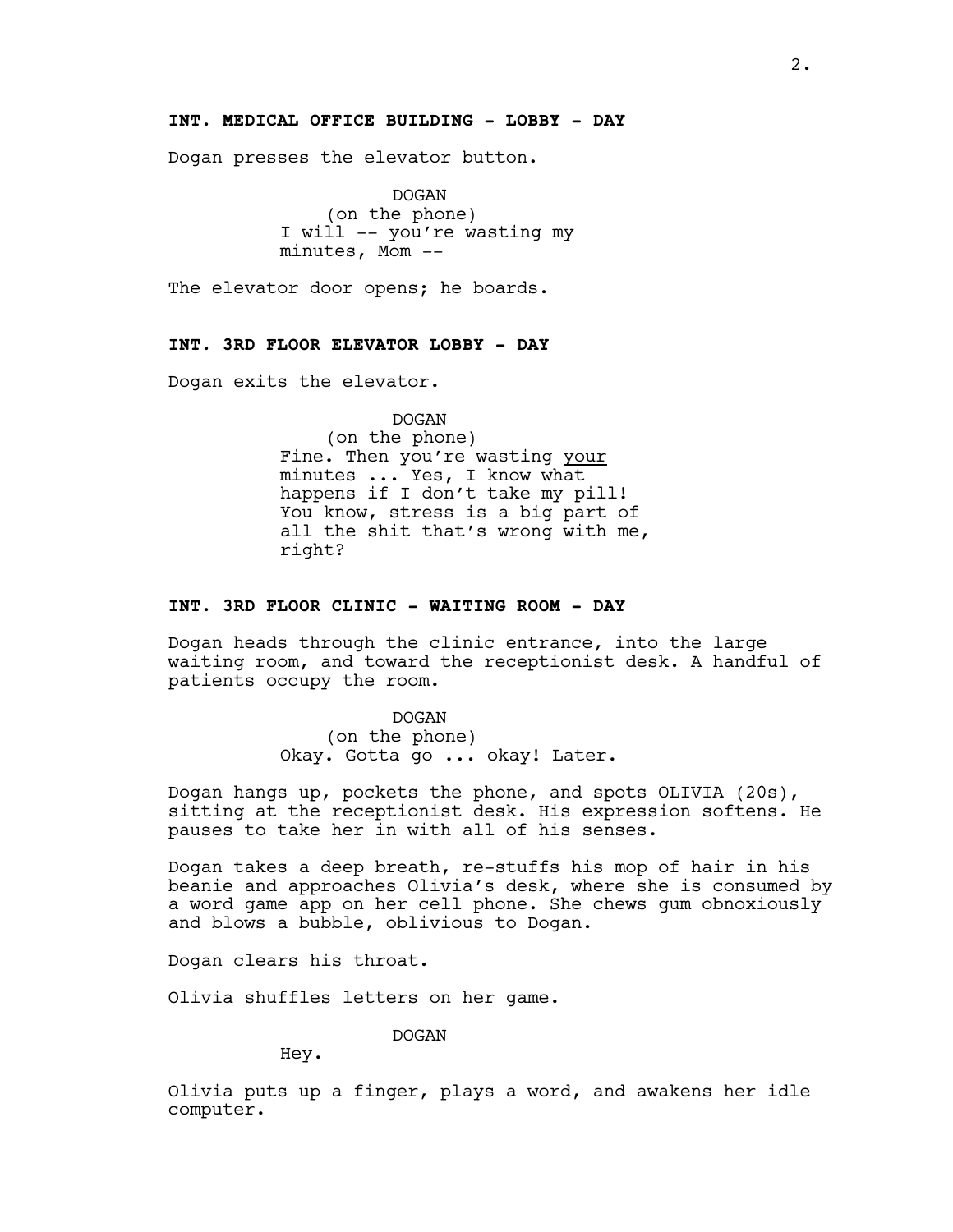**INT. MEDICAL OFFICE BUILDING - LOBBY - DAY**

Dogan presses the elevator button.

DOGAN
(on the phone)
I will -- you're wasting my minutes, Mom --

The elevator door opens; he boards.

**INT. 3RD FLOOR ELEVATOR LOBBY - DAY**

Dogan exits the elevator.

DOGAN
(on the phone)
Fine. Then you're wasting <u>your</u> minutes ... Yes, I know what happens if I don't take my pill! You know, stress is a big part of all the shit that's wrong with me, right?

**INT. 3RD FLOOR CLINIC - WAITING ROOM - DAY**

Dogan heads through the clinic entrance, into the large waiting room, and toward the receptionist desk. A handful of patients occupy the room.

DOGAN
(on the phone)
Okay. Gotta go ... okay! Later.

Dogan hangs up, pockets the phone, and spots OLIVIA (20s), sitting at the receptionist desk. His expression softens. He pauses to take her in with all of his senses.

Dogan takes a deep breath, re-stuffs his mop of hair in his beanie and approaches Olivia's desk, where she is consumed by a word game app on her cell phone. She chews gum obnoxiously and blows a bubble, oblivious to Dogan.

Dogan clears his throat.

Olivia shuffles letters on her game.

DOGAN
Hey.

Olivia puts up a finger, plays a word, and awakens her idle computer.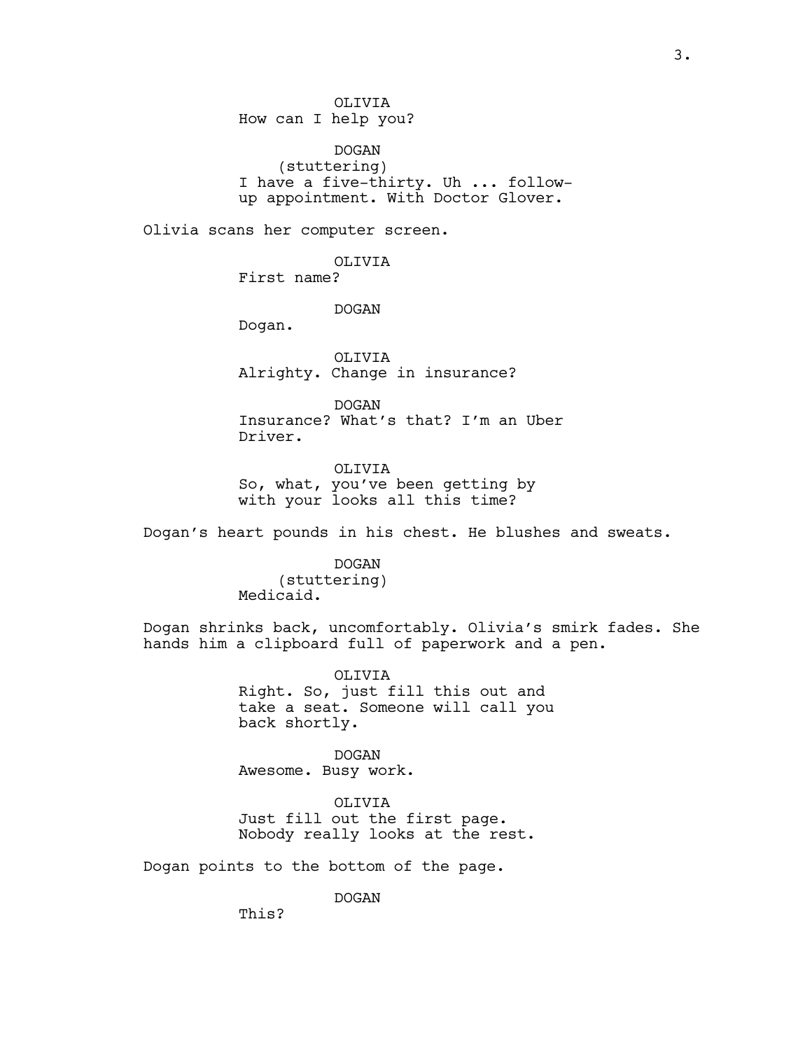OLIVIA
How can I help you?

DOGAN
(stuttering)
I have a five-thirty. Uh ... follow-up appointment. With Doctor Glover.

Olivia scans her computer screen.

OLIVIA
First name?

DOGAN
Dogan.

OLIVIA
Alrighty. Change in insurance?

DOGAN
Insurance? What's that? I'm an Uber Driver.

OLIVIA
So, what, you've been getting by with your looks all this time?

Dogan's heart pounds in his chest. He blushes and sweats.

DOGAN
(stuttering)
Medicaid.

Dogan shrinks back, uncomfortably. Olivia's smirk fades. She hands him a clipboard full of paperwork and a pen.

OLIVIA
Right. So, just fill this out and take a seat. Someone will call you back shortly.

DOGAN
Awesome. Busy work.

OLIVIA
Just fill out the first page. Nobody really looks at the rest.

Dogan points to the bottom of the page.

DOGAN
This?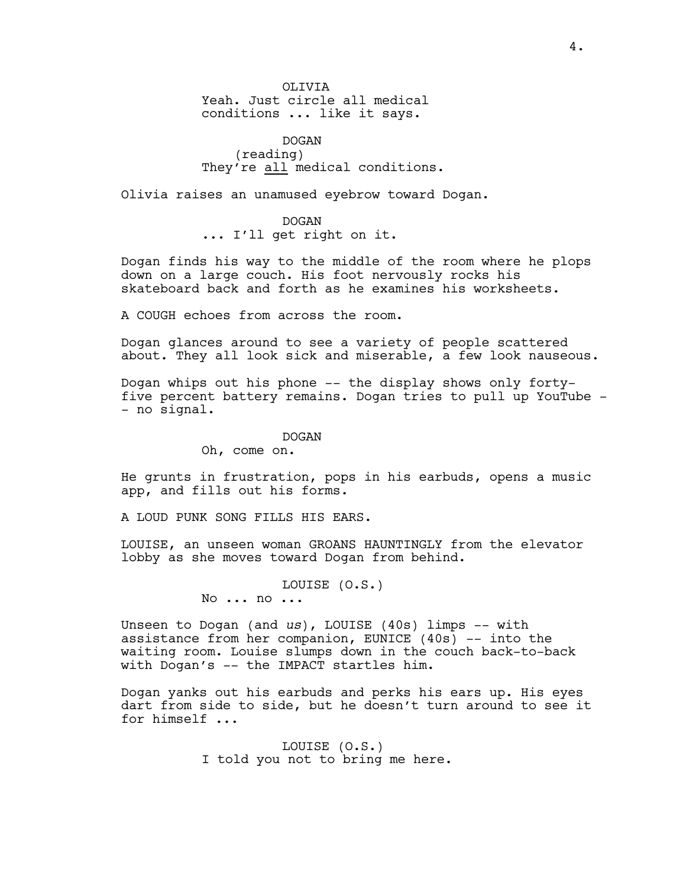OLIVIA
Yeah. Just circle all medical conditions ... like it says.

DOGAN
(reading)
They're <u>all</u> medical conditions.

Olivia raises an unamused eyebrow toward Dogan.

DOGAN
... I'll get right on it.

Dogan finds his way to the middle of the room where he plops down on a large couch. His foot nervously rocks his skateboard back and forth as he examines his worksheets.

A COUGH echoes from across the room.

Dogan glances around to see a variety of people scattered about. They all look sick and miserable, a few look nauseous.

Dogan whips out his phone -- the display shows only forty-five percent battery remains. Dogan tries to pull up YouTube -- no signal.

DOGAN
Oh, come on.

He grunts in frustration, pops in his earbuds, opens a music app, and fills out his forms.

A LOUD PUNK SONG FILLS HIS EARS.

LOUISE, an unseen woman GROANS HAUNTINGLY from the elevator lobby as she moves toward Dogan from behind.

LOUISE (O.S.)
No ... no ...

Unseen to Dogan (and *us*), LOUISE (40s) limps -- with assistance from her companion, EUNICE (40s) -- into the waiting room. Louise slumps down in the couch back-to-back with Dogan's -- the IMPACT startles him.

Dogan yanks out his earbuds and perks his ears up. His eyes dart from side to side, but he doesn't turn around to see it for himself ...

LOUISE (O.S.)
I told you not to bring me here.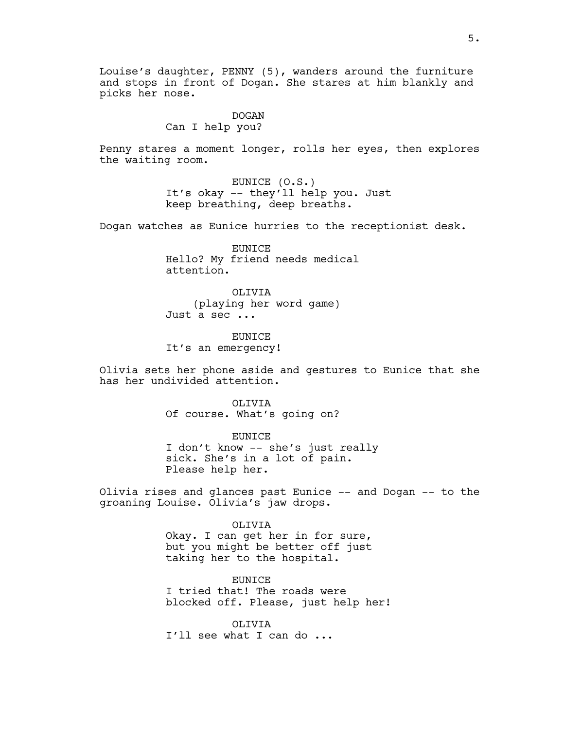Louise's daughter, PENNY (5), wanders around the furniture and stops in front of Dogan. She stares at him blankly and picks her nose.

DOGAN
Can I help you?

Penny stares a moment longer, rolls her eyes, then explores the waiting room.

EUNICE (O.S.)
It's okay -- they'll help you. Just keep breathing, deep breaths.

Dogan watches as Eunice hurries to the receptionist desk.

EUNICE
Hello? My friend needs medical attention.

OLIVIA
(playing her word game)
Just a sec ...

EUNICE
It's an emergency!

Olivia sets her phone aside and gestures to Eunice that she has her undivided attention.

OLIVIA
Of course. What's going on?

EUNICE
I don't know -- she's just really sick. She's in a lot of pain. Please help her.

Olivia rises and glances past Eunice -- and Dogan -- to the groaning Louise. Olivia's jaw drops.

OLIVIA
Okay. I can get her in for sure, but you might be better off just taking her to the hospital.

EUNICE
I tried that! The roads were blocked off. Please, just help her!

OLIVIA
I'll see what I can do ...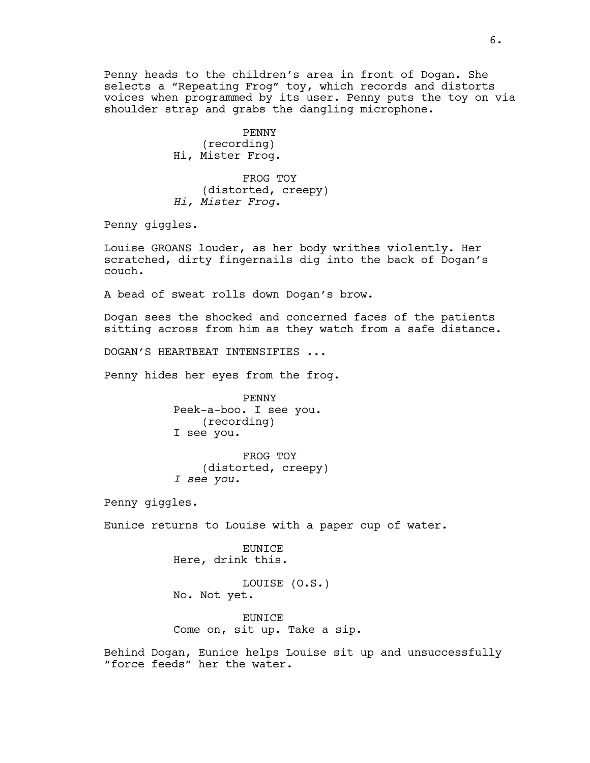Penny heads to the children's area in front of Dogan. She selects a "Repeating Frog" toy, which records and distorts voices when programmed by its user. Penny puts the toy on via shoulder strap and grabs the dangling microphone.

PENNY
(recording)
Hi, Mister Frog.

FROG TOY
(distorted, creepy)
*Hi, Mister Frog.*

Penny giggles.

Louise GROANS louder, as her body writhes violently. Her scratched, dirty fingernails dig into the back of Dogan's couch.

A bead of sweat rolls down Dogan's brow.

Dogan sees the shocked and concerned faces of the patients sitting across from him as they watch from a safe distance.

DOGAN'S HEARTBEAT INTENSIFIES ...

Penny hides her eyes from the frog.

PENNY
Peek-a-boo. I see you.
(recording)
I see you.

FROG TOY
(distorted, creepy)
*I see you.*

Penny giggles.

Eunice returns to Louise with a paper cup of water.

EUNICE
Here, drink this.

LOUISE (O.S.)
No. Not yet.

EUNICE
Come on, sit up. Take a sip.

Behind Dogan, Eunice helps Louise sit up and unsuccessfully "force feeds" her the water.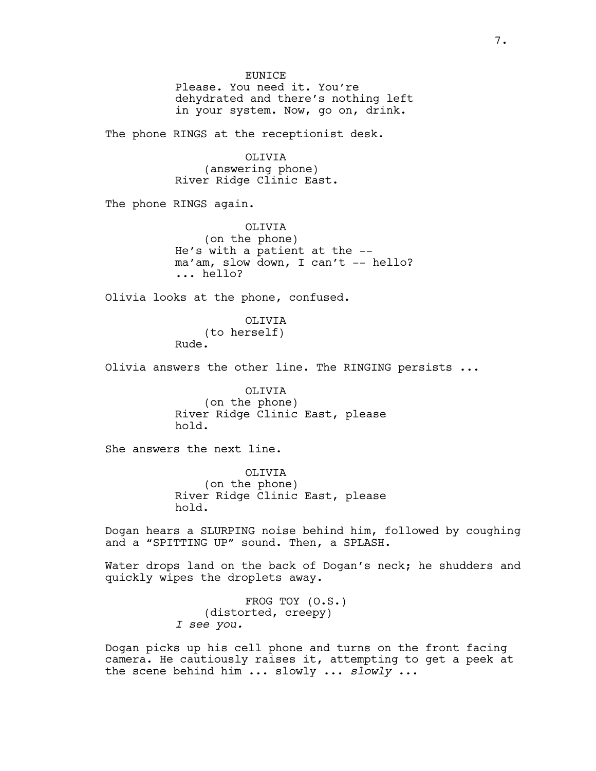EUNICE
Please. You need it. You're dehydrated and there's nothing left in your system. Now, go on, drink.

The phone RINGS at the receptionist desk.

OLIVIA
(answering phone)
River Ridge Clinic East.

The phone RINGS again.

OLIVIA
(on the phone)
He's with a patient at the -- ma'am, slow down, I can't -- hello? ... hello?

Olivia looks at the phone, confused.

OLIVIA
(to herself)
Rude.

Olivia answers the other line. The RINGING persists ...

OLIVIA
(on the phone)
River Ridge Clinic East, please hold.

She answers the next line.

OLIVIA
(on the phone)
River Ridge Clinic East, please hold.

Dogan hears a SLURPING noise behind him, followed by coughing and a "SPITTING UP" sound. Then, a SPLASH.

Water drops land on the back of Dogan's neck; he shudders and quickly wipes the droplets away.

FROG TOY (O.S.)
(distorted, creepy)
*I see you.*

Dogan picks up his cell phone and turns on the front facing camera. He cautiously raises it, attempting to get a peek at the scene behind him ... slowly ... *slowly* ...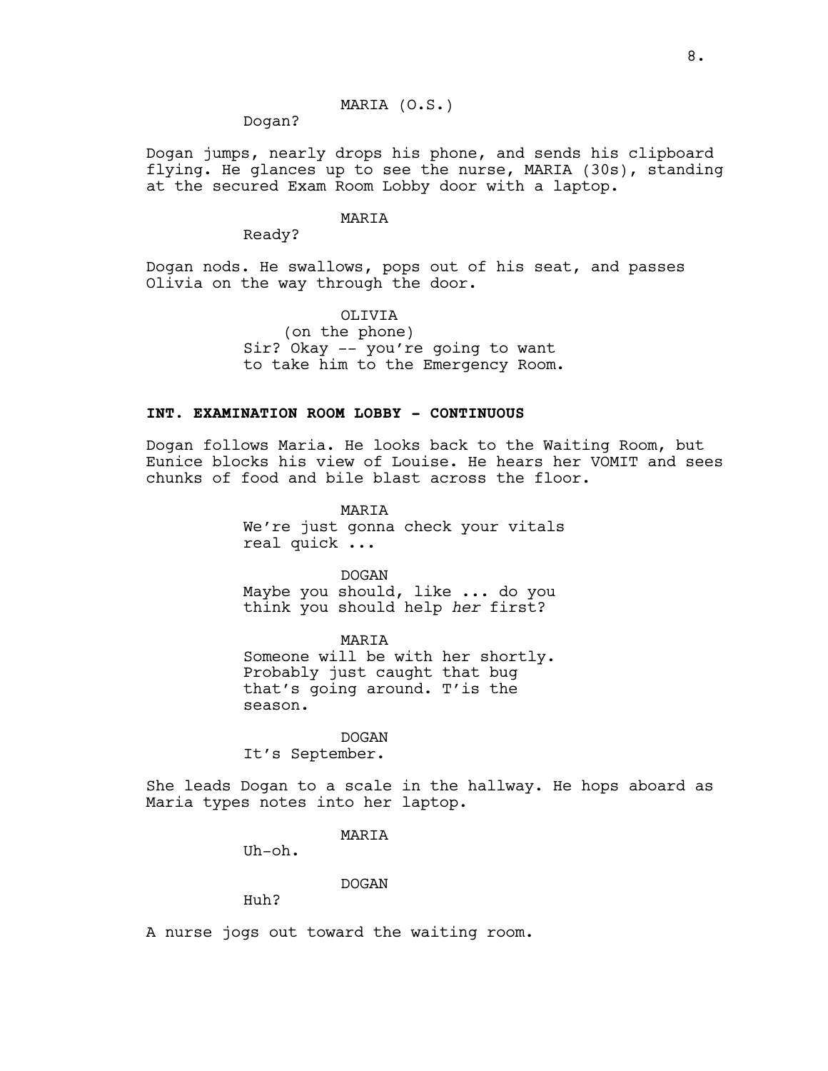MARIA (O.S.)

Dogan?

Dogan jumps, nearly drops his phone, and sends his clipboard flying. He glances up to see the nurse, MARIA (30s), standing at the secured Exam Room Lobby door with a laptop.

MARIA

Ready?

Dogan nods. He swallows, pops out of his seat, and passes Olivia on the way through the door.

OLIVIA

(on the phone)

Sir? Okay -- you're going to want to take him to the Emergency Room.

**INT. EXAMINATION ROOM LOBBY - CONTINUOUS**

Dogan follows Maria. He looks back to the Waiting Room, but Eunice blocks his view of Louise. He hears her VOMIT and sees chunks of food and bile blast across the floor.

MARIA

We're just gonna check your vitals real quick ...

DOGAN

Maybe you should, like ... do you think you should help *her* first?

MARIA

Someone will be with her shortly. Probably just caught that bug that's going around. T'is the season.

DOGAN

It's September.

She leads Dogan to a scale in the hallway. He hops aboard as Maria types notes into her laptop.

MARIA

Uh-oh.

DOGAN

Huh?

A nurse jogs out toward the waiting room.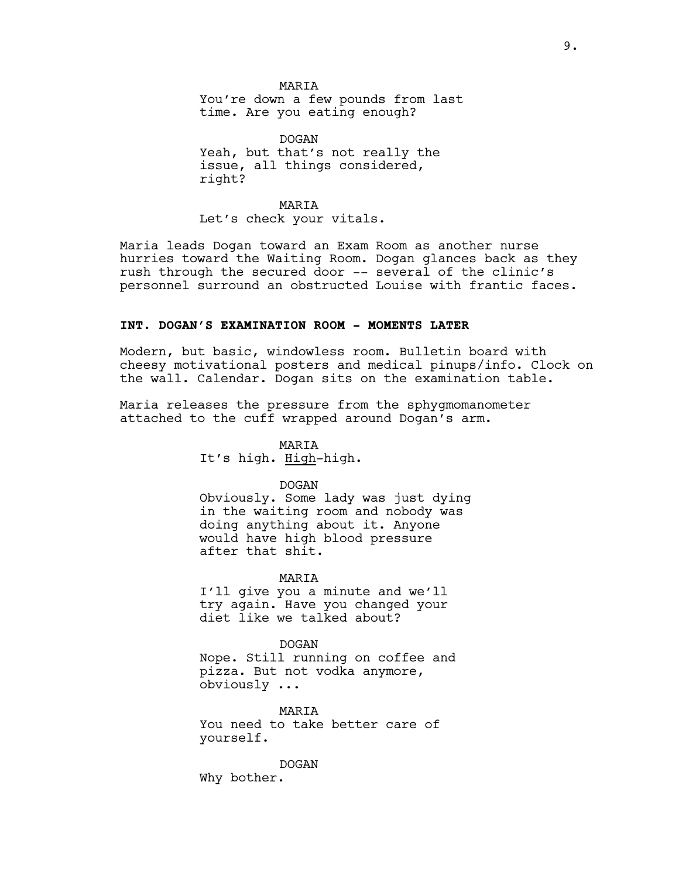MARIA
You're down a few pounds from last time. Are you eating enough?

DOGAN
Yeah, but that's not really the issue, all things considered, right?

MARIA
Let's check your vitals.

Maria leads Dogan toward an Exam Room as another nurse hurries toward the Waiting Room. Dogan glances back as they rush through the secured door -- several of the clinic's personnel surround an obstructed Louise with frantic faces.

**INT. DOGAN'S EXAMINATION ROOM - MOMENTS LATER**

Modern, but basic, windowless room. Bulletin board with cheesy motivational posters and medical pinups/info. Clock on the wall. Calendar. Dogan sits on the examination table.

Maria releases the pressure from the sphygmomanometer attached to the cuff wrapped around Dogan's arm.

MARIA
It's high. <u>High</u>-high.

DOGAN
Obviously. Some lady was just dying in the waiting room and nobody was doing anything about it. Anyone would have high blood pressure after that shit.

MARIA
I'll give you a minute and we'll try again. Have you changed your diet like we talked about?

DOGAN
Nope. Still running on coffee and pizza. But not vodka anymore, obviously ...

MARIA
You need to take better care of yourself.

DOGAN
Why bother.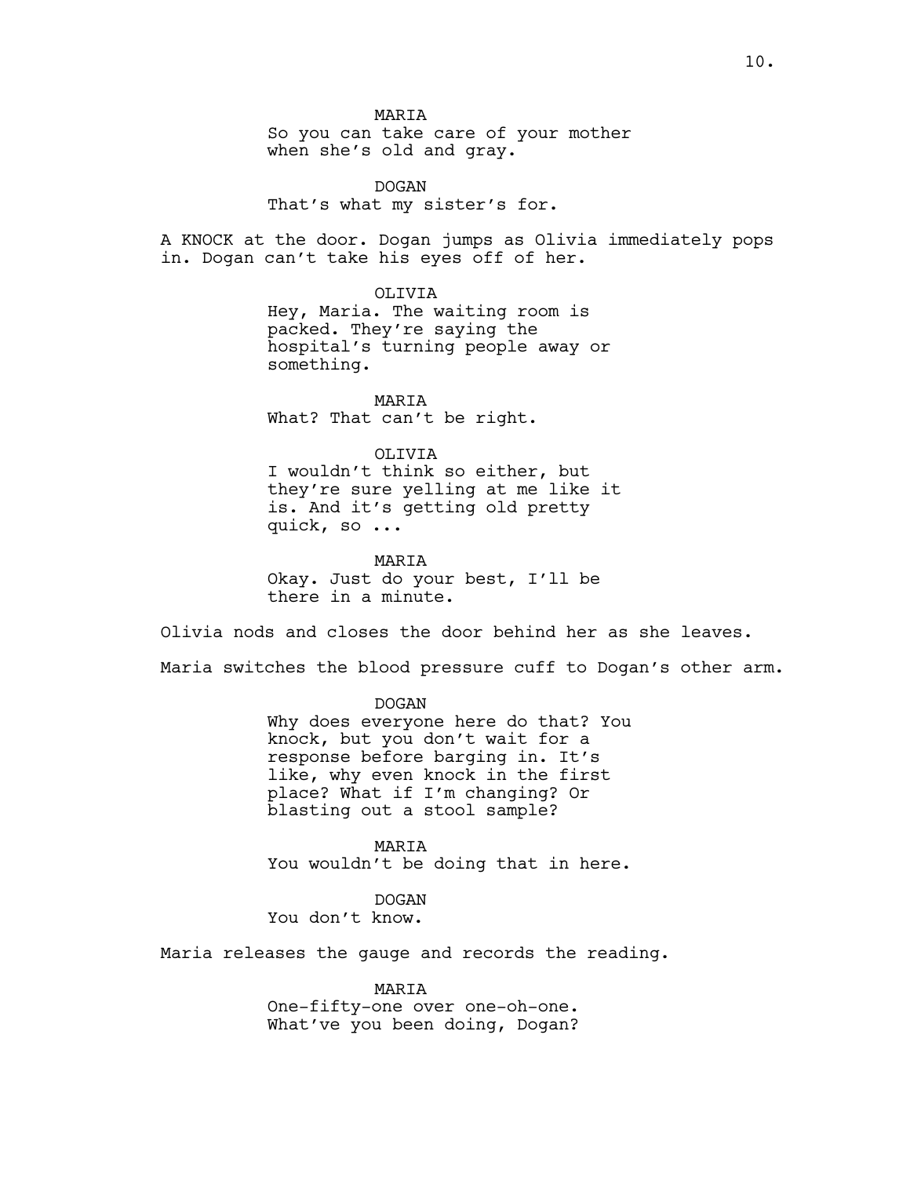MARIA
So you can take care of your mother when she's old and gray.

DOGAN
That's what my sister's for.

A KNOCK at the door. Dogan jumps as Olivia immediately pops in. Dogan can't take his eyes off of her.

OLIVIA
Hey, Maria. The waiting room is packed. They're saying the hospital's turning people away or something.

MARIA
What? That can't be right.

OLIVIA
I wouldn't think so either, but they're sure yelling at me like it is. And it's getting old pretty quick, so ...

MARIA
Okay. Just do your best, I'll be there in a minute.

Olivia nods and closes the door behind her as she leaves.

Maria switches the blood pressure cuff to Dogan's other arm.

DOGAN
Why does everyone here do that? You knock, but you don't wait for a response before barging in. It's like, why even knock in the first place? What if I'm changing? Or blasting out a stool sample?

MARIA
You wouldn't be doing that in here.

DOGAN
You don't know.

Maria releases the gauge and records the reading.

MARIA
One-fifty-one over one-oh-one. What've you been doing, Dogan?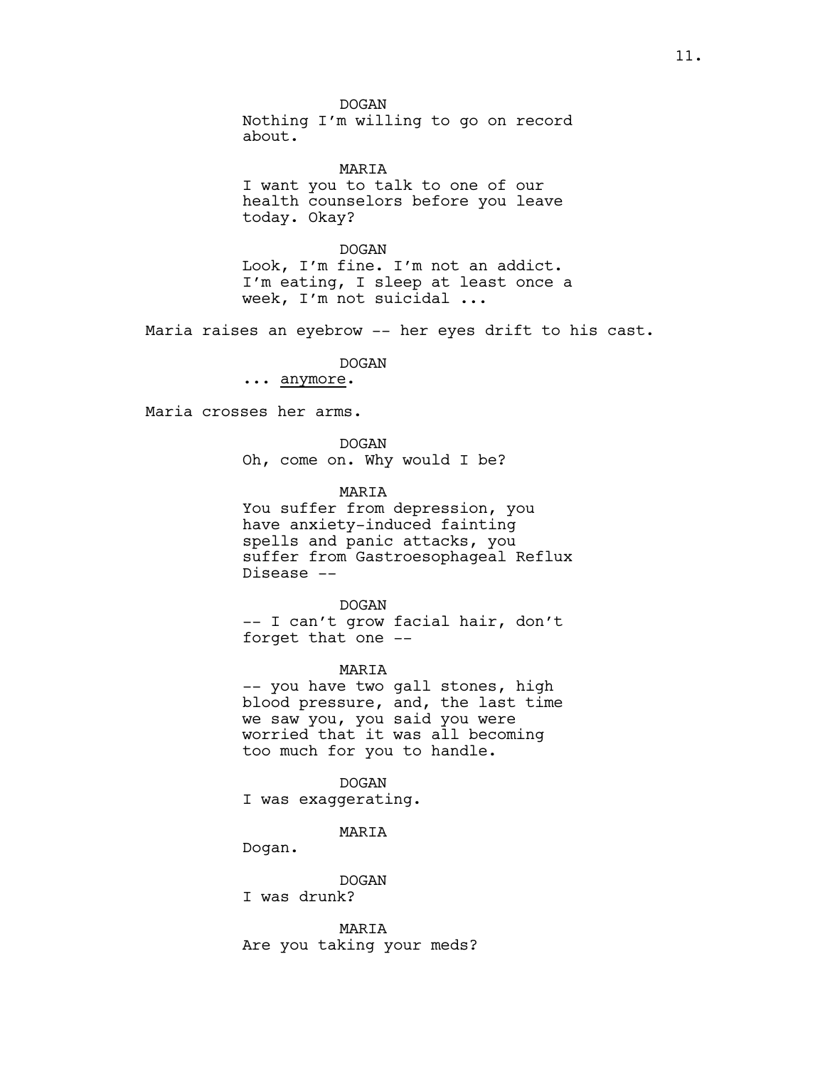DOGAN
Nothing I'm willing to go on record about.

MARIA
I want you to talk to one of our health counselors before you leave today. Okay?

DOGAN
Look, I'm fine. I'm not an addict. I'm eating, I sleep at least once a week, I'm not suicidal ...

Maria raises an eyebrow -- her eyes drift to his cast.

DOGAN
... <u>anymore</u>.

Maria crosses her arms.

DOGAN
Oh, come on. Why would I be?

MARIA
You suffer from depression, you have anxiety-induced fainting spells and panic attacks, you suffer from Gastroesophageal Reflux Disease --

DOGAN
-- I can't grow facial hair, don't forget that one --

MARIA
-- you have two gall stones, high blood pressure, and, the last time we saw you, you said you were worried that it was all becoming too much for you to handle.

DOGAN
I was exaggerating.

MARIA
Dogan.

DOGAN
I was drunk?

MARIA
Are you taking your meds?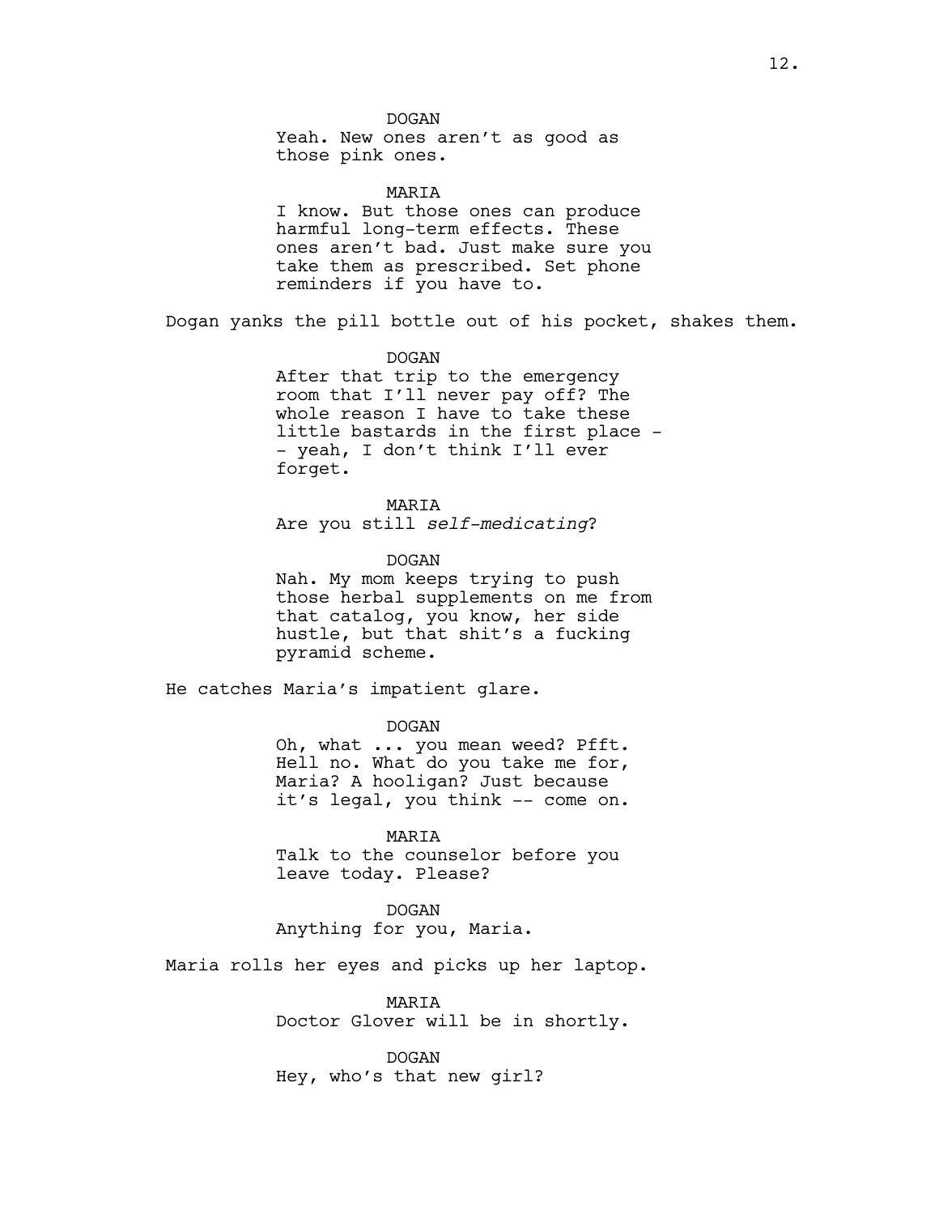DOGAN
Yeah. New ones aren't as good as those pink ones.

MARIA
I know. But those ones can produce harmful long-term effects. These ones aren't bad. Just make sure you take them as prescribed. Set phone reminders if you have to.

Dogan yanks the pill bottle out of his pocket, shakes them.

DOGAN
After that trip to the emergency room that I'll never pay off? The whole reason I have to take these little bastards in the first place -- yeah, I don't think I'll ever forget.

MARIA
Are you still *self-medicating*?

DOGAN
Nah. My mom keeps trying to push those herbal supplements on me from that catalog, you know, her side hustle, but that shit's a fucking pyramid scheme.

He catches Maria's impatient glare.

DOGAN
Oh, what ... you mean weed? Pfft. Hell no. What do you take me for, Maria? A hooligan? Just because it's legal, you think -- come on.

MARIA
Talk to the counselor before you leave today. Please?

DOGAN
Anything for you, Maria.

Maria rolls her eyes and picks up her laptop.

MARIA
Doctor Glover will be in shortly.

DOGAN
Hey, who's that new girl?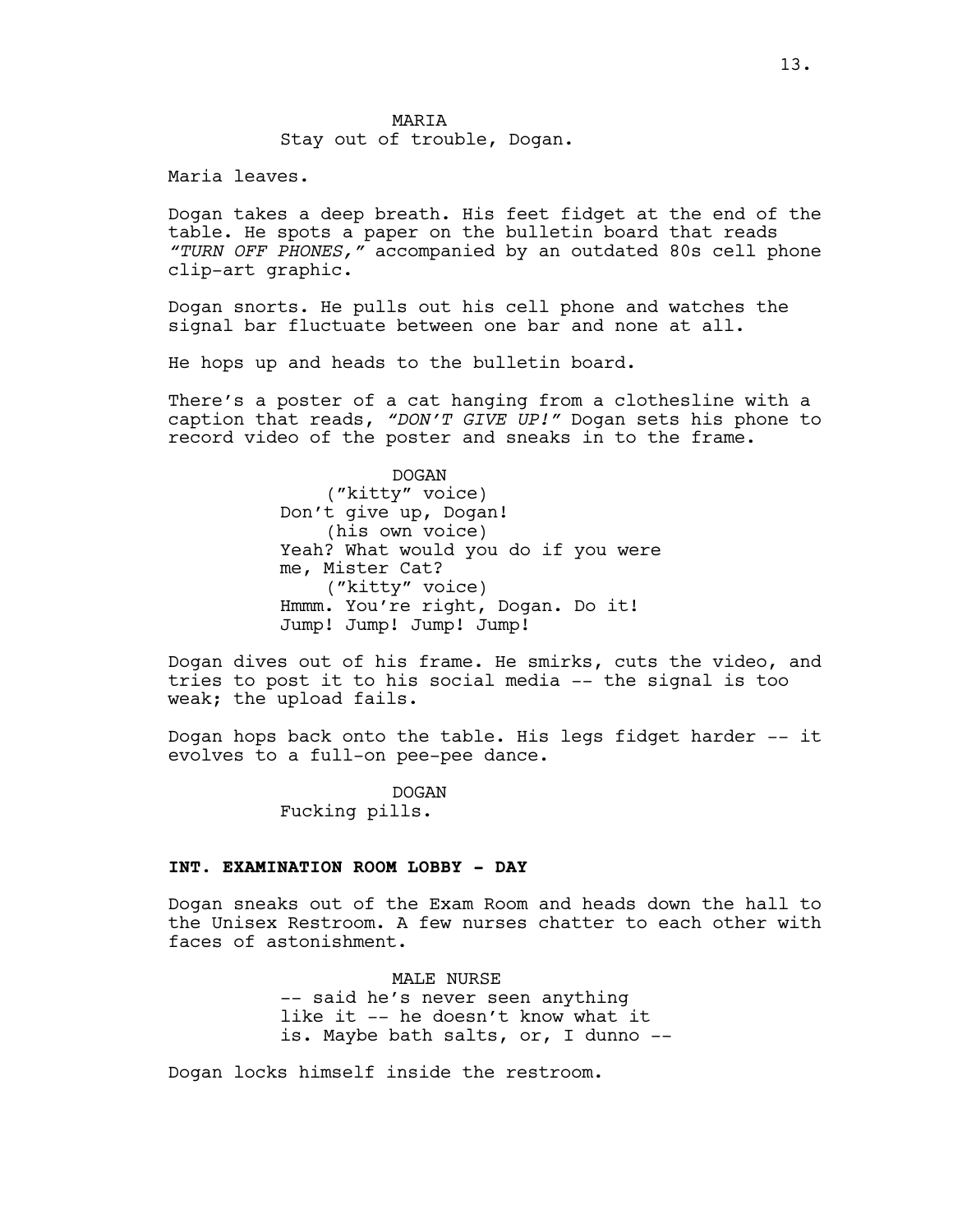MARIA
Stay out of trouble, Dogan.

Maria leaves.

Dogan takes a deep breath. His feet fidget at the end of the table. He spots a paper on the bulletin board that reads *"TURN OFF PHONES,"* accompanied by an outdated 80s cell phone clip-art graphic.

Dogan snorts. He pulls out his cell phone and watches the signal bar fluctuate between one bar and none at all.

He hops up and heads to the bulletin board.

There's a poster of a cat hanging from a clothesline with a caption that reads, *"DON'T GIVE UP!"* Dogan sets his phone to record video of the poster and sneaks in to the frame.

DOGAN
("kitty" voice)
Don't give up, Dogan!
(his own voice)
Yeah? What would you do if you were me, Mister Cat?
("kitty" voice)
Hmmm. You're right, Dogan. Do it! Jump! Jump! Jump! Jump!

Dogan dives out of his frame. He smirks, cuts the video, and tries to post it to his social media -- the signal is too weak; the upload fails.

Dogan hops back onto the table. His legs fidget harder -- it evolves to a full-on pee-pee dance.

DOGAN
Fucking pills.

**INT. EXAMINATION ROOM LOBBY - DAY**

Dogan sneaks out of the Exam Room and heads down the hall to the Unisex Restroom. A few nurses chatter to each other with faces of astonishment.

MALE NURSE
-- said he's never seen anything like it -- he doesn't know what it is. Maybe bath salts, or, I dunno --

Dogan locks himself inside the restroom.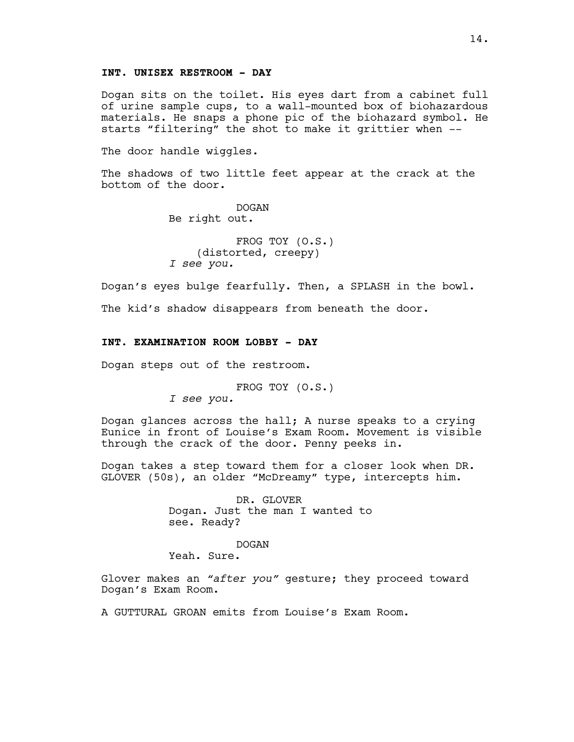**INT. UNISEX RESTROOM - DAY**

Dogan sits on the toilet. His eyes dart from a cabinet full of urine sample cups, to a wall-mounted box of biohazardous materials. He snaps a phone pic of the biohazard symbol. He starts "filtering" the shot to make it grittier when --

The door handle wiggles.

The shadows of two little feet appear at the crack at the bottom of the door.

DOGAN
Be right out.

FROG TOY (O.S.)
(distorted, creepy)
*I see you.*

Dogan's eyes bulge fearfully. Then, a SPLASH in the bowl.

The kid's shadow disappears from beneath the door.

**INT. EXAMINATION ROOM LOBBY - DAY**

Dogan steps out of the restroom.

FROG TOY (O.S.)
*I see you.*

Dogan glances across the hall; A nurse speaks to a crying Eunice in front of Louise's Exam Room. Movement is visible through the crack of the door. Penny peeks in.

Dogan takes a step toward them for a closer look when DR. GLOVER (50s), an older "McDreamy" type, intercepts him.

DR. GLOVER
Dogan. Just the man I wanted to see. Ready?

DOGAN
Yeah. Sure.

Glover makes an *"after you"* gesture; they proceed toward Dogan's Exam Room.

A GUTTURAL GROAN emits from Louise's Exam Room.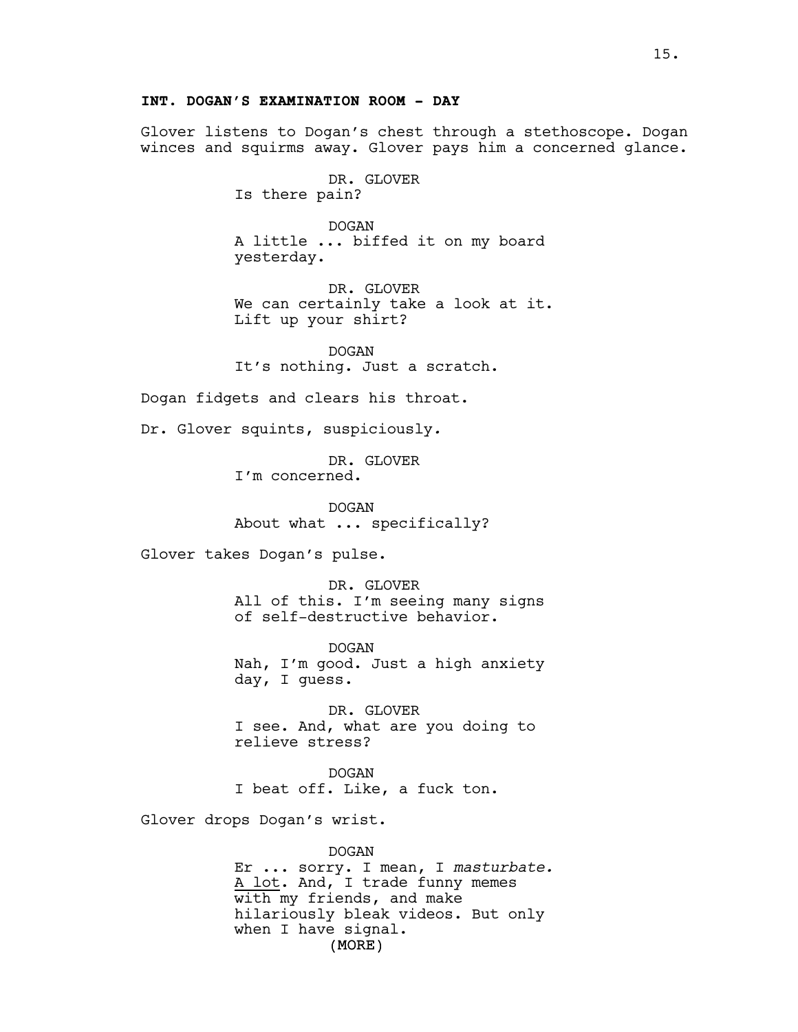**INT. DOGAN'S EXAMINATION ROOM - DAY**

Glover listens to Dogan's chest through a stethoscope. Dogan winces and squirms away. Glover pays him a concerned glance.

DR. GLOVER
Is there pain?

DOGAN
A little ... biffed it on my board yesterday.

DR. GLOVER
We can certainly take a look at it. Lift up your shirt?

DOGAN
It's nothing. Just a scratch.

Dogan fidgets and clears his throat.

Dr. Glover squints, suspiciously.

DR. GLOVER
I'm concerned.

DOGAN
About what ... specifically?

Glover takes Dogan's pulse.

DR. GLOVER
All of this. I'm seeing many signs of self-destructive behavior.

DOGAN
Nah, I'm good. Just a high anxiety day, I guess.

DR. GLOVER
I see. And, what are you doing to relieve stress?

DOGAN
I beat off. Like, a fuck ton.

Glover drops Dogan's wrist.

DOGAN
Er ... sorry. I mean, I *masturbate.* <u>A lot</u>. And, I trade funny memes with my friends, and make hilariously bleak videos. But only when I have signal.
(MORE)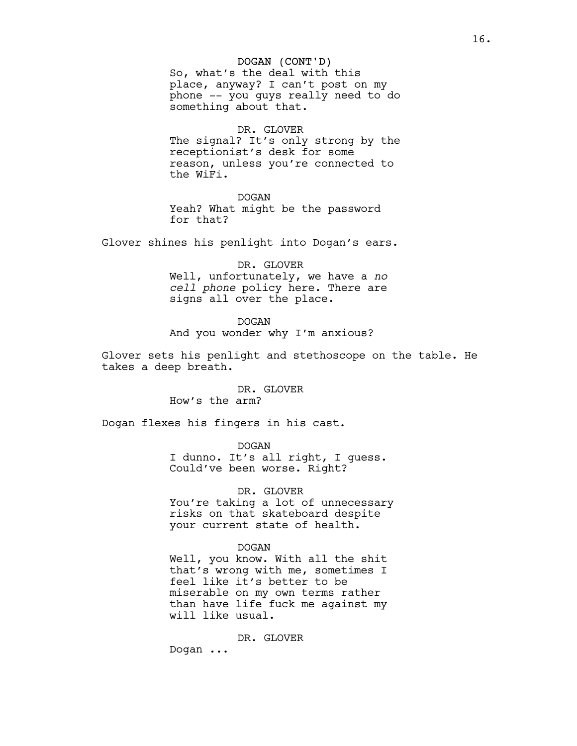DOGAN (CONT'D)
So, what's the deal with this place, anyway? I can't post on my phone -- you guys really need to do something about that.

DR. GLOVER
The signal? It's only strong by the receptionist's desk for some reason, unless you're connected to the WiFi.

DOGAN
Yeah? What might be the password for that?

Glover shines his penlight into Dogan's ears.

DR. GLOVER
Well, unfortunately, we have a *no cell phone* policy here. There are signs all over the place.

DOGAN
And you wonder why I'm anxious?

Glover sets his penlight and stethoscope on the table. He takes a deep breath.

DR. GLOVER
How's the arm?

Dogan flexes his fingers in his cast.

DOGAN
I dunno. It's all right, I guess. Could've been worse. Right?

DR. GLOVER
You're taking a lot of unnecessary risks on that skateboard despite your current state of health.

DOGAN
Well, you know. With all the shit that's wrong with me, sometimes I feel like it's better to be miserable on my own terms rather than have life fuck me against my will like usual.

DR. GLOVER
Dogan ...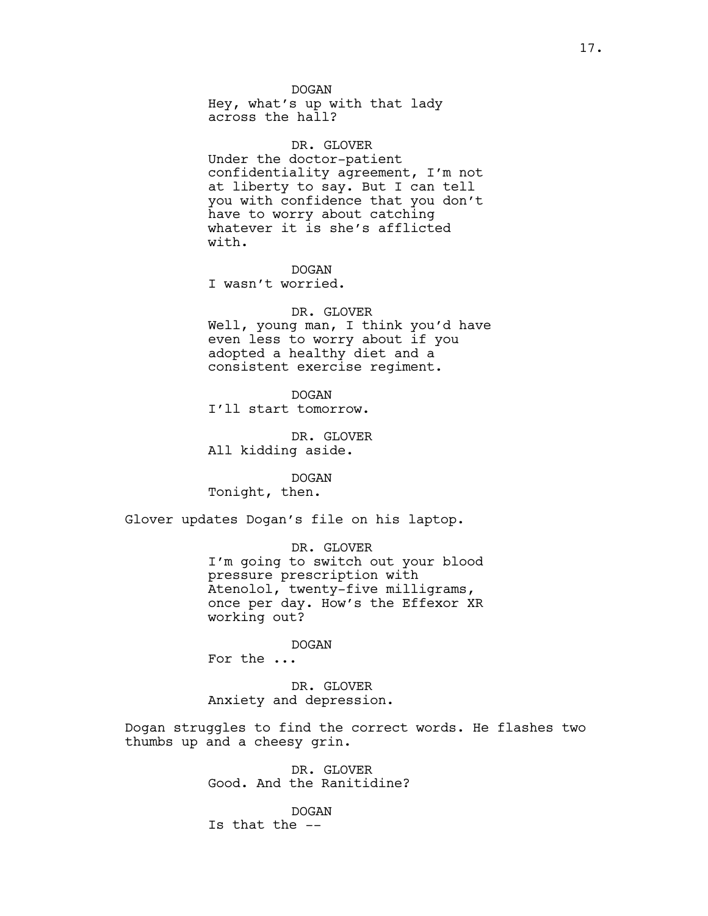DOGAN
Hey, what's up with that lady across the hall?

DR. GLOVER
Under the doctor-patient confidentiality agreement, I'm not at liberty to say. But I can tell you with confidence that you don't have to worry about catching whatever it is she's afflicted with.

DOGAN
I wasn't worried.

DR. GLOVER
Well, young man, I think you'd have even less to worry about if you adopted a healthy diet and a consistent exercise regiment.

DOGAN
I'll start tomorrow.

DR. GLOVER
All kidding aside.

DOGAN
Tonight, then.

Glover updates Dogan's file on his laptop.

DR. GLOVER
I'm going to switch out your blood pressure prescription with Atenolol, twenty-five milligrams, once per day. How's the Effexor XR working out?

DOGAN
For the ...

DR. GLOVER
Anxiety and depression.

Dogan struggles to find the correct words. He flashes two thumbs up and a cheesy grin.

DR. GLOVER
Good. And the Ranitidine?

DOGAN
Is that the --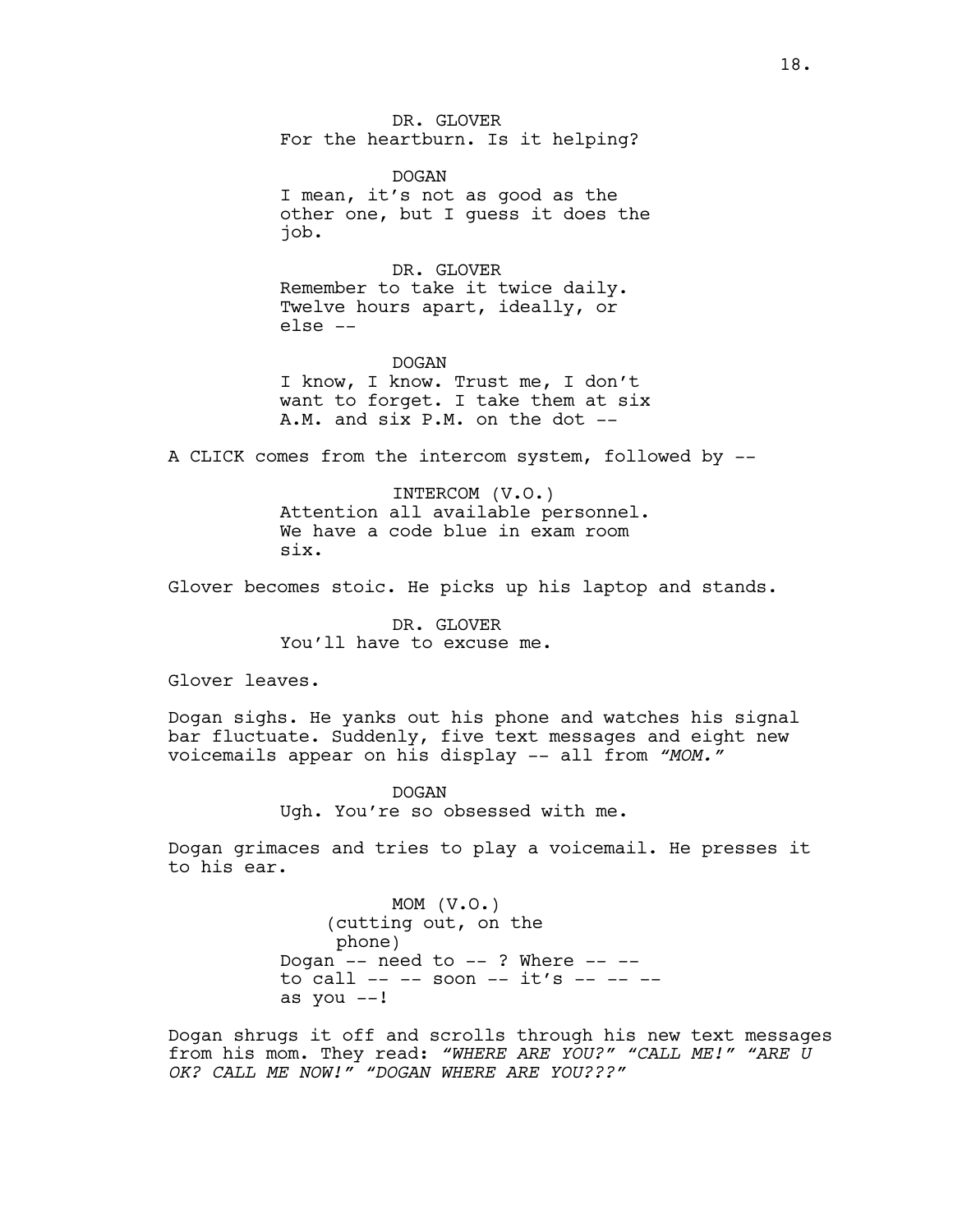DR. GLOVER
For the heartburn. Is it helping?

DOGAN
I mean, it's not as good as the other one, but I guess it does the job.

DR. GLOVER
Remember to take it twice daily. Twelve hours apart, ideally, or else --

DOGAN
I know, I know. Trust me, I don't want to forget. I take them at six A.M. and six P.M. on the dot --

A CLICK comes from the intercom system, followed by --

INTERCOM (V.O.)
Attention all available personnel. We have a code blue in exam room six.

Glover becomes stoic. He picks up his laptop and stands.

DR. GLOVER
You'll have to excuse me.

Glover leaves.

Dogan sighs. He yanks out his phone and watches his signal bar fluctuate. Suddenly, five text messages and eight new voicemails appear on his display -- all from *"MOM."*

DOGAN
Ugh. You're so obsessed with me.

Dogan grimaces and tries to play a voicemail. He presses it to his ear.

MOM (V.O.)
(cutting out, on the phone)
Dogan -- need to -- ? Where -- -- to call -- -- soon -- it's -- -- -- as you --!

Dogan shrugs it off and scrolls through his new text messages from his mom. They read: *"WHERE ARE YOU?" "CALL ME!" "ARE U OK? CALL ME NOW!" "DOGAN WHERE ARE YOU???"*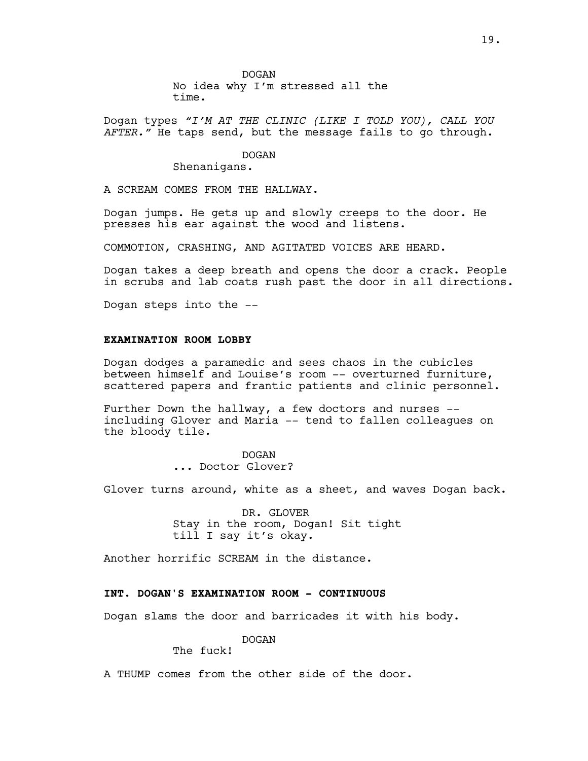DOGAN
No idea why I'm stressed all the time.

Dogan types *"I'M AT THE CLINIC (LIKE I TOLD YOU), CALL YOU AFTER."* He taps send, but the message fails to go through.

DOGAN
Shenanigans.

A SCREAM COMES FROM THE HALLWAY.

Dogan jumps. He gets up and slowly creeps to the door. He presses his ear against the wood and listens.

COMMOTION, CRASHING, AND AGITATED VOICES ARE HEARD.

Dogan takes a deep breath and opens the door a crack. People in scrubs and lab coats rush past the door in all directions.

Dogan steps into the --

**EXAMINATION ROOM LOBBY**

Dogan dodges a paramedic and sees chaos in the cubicles between himself and Louise's room -- overturned furniture, scattered papers and frantic patients and clinic personnel.

Further Down the hallway, a few doctors and nurses -- including Glover and Maria -- tend to fallen colleagues on the bloody tile.

DOGAN
... Doctor Glover?

Glover turns around, white as a sheet, and waves Dogan back.

DR. GLOVER
Stay in the room, Dogan! Sit tight till I say it's okay.

Another horrific SCREAM in the distance.

**INT. DOGAN'S EXAMINATION ROOM - CONTINUOUS**

Dogan slams the door and barricades it with his body.

DOGAN
The fuck!

A THUMP comes from the other side of the door.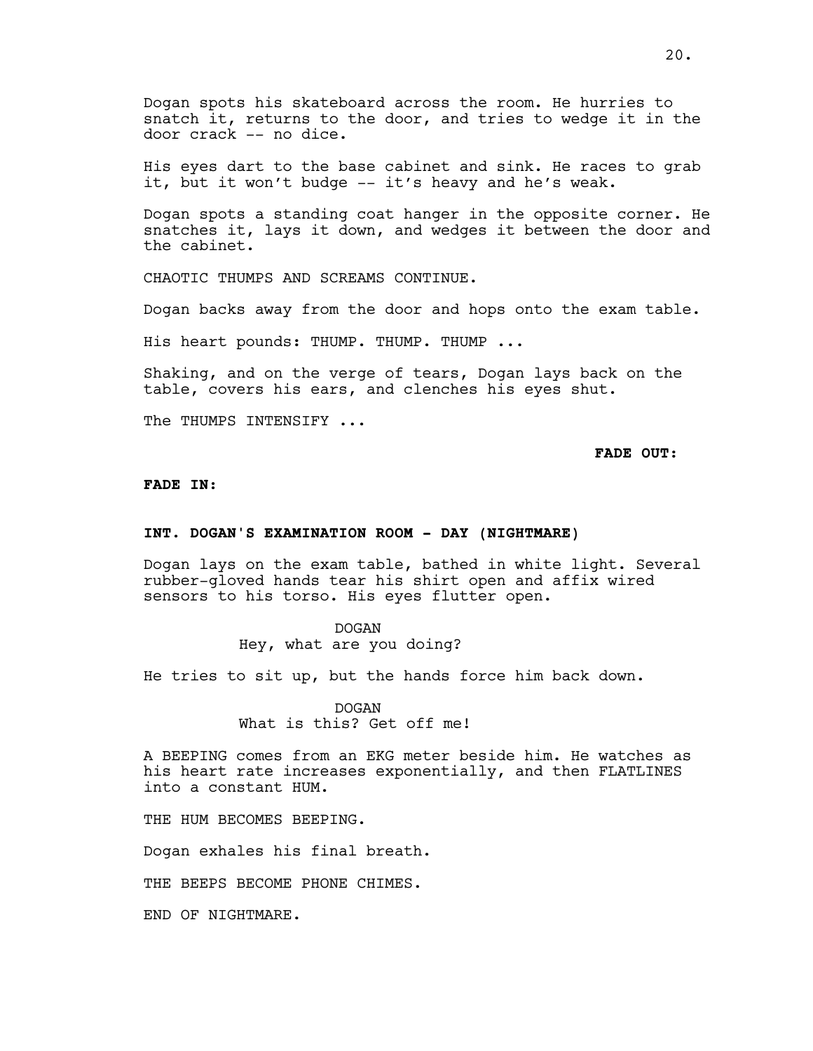Dogan spots his skateboard across the room. He hurries to snatch it, returns to the door, and tries to wedge it in the door crack -- no dice.

His eyes dart to the base cabinet and sink. He races to grab it, but it won't budge -- it's heavy and he's weak.

Dogan spots a standing coat hanger in the opposite corner. He snatches it, lays it down, and wedges it between the door and the cabinet.

CHAOTIC THUMPS AND SCREAMS CONTINUE.

Dogan backs away from the door and hops onto the exam table.

His heart pounds: THUMP. THUMP. THUMP ...

Shaking, and on the verge of tears, Dogan lays back on the table, covers his ears, and clenches his eyes shut.

The THUMPS INTENSIFY ...

**FADE OUT:**

**FADE IN:**

**INT. DOGAN'S EXAMINATION ROOM - DAY (NIGHTMARE)**

Dogan lays on the exam table, bathed in white light. Several rubber-gloved hands tear his shirt open and affix wired sensors to his torso. His eyes flutter open.

DOGAN
Hey, what are you doing?

He tries to sit up, but the hands force him back down.

DOGAN
What is this? Get off me!

A BEEPING comes from an EKG meter beside him. He watches as his heart rate increases exponentially, and then FLATLINES into a constant HUM.

THE HUM BECOMES BEEPING.

Dogan exhales his final breath.

THE BEEPS BECOME PHONE CHIMES.

END OF NIGHTMARE.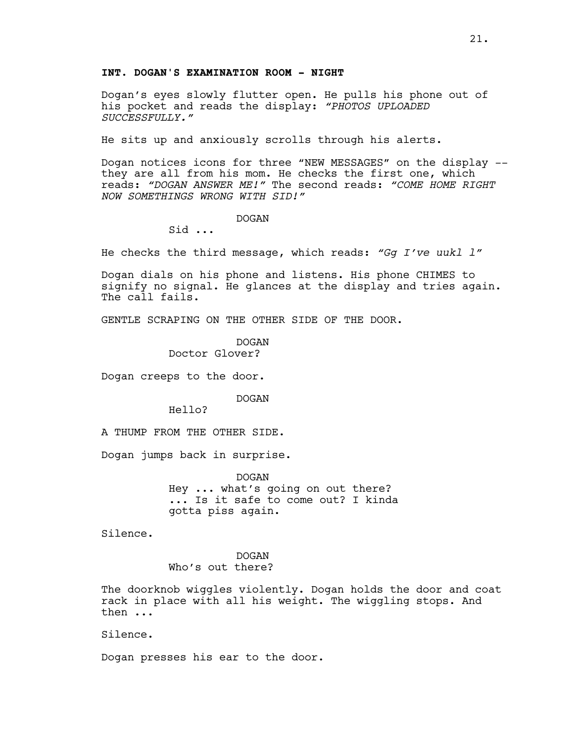**INT. DOGAN'S EXAMINATION ROOM - NIGHT**

Dogan’s eyes slowly flutter open. He pulls his phone out of his pocket and reads the display: *“PHOTOS UPLOADED SUCCESSFULLY.”*

He sits up and anxiously scrolls through his alerts.

Dogan notices icons for three “NEW MESSAGES” on the display -- they are all from his mom. He checks the first one, which reads: *“DOGAN ANSWER ME!”* The second reads: *“COME HOME RIGHT NOW SOMETHINGS WRONG WITH SID!”*

DOGAN
Sid ...

He checks the third message, which reads: *“Gg I’ve uukl l”*

Dogan dials on his phone and listens. His phone CHIMES to signify no signal. He glances at the display and tries again. The call fails.

GENTLE SCRAPING ON THE OTHER SIDE OF THE DOOR.

DOGAN
Doctor Glover?

Dogan creeps to the door.

DOGAN
Hello?

A THUMP FROM THE OTHER SIDE.

Dogan jumps back in surprise.

DOGAN
Hey ... what’s going on out there? ... Is it safe to come out? I kinda gotta piss again.

Silence.

DOGAN
Who’s out there?

The doorknob wiggles violently. Dogan holds the door and coat rack in place with all his weight. The wiggling stops. And then ...

Silence.

Dogan presses his ear to the door.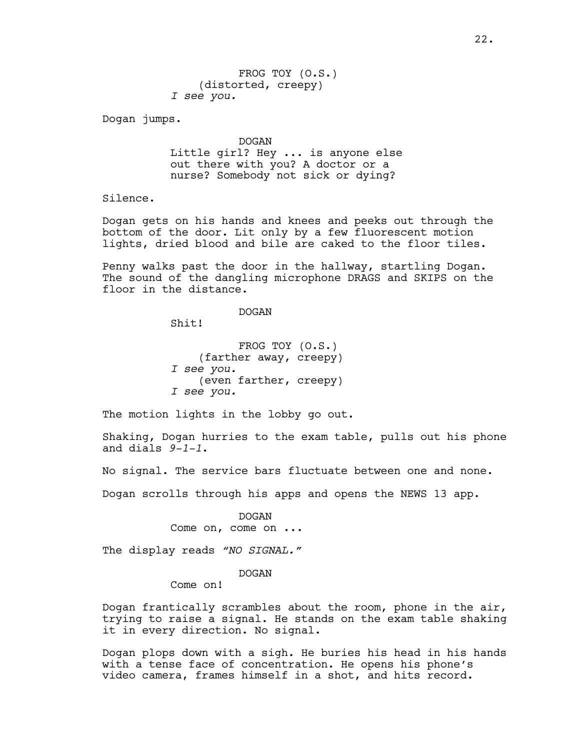FROG TOY (O.S.)
(distorted, creepy)
*I see you.*

Dogan jumps.

DOGAN
Little girl? Hey ... is anyone else out there with you? A doctor or a nurse? Somebody not sick or dying?

Silence.

Dogan gets on his hands and knees and peeks out through the bottom of the door. Lit only by a few fluorescent motion lights, dried blood and bile are caked to the floor tiles.

Penny walks past the door in the hallway, startling Dogan. The sound of the dangling microphone DRAGS and SKIPS on the floor in the distance.

DOGAN
Shit!

FROG TOY (O.S.)
(farther away, creepy)
*I see you.*
(even farther, creepy)
*I see you.*

The motion lights in the lobby go out.

Shaking, Dogan hurries to the exam table, pulls out his phone and dials *9-1-1*.

No signal. The service bars fluctuate between one and none.

Dogan scrolls through his apps and opens the NEWS 13 app.

DOGAN
Come on, come on ...

The display reads *"NO SIGNAL."*

DOGAN
Come on!

Dogan frantically scrambles about the room, phone in the air, trying to raise a signal. He stands on the exam table shaking it in every direction. No signal.

Dogan plops down with a sigh. He buries his head in his hands with a tense face of concentration. He opens his phone's video camera, frames himself in a shot, and hits record.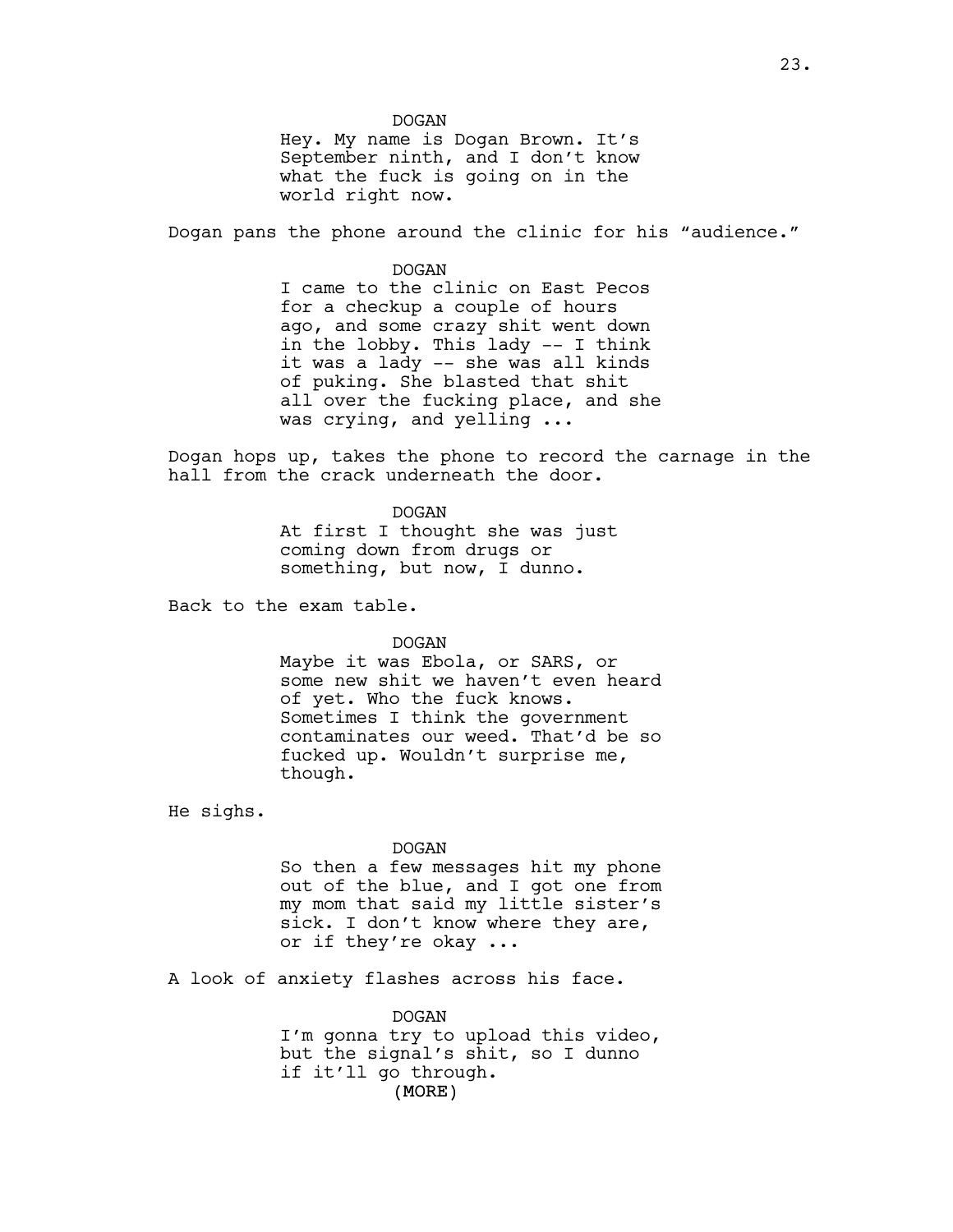DOGAN

Hey. My name is Dogan Brown. It's September ninth, and I don't know what the fuck is going on in the world right now.

Dogan pans the phone around the clinic for his "audience."

DOGAN

I came to the clinic on East Pecos for a checkup a couple of hours ago, and some crazy shit went down in the lobby. This lady -- I think it was a lady -- she was all kinds of puking. She blasted that shit all over the fucking place, and she was crying, and yelling ...

Dogan hops up, takes the phone to record the carnage in the hall from the crack underneath the door.

DOGAN

At first I thought she was just coming down from drugs or something, but now, I dunno.

Back to the exam table.

DOGAN

Maybe it was Ebola, or SARS, or some new shit we haven't even heard of yet. Who the fuck knows. Sometimes I think the government contaminates our weed. That'd be so fucked up. Wouldn't surprise me, though.

He sighs.

DOGAN

So then a few messages hit my phone out of the blue, and I got one from my mom that said my little sister's sick. I don't know where they are, or if they're okay ...

A look of anxiety flashes across his face.

DOGAN

I'm gonna try to upload this video, but the signal's shit, so I dunno if it'll go through.

(MORE)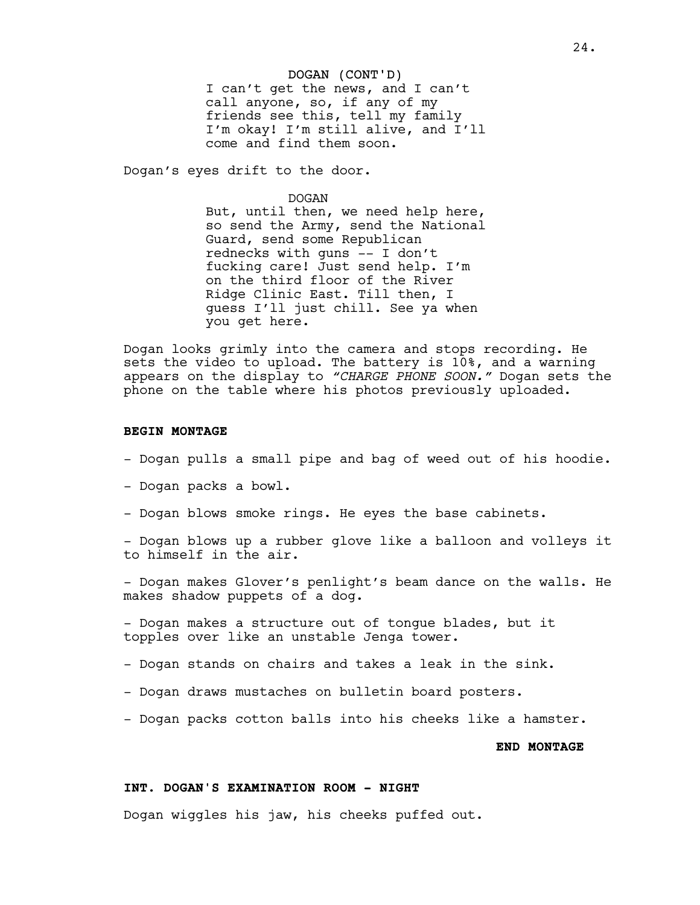DOGAN (CONT'D)
I can't get the news, and I can't call anyone, so, if any of my friends see this, tell my family I'm okay! I'm still alive, and I'll come and find them soon.

Dogan's eyes drift to the door.

DOGAN
But, until then, we need help here, so send the Army, send the National Guard, send some Republican rednecks with guns -- I don't fucking care! Just send help. I'm on the third floor of the River Ridge Clinic East. Till then, I guess I'll just chill. See ya when you get here.

Dogan looks grimly into the camera and stops recording. He sets the video to upload. The battery is 10%, and a warning appears on the display to *"CHARGE PHONE SOON."* Dogan sets the phone on the table where his photos previously uploaded.

**BEGIN MONTAGE**

- Dogan pulls a small pipe and bag of weed out of his hoodie.

- Dogan packs a bowl.

- Dogan blows smoke rings. He eyes the base cabinets.

- Dogan blows up a rubber glove like a balloon and volleys it to himself in the air.

- Dogan makes Glover's penlight's beam dance on the walls. He makes shadow puppets of a dog.

- Dogan makes a structure out of tongue blades, but it topples over like an unstable Jenga tower.

- Dogan stands on chairs and takes a leak in the sink.

- Dogan draws mustaches on bulletin board posters.

- Dogan packs cotton balls into his cheeks like a hamster.

**END MONTAGE**

**INT. DOGAN'S EXAMINATION ROOM - NIGHT**

Dogan wiggles his jaw, his cheeks puffed out.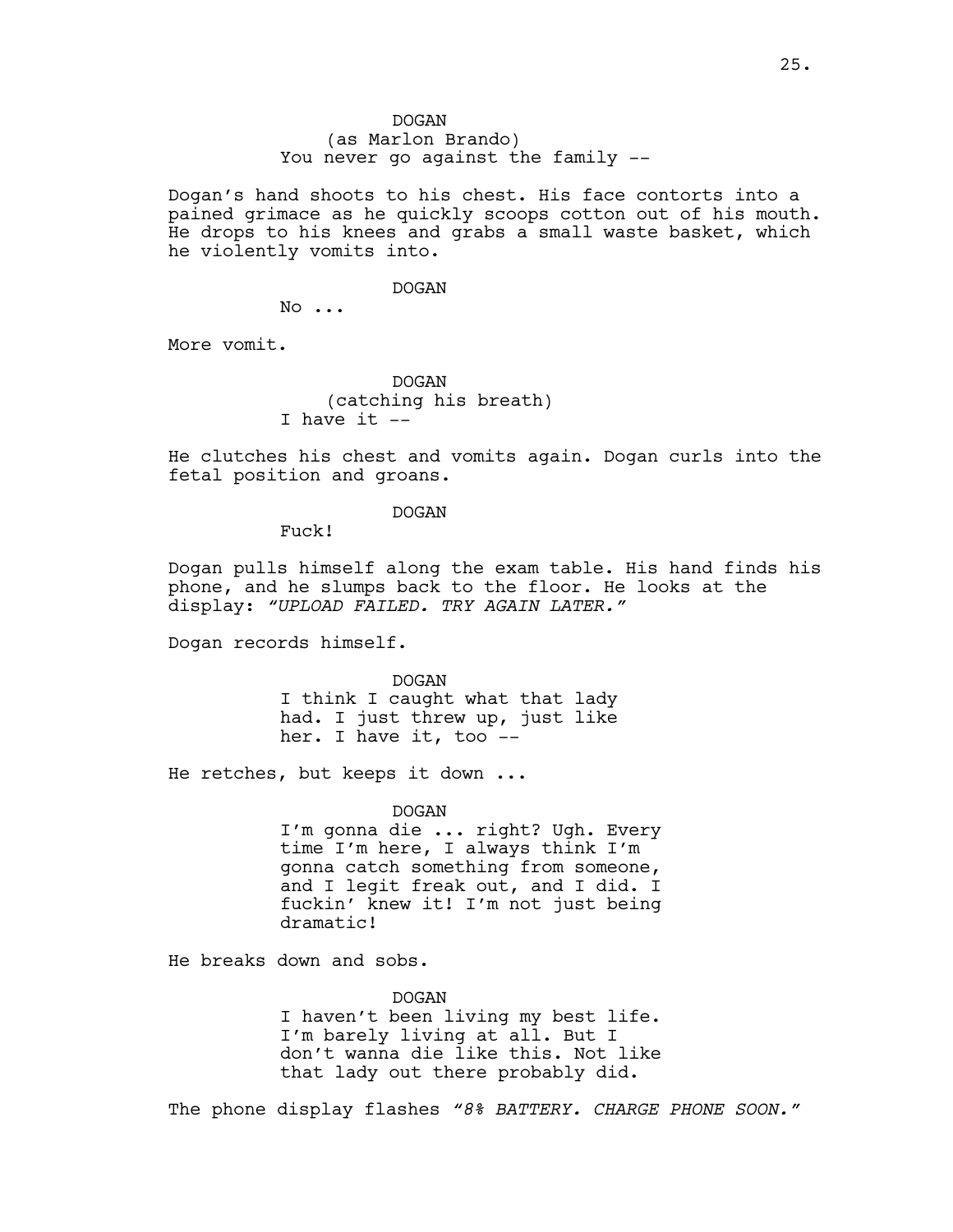DOGAN
(as Marlon Brando)
You never go against the family --

Dogan's hand shoots to his chest. His face contorts into a pained grimace as he quickly scoops cotton out of his mouth. He drops to his knees and grabs a small waste basket, which he violently vomits into.

DOGAN
No ...

More vomit.

DOGAN
(catching his breath)
I have it --

He clutches his chest and vomits again. Dogan curls into the fetal position and groans.

DOGAN
Fuck!

Dogan pulls himself along the exam table. His hand finds his phone, and he slumps back to the floor. He looks at the display: *"UPLOAD FAILED. TRY AGAIN LATER."*

Dogan records himself.

DOGAN
I think I caught what that lady had. I just threw up, just like her. I have it, too --

He retches, but keeps it down ...

DOGAN
I'm gonna die ... right? Ugh. Every time I'm here, I always think I'm gonna catch something from someone, and I legit freak out, and I did. I fuckin' knew it! I'm not just being dramatic!

He breaks down and sobs.

DOGAN
I haven't been living my best life. I'm barely living at all. But I don't wanna die like this. Not like that lady out there probably did.

The phone display flashes *"8% BATTERY. CHARGE PHONE SOON."*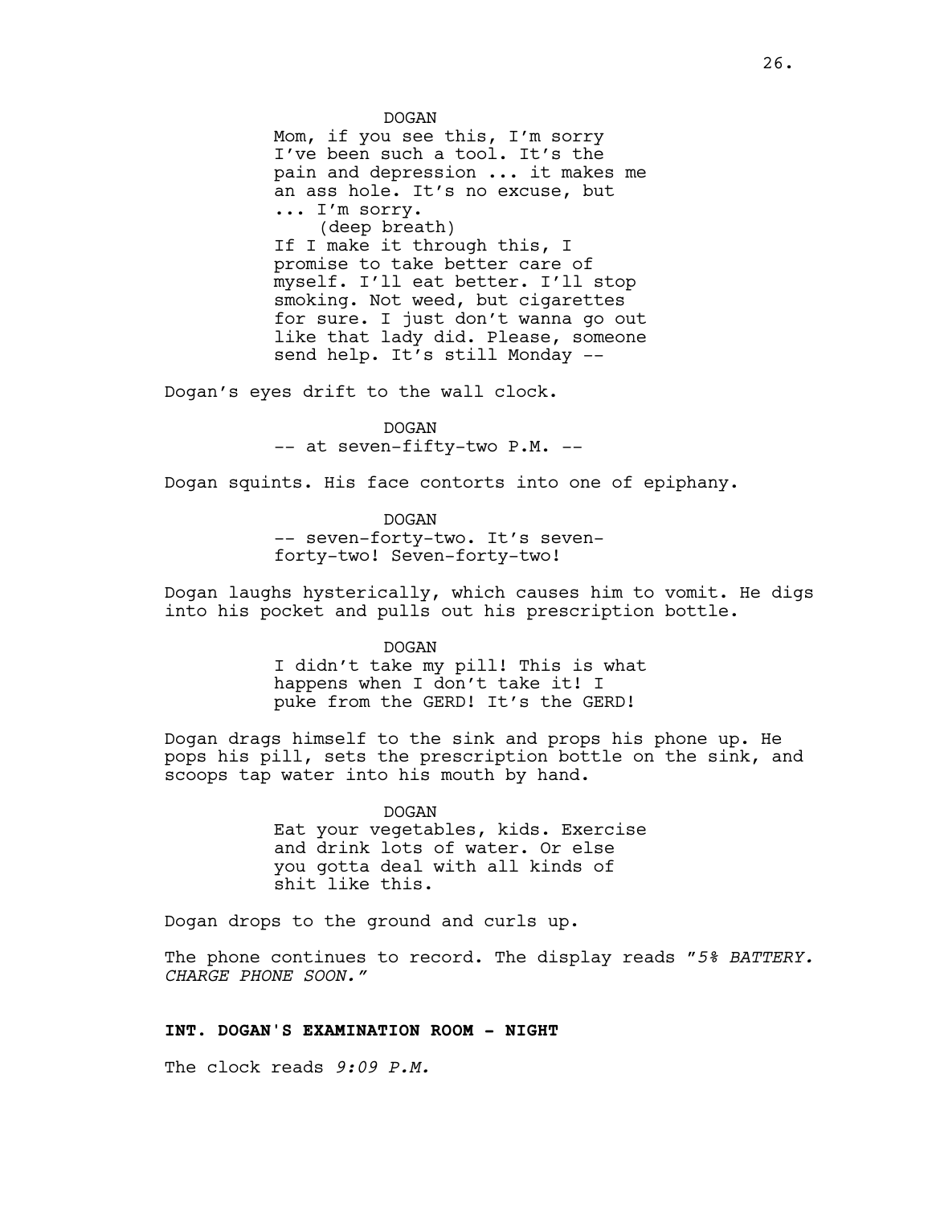DOGAN

Mom, if you see this, I'm sorry I've been such a tool. It's the pain and depression ... it makes me an ass hole. It's no excuse, but ... I'm sorry.

(deep breath)

If I make it through this, I promise to take better care of myself. I'll eat better. I'll stop smoking. Not weed, but cigarettes for sure. I just don't wanna go out like that lady did. Please, someone send help. It's still Monday --

Dogan's eyes drift to the wall clock.

DOGAN

-- at seven-fifty-two P.M. --

Dogan squints. His face contorts into one of epiphany.

DOGAN

-- seven-forty-two. It's seven-forty-two! Seven-forty-two!

Dogan laughs hysterically, which causes him to vomit. He digs into his pocket and pulls out his prescription bottle.

DOGAN

I didn't take my pill! This is what happens when I don't take it! I puke from the GERD! It's the GERD!

Dogan drags himself to the sink and props his phone up. He pops his pill, sets the prescription bottle on the sink, and scoops tap water into his mouth by hand.

DOGAN

Eat your vegetables, kids. Exercise and drink lots of water. Or else you gotta deal with all kinds of shit like this.

Dogan drops to the ground and curls up.

The phone continues to record. The display reads "*5% BATTERY. CHARGE PHONE SOON.*"

**INT. DOGAN'S EXAMINATION ROOM - NIGHT**

The clock reads *9:09 P.M.*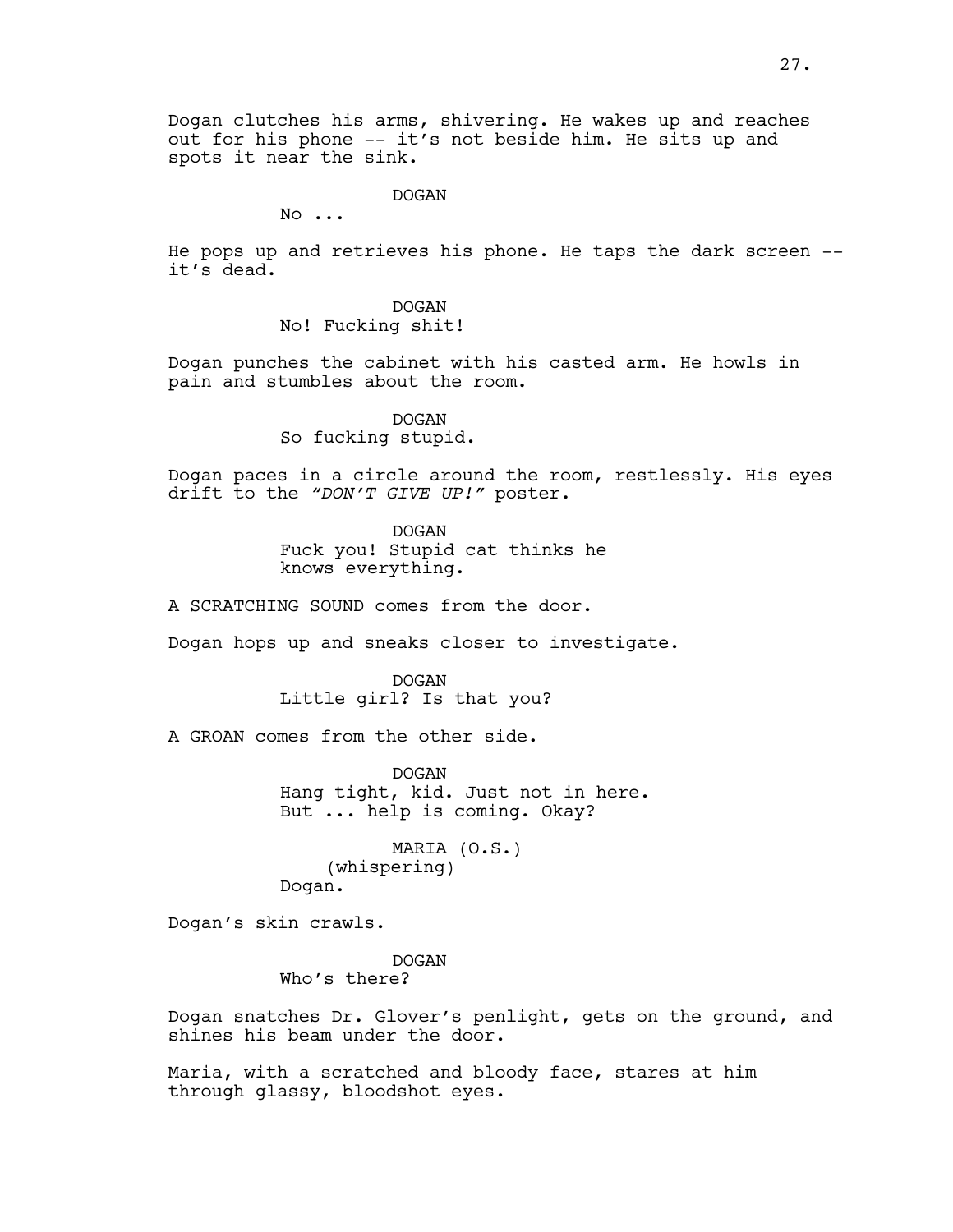Dogan clutches his arms, shivering. He wakes up and reaches out for his phone -- it's not beside him. He sits up and spots it near the sink.

DOGAN
No ...

He pops up and retrieves his phone. He taps the dark screen -- it's dead.

DOGAN
No! Fucking shit!

Dogan punches the cabinet with his casted arm. He howls in pain and stumbles about the room.

DOGAN
So fucking stupid.

Dogan paces in a circle around the room, restlessly. His eyes drift to the *"DON'T GIVE UP!"* poster.

DOGAN
Fuck you! Stupid cat thinks he knows everything.

A SCRATCHING SOUND comes from the door.

Dogan hops up and sneaks closer to investigate.

DOGAN
Little girl? Is that you?

A GROAN comes from the other side.

DOGAN
Hang tight, kid. Just not in here. But ... help is coming. Okay?

MARIA (O.S.)
(whispering)
Dogan.

Dogan's skin crawls.

DOGAN
Who's there?

Dogan snatches Dr. Glover's penlight, gets on the ground, and shines his beam under the door.

Maria, with a scratched and bloody face, stares at him through glassy, bloodshot eyes.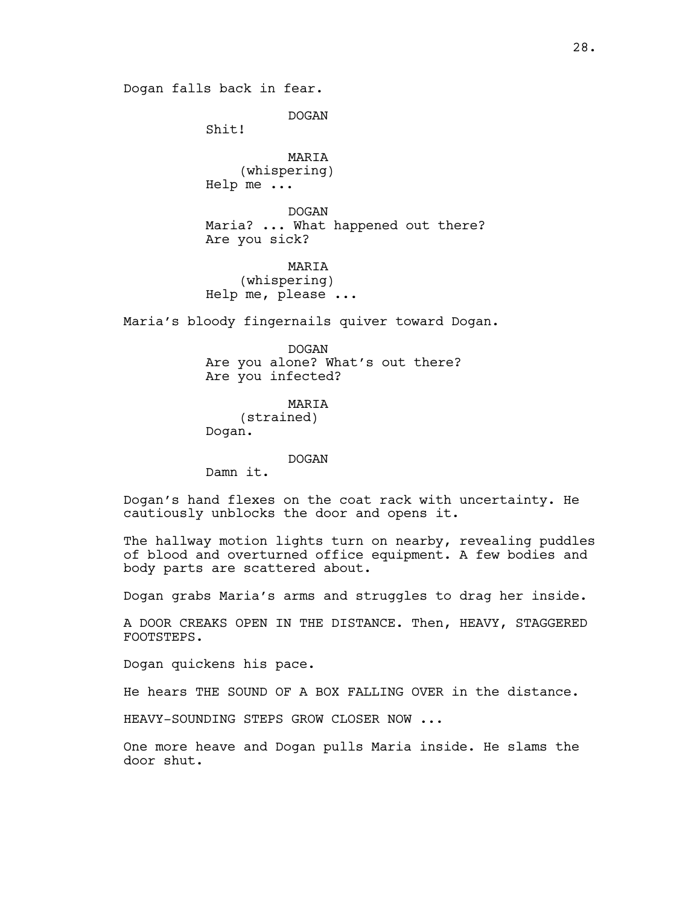Dogan falls back in fear.

DOGAN
Shit!

MARIA
(whispering)
Help me ...

DOGAN
Maria? ... What happened out there?
Are you sick?

MARIA
(whispering)
Help me, please ...

Maria's bloody fingernails quiver toward Dogan.

DOGAN
Are you alone? What's out there?
Are you infected?

MARIA
(strained)
Dogan.

DOGAN
Damn it.

Dogan's hand flexes on the coat rack with uncertainty. He cautiously unblocks the door and opens it.

The hallway motion lights turn on nearby, revealing puddles of blood and overturned office equipment. A few bodies and body parts are scattered about.

Dogan grabs Maria's arms and struggles to drag her inside.

A DOOR CREAKS OPEN IN THE DISTANCE. Then, HEAVY, STAGGERED FOOTSTEPS.

Dogan quickens his pace.

He hears THE SOUND OF A BOX FALLING OVER in the distance.

HEAVY-SOUNDING STEPS GROW CLOSER NOW ...

One more heave and Dogan pulls Maria inside. He slams the door shut.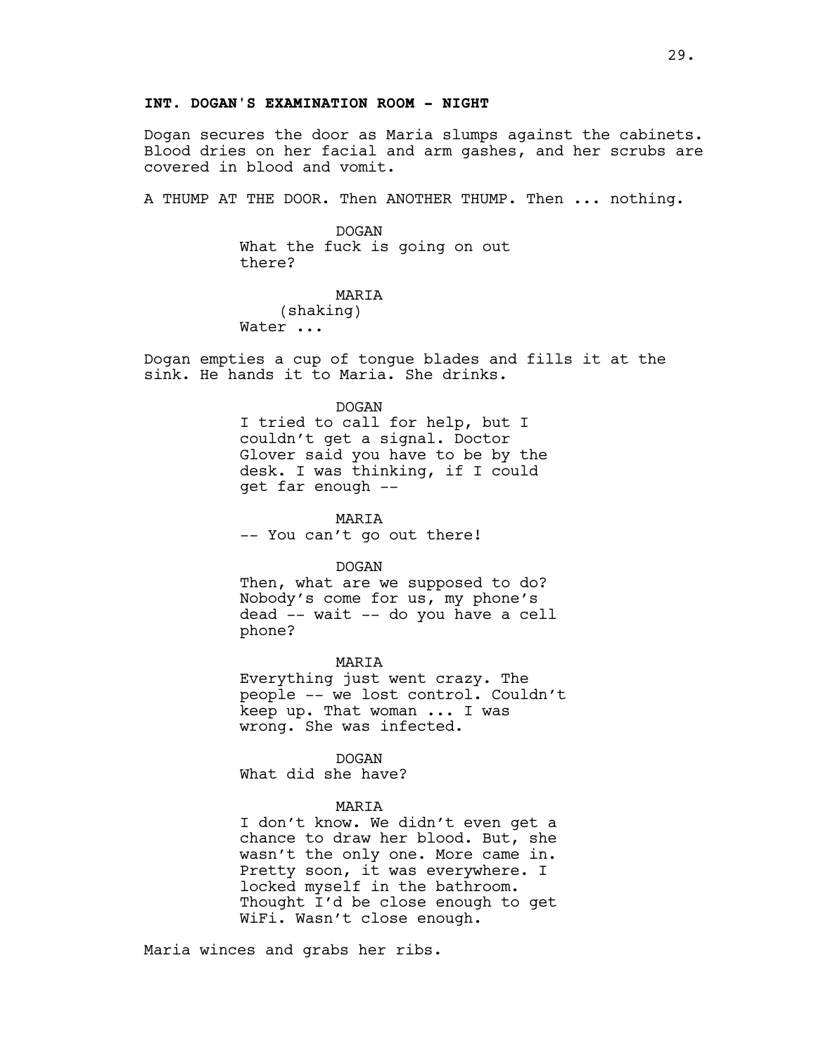**INT. DOGAN'S EXAMINATION ROOM - NIGHT**

Dogan secures the door as Maria slumps against the cabinets. Blood dries on her facial and arm gashes, and her scrubs are covered in blood and vomit.

A THUMP AT THE DOOR. Then ANOTHER THUMP. Then ... nothing.

DOGAN
What the fuck is going on out there?

MARIA
(shaking)
Water ...

Dogan empties a cup of tongue blades and fills it at the sink. He hands it to Maria. She drinks.

DOGAN
I tried to call for help, but I couldn't get a signal. Doctor Glover said you have to be by the desk. I was thinking, if I could get far enough --

MARIA
-- You can't go out there!

DOGAN
Then, what are we supposed to do? Nobody's come for us, my phone's dead -- wait -- do you have a cell phone?

MARIA
Everything just went crazy. The people -- we lost control. Couldn't keep up. That woman ... I was wrong. She was infected.

DOGAN
What did she have?

MARIA
I don't know. We didn't even get a chance to draw her blood. But, she wasn't the only one. More came in. Pretty soon, it was everywhere. I locked myself in the bathroom. Thought I'd be close enough to get WiFi. Wasn't close enough.

Maria winces and grabs her ribs.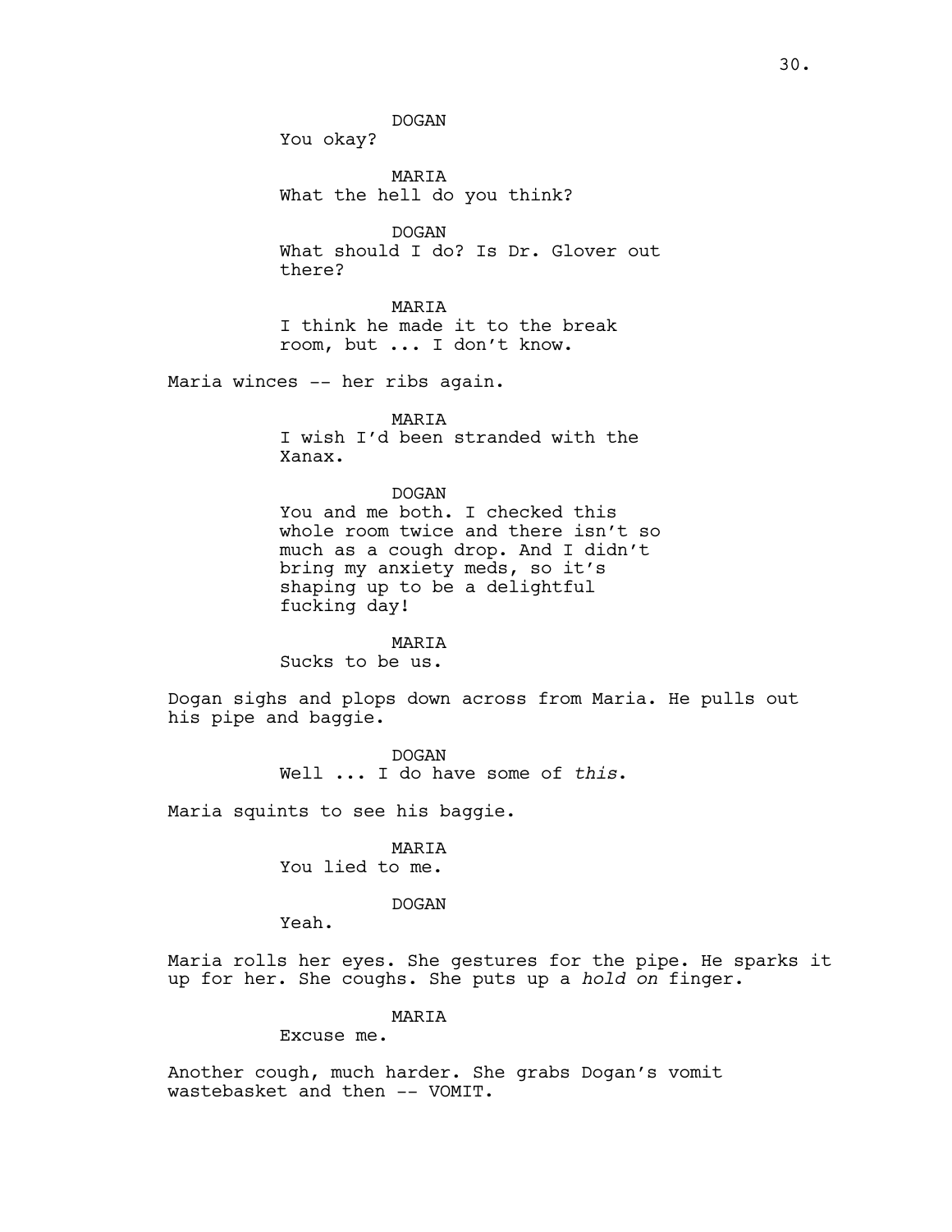DOGAN

You okay?

MARIA

What the hell do you think?

DOGAN

What should I do? Is Dr. Glover out there?

MARIA

I think he made it to the break room, but ... I don't know.

Maria winces -- her ribs again.

MARIA

I wish I'd been stranded with the Xanax.

DOGAN

You and me both. I checked this whole room twice and there isn't so much as a cough drop. And I didn't bring my anxiety meds, so it's shaping up to be a delightful fucking day!

MARIA

Sucks to be us.

Dogan sighs and plops down across from Maria. He pulls out his pipe and baggie.

DOGAN

Well ... I do have some of *this*.

Maria squints to see his baggie.

MARIA

You lied to me.

DOGAN

Yeah.

Maria rolls her eyes. She gestures for the pipe. He sparks it up for her. She coughs. She puts up a *hold on* finger.

MARIA

Excuse me.

Another cough, much harder. She grabs Dogan's vomit wastebasket and then -- VOMIT.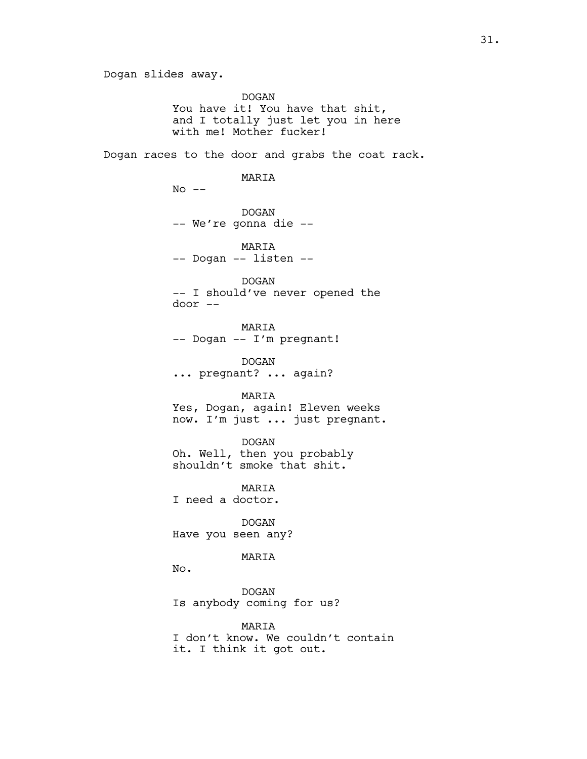Dogan slides away.

DOGAN
You have it! You have that shit, and I totally just let you in here with me! Mother fucker!

Dogan races to the door and grabs the coat rack.

MARIA
No --

DOGAN
-- We're gonna die --

MARIA
-- Dogan -- listen --

DOGAN
-- I should've never opened the door --

MARIA
-- Dogan -- I'm pregnant!

DOGAN
... pregnant? ... again?

MARIA
Yes, Dogan, again! Eleven weeks now. I'm just ... just pregnant.

DOGAN
Oh. Well, then you probably shouldn't smoke that shit.

MARIA
I need a doctor.

DOGAN
Have you seen any?

MARIA
No.

DOGAN
Is anybody coming for us?

MARIA
I don't know. We couldn't contain it. I think it got out.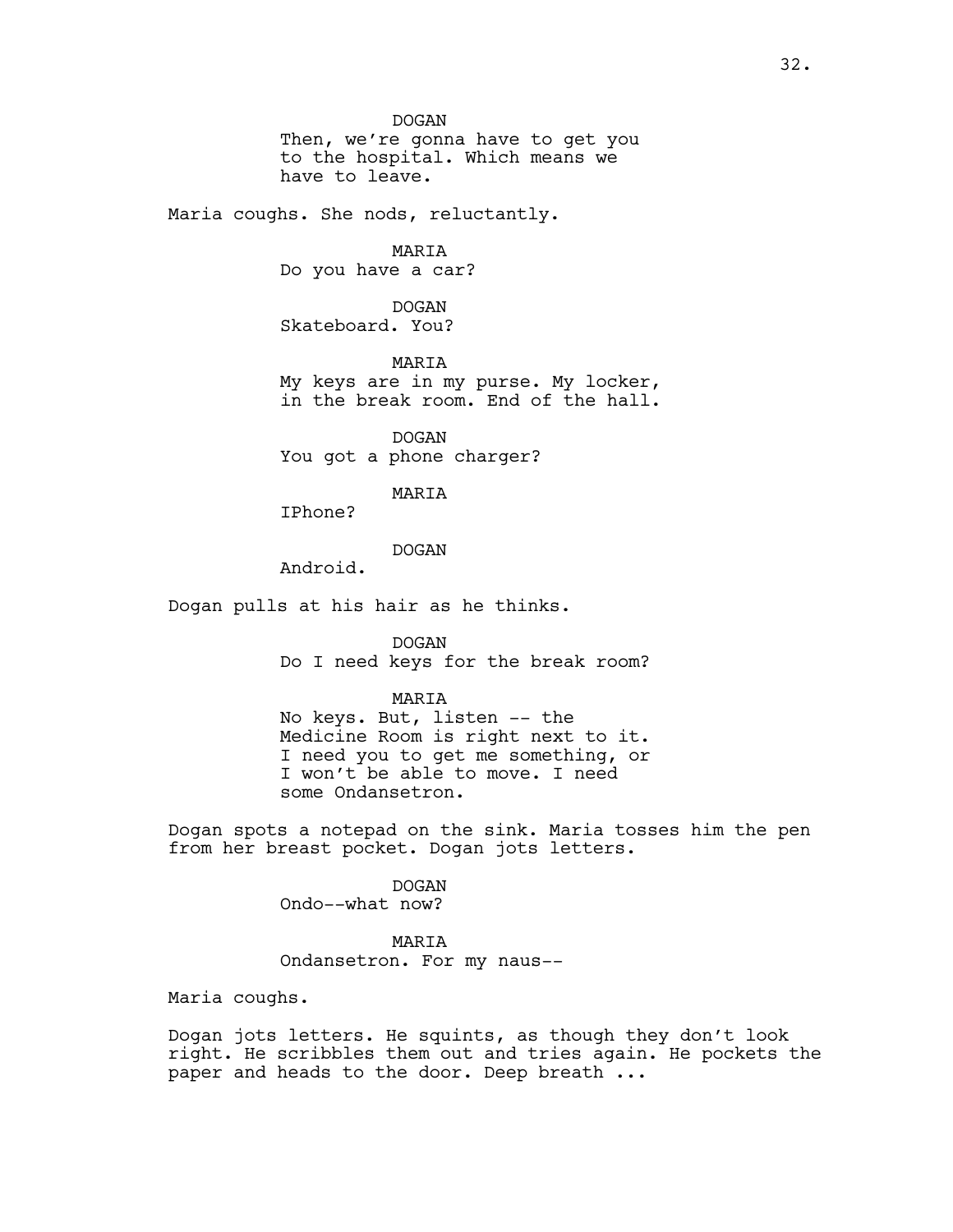DOGAN
Then, we're gonna have to get you to the hospital. Which means we have to leave.

Maria coughs. She nods, reluctantly.

MARIA
Do you have a car?

DOGAN
Skateboard. You?

MARIA
My keys are in my purse. My locker, in the break room. End of the hall.

DOGAN
You got a phone charger?

MARIA
IPhone?

DOGAN
Android.

Dogan pulls at his hair as he thinks.

DOGAN
Do I need keys for the break room?

MARIA
No keys. But, listen -- the Medicine Room is right next to it. I need you to get me something, or I won't be able to move. I need some Ondansetron.

Dogan spots a notepad on the sink. Maria tosses him the pen from her breast pocket. Dogan jots letters.

DOGAN
Ondo--what now?

MARIA
Ondansetron. For my naus--

Maria coughs.

Dogan jots letters. He squints, as though they don't look right. He scribbles them out and tries again. He pockets the paper and heads to the door. Deep breath ...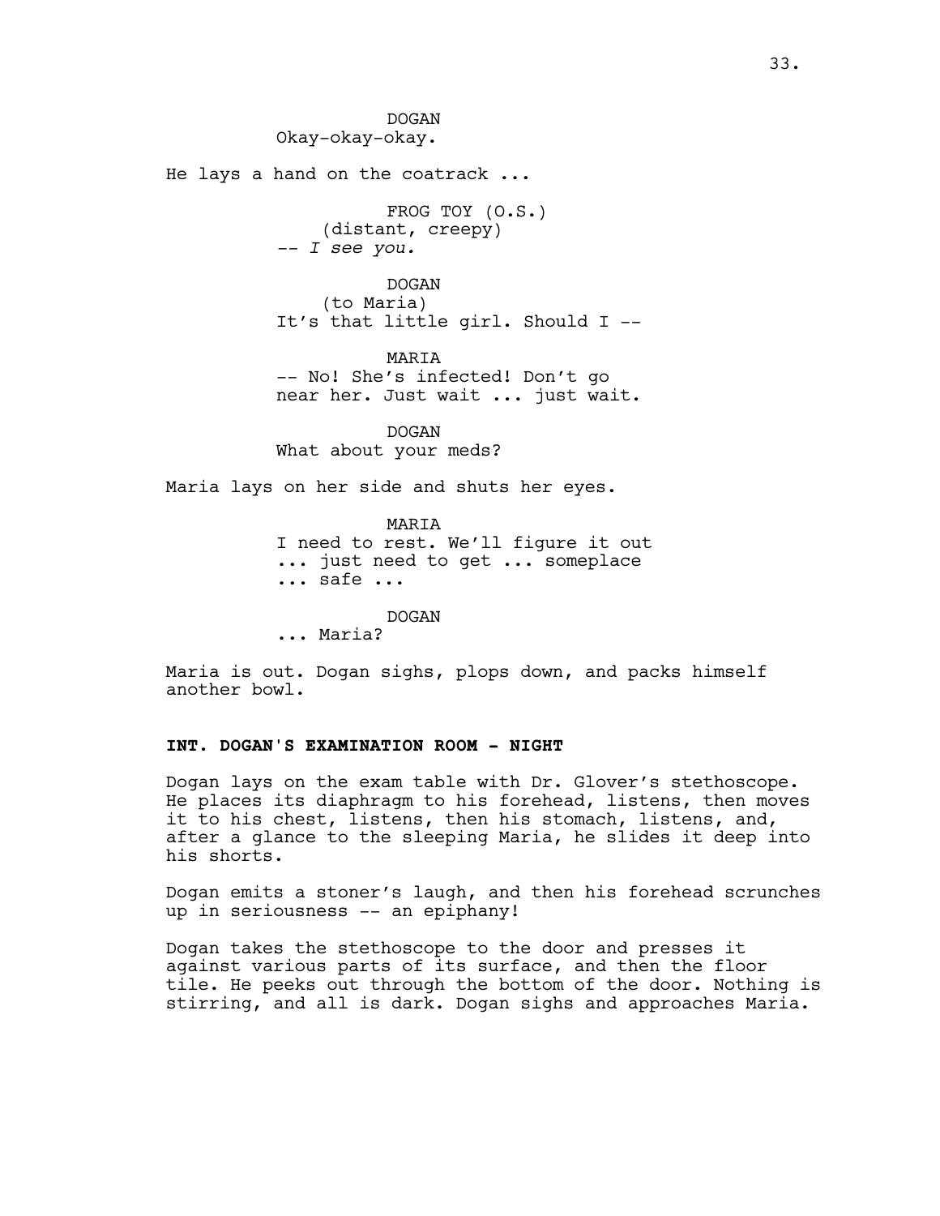DOGAN
Okay-okay-okay.

He lays a hand on the coatrack ...

FROG TOY (O.S.)
(distant, creepy)
-- *I see you.*

DOGAN
(to Maria)
It's that little girl. Should I --

MARIA
-- No! She's infected! Don't go near her. Just wait ... just wait.

DOGAN
What about your meds?

Maria lays on her side and shuts her eyes.

MARIA
I need to rest. We'll figure it out ... just need to get ... someplace ... safe ...

DOGAN
... Maria?

Maria is out. Dogan sighs, plops down, and packs himself another bowl.

**INT. DOGAN'S EXAMINATION ROOM - NIGHT**

Dogan lays on the exam table with Dr. Glover's stethoscope. He places its diaphragm to his forehead, listens, then moves it to his chest, listens, then his stomach, listens, and, after a glance to the sleeping Maria, he slides it deep into his shorts.

Dogan emits a stoner's laugh, and then his forehead scrunches up in seriousness -- an epiphany!

Dogan takes the stethoscope to the door and presses it against various parts of its surface, and then the floor tile. He peeks out through the bottom of the door. Nothing is stirring, and all is dark. Dogan sighs and approaches Maria.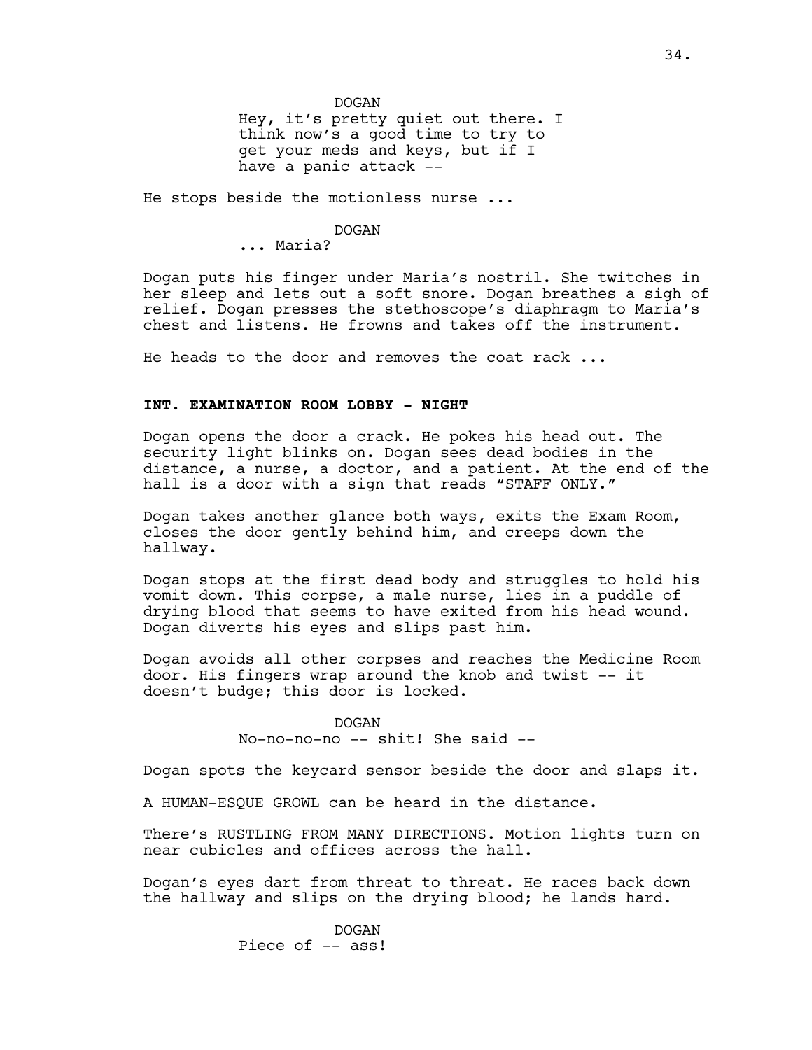DOGAN

Hey, it's pretty quiet out there. I think now's a good time to try to get your meds and keys, but if I have a panic attack --

He stops beside the motionless nurse ...

DOGAN

... Maria?

Dogan puts his finger under Maria's nostril. She twitches in her sleep and lets out a soft snore. Dogan breathes a sigh of relief. Dogan presses the stethoscope's diaphragm to Maria's chest and listens. He frowns and takes off the instrument.

He heads to the door and removes the coat rack ...

**INT. EXAMINATION ROOM LOBBY - NIGHT**

Dogan opens the door a crack. He pokes his head out. The security light blinks on. Dogan sees dead bodies in the distance, a nurse, a doctor, and a patient. At the end of the hall is a door with a sign that reads "STAFF ONLY."

Dogan takes another glance both ways, exits the Exam Room, closes the door gently behind him, and creeps down the hallway.

Dogan stops at the first dead body and struggles to hold his vomit down. This corpse, a male nurse, lies in a puddle of drying blood that seems to have exited from his head wound. Dogan diverts his eyes and slips past him.

Dogan avoids all other corpses and reaches the Medicine Room door. His fingers wrap around the knob and twist -- it doesn't budge; this door is locked.

DOGAN

No-no-no-no -- shit! She said --

Dogan spots the keycard sensor beside the door and slaps it.

A HUMAN-ESQUE GROWL can be heard in the distance.

There's RUSTLING FROM MANY DIRECTIONS. Motion lights turn on near cubicles and offices across the hall.

Dogan's eyes dart from threat to threat. He races back down the hallway and slips on the drying blood; he lands hard.

DOGAN

Piece of -- ass!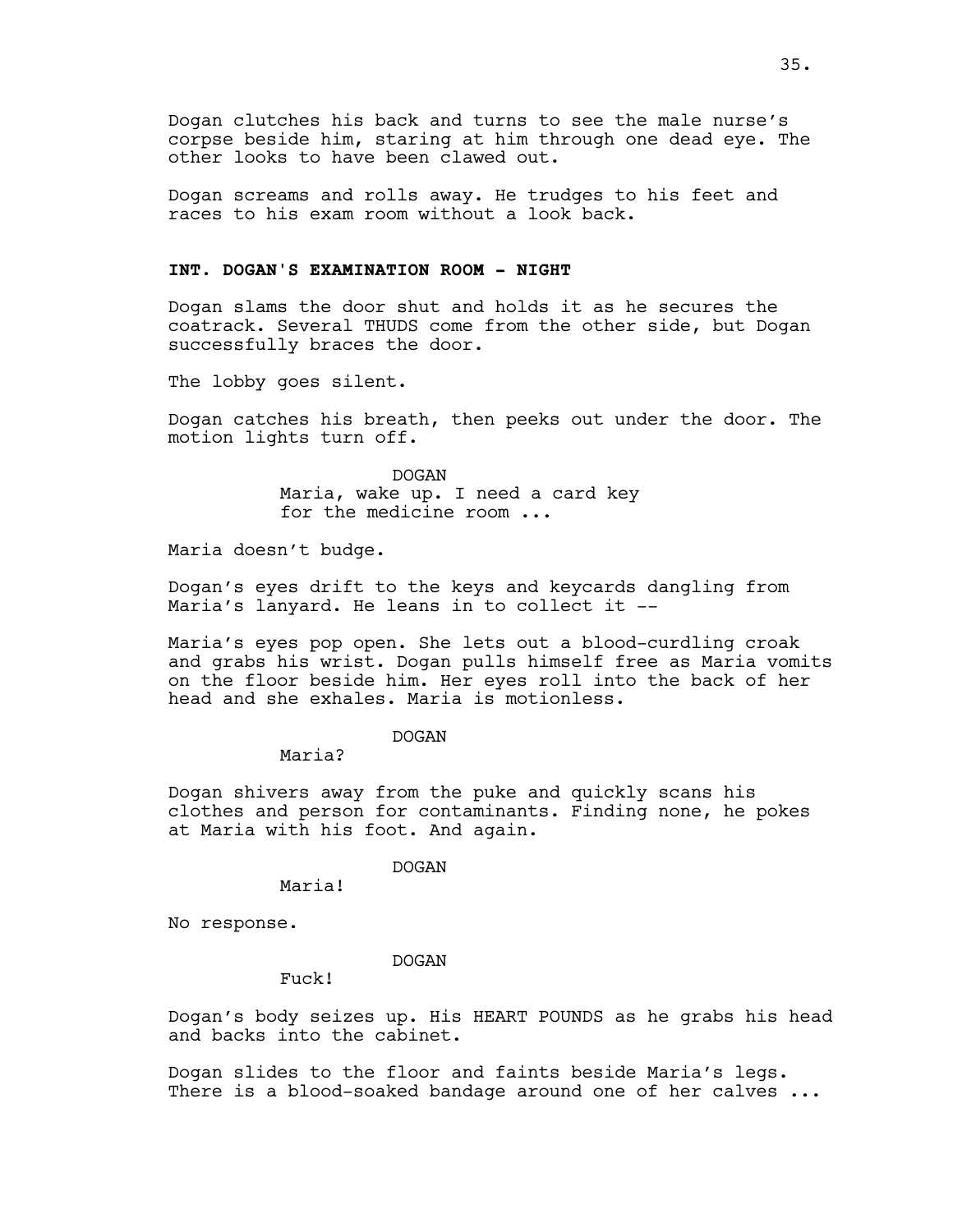Dogan clutches his back and turns to see the male nurse's corpse beside him, staring at him through one dead eye. The other looks to have been clawed out.

Dogan screams and rolls away. He trudges to his feet and races to his exam room without a look back.

**INT. DOGAN'S EXAMINATION ROOM - NIGHT**

Dogan slams the door shut and holds it as he secures the coatrack. Several THUDS come from the other side, but Dogan successfully braces the door.

The lobby goes silent.

Dogan catches his breath, then peeks out under the door. The motion lights turn off.

DOGAN
Maria, wake up. I need a card key for the medicine room ...

Maria doesn't budge.

Dogan's eyes drift to the keys and keycards dangling from Maria's lanyard. He leans in to collect it --

Maria's eyes pop open. She lets out a blood-curdling croak and grabs his wrist. Dogan pulls himself free as Maria vomits on the floor beside him. Her eyes roll into the back of her head and she exhales. Maria is motionless.

DOGAN
Maria?

Dogan shivers away from the puke and quickly scans his clothes and person for contaminants. Finding none, he pokes at Maria with his foot. And again.

DOGAN
Maria!

No response.

DOGAN
Fuck!

Dogan's body seizes up. His HEART POUNDS as he grabs his head and backs into the cabinet.

Dogan slides to the floor and faints beside Maria's legs. There is a blood-soaked bandage around one of her calves ...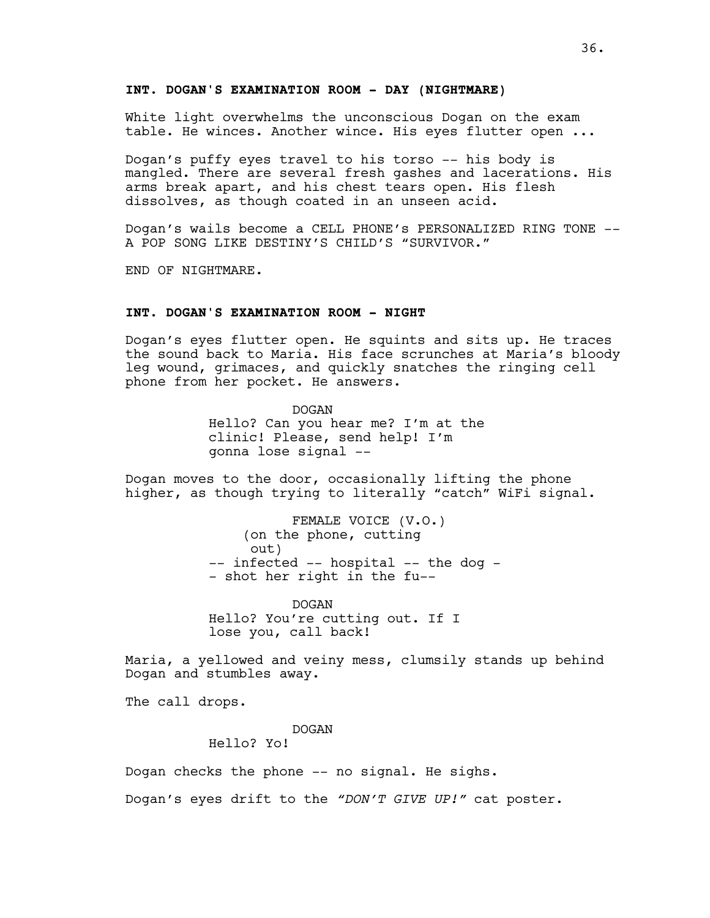**INT. DOGAN'S EXAMINATION ROOM - DAY (NIGHTMARE)**

White light overwhelms the unconscious Dogan on the exam table. He winces. Another wince. His eyes flutter open ...

Dogan's puffy eyes travel to his torso -- his body is mangled. There are several fresh gashes and lacerations. His arms break apart, and his chest tears open. His flesh dissolves, as though coated in an unseen acid.

Dogan's wails become a CELL PHONE'S PERSONALIZED RING TONE -- A POP SONG LIKE DESTINY'S CHILD'S "SURVIVOR."

END OF NIGHTMARE.

**INT. DOGAN'S EXAMINATION ROOM - NIGHT**

Dogan's eyes flutter open. He squints and sits up. He traces the sound back to Maria. His face scrunches at Maria's bloody leg wound, grimaces, and quickly snatches the ringing cell phone from her pocket. He answers.

DOGAN
Hello? Can you hear me? I'm at the clinic! Please, send help! I'm gonna lose signal --

Dogan moves to the door, occasionally lifting the phone higher, as though trying to literally "catch" WiFi signal.

FEMALE VOICE (V.O.)
(on the phone, cutting out)
-- infected -- hospital -- the dog -- shot her right in the fu--

DOGAN
Hello? You're cutting out. If I lose you, call back!

Maria, a yellowed and veiny mess, clumsily stands up behind Dogan and stumbles away.

The call drops.

DOGAN
Hello? Yo!

Dogan checks the phone -- no signal. He sighs.

Dogan's eyes drift to the *"DON'T GIVE UP!"* cat poster.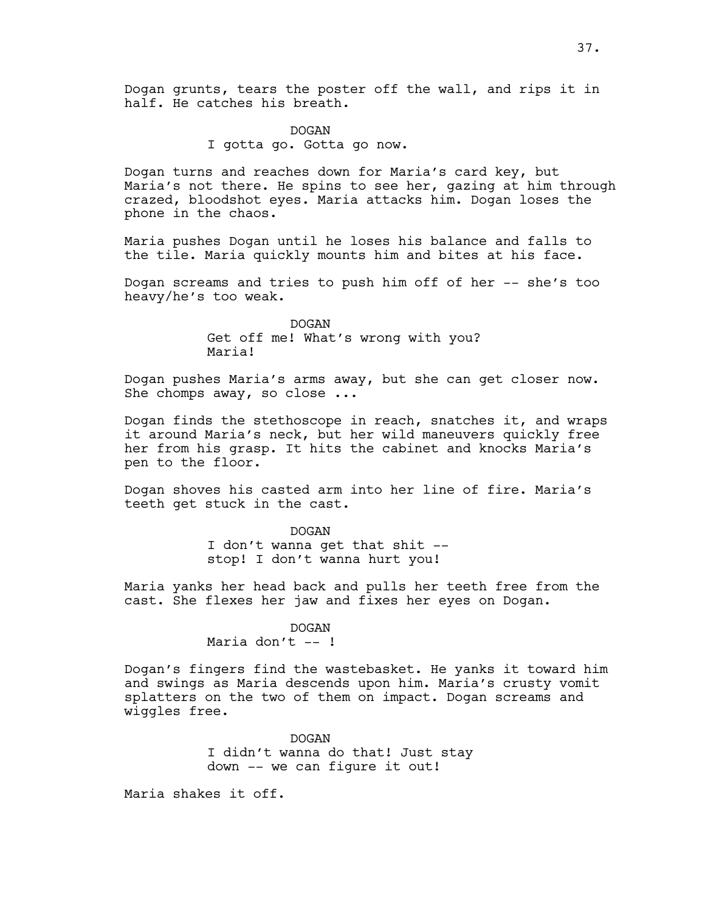Dogan grunts, tears the poster off the wall, and rips it in half. He catches his breath.

DOGAN
I gotta go. Gotta go now.

Dogan turns and reaches down for Maria's card key, but Maria's not there. He spins to see her, gazing at him through crazed, bloodshot eyes. Maria attacks him. Dogan loses the phone in the chaos.

Maria pushes Dogan until he loses his balance and falls to the tile. Maria quickly mounts him and bites at his face.

Dogan screams and tries to push him off of her -- she's too heavy/he's too weak.

DOGAN
Get off me! What's wrong with you? Maria!

Dogan pushes Maria's arms away, but she can get closer now. She chomps away, so close ...

Dogan finds the stethoscope in reach, snatches it, and wraps it around Maria's neck, but her wild maneuvers quickly free her from his grasp. It hits the cabinet and knocks Maria's pen to the floor.

Dogan shoves his casted arm into her line of fire. Maria's teeth get stuck in the cast.

DOGAN
I don't wanna get that shit -- stop! I don't wanna hurt you!

Maria yanks her head back and pulls her teeth free from the cast. She flexes her jaw and fixes her eyes on Dogan.

DOGAN
Maria don't -- !

Dogan's fingers find the wastebasket. He yanks it toward him and swings as Maria descends upon him. Maria's crusty vomit splatters on the two of them on impact. Dogan screams and wiggles free.

DOGAN
I didn't wanna do that! Just stay down -- we can figure it out!

Maria shakes it off.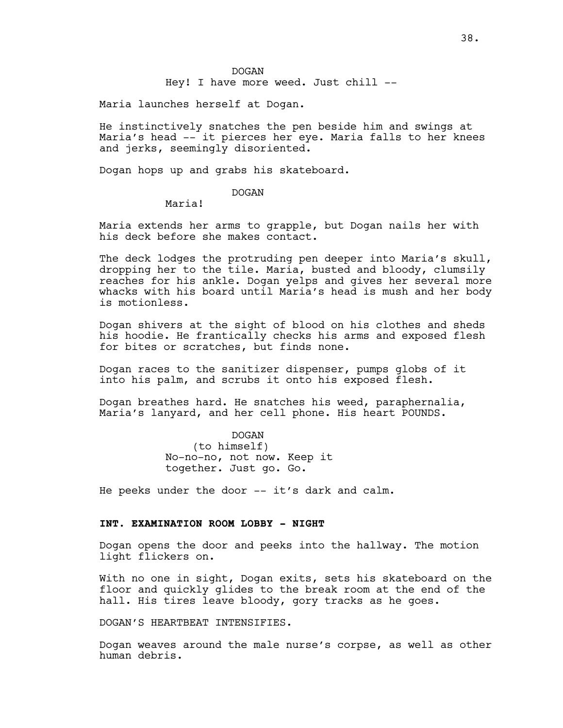DOGAN

Hey! I have more weed. Just chill --

Maria launches herself at Dogan.

He instinctively snatches the pen beside him and swings at Maria's head -- it pierces her eye. Maria falls to her knees and jerks, seemingly disoriented.

Dogan hops up and grabs his skateboard.

DOGAN

Maria!

Maria extends her arms to grapple, but Dogan nails her with his deck before she makes contact.

The deck lodges the protruding pen deeper into Maria's skull, dropping her to the tile. Maria, busted and bloody, clumsily reaches for his ankle. Dogan yelps and gives her several more whacks with his board until Maria's head is mush and her body is motionless.

Dogan shivers at the sight of blood on his clothes and sheds his hoodie. He frantically checks his arms and exposed flesh for bites or scratches, but finds none.

Dogan races to the sanitizer dispenser, pumps globs of it into his palm, and scrubs it onto his exposed flesh.

Dogan breathes hard. He snatches his weed, paraphernalia, Maria's lanyard, and her cell phone. His heart POUNDS.

DOGAN

(to himself)

No-no-no, not now. Keep it together. Just go. Go.

He peeks under the door -- it's dark and calm.

**INT. EXAMINATION ROOM LOBBY - NIGHT**

Dogan opens the door and peeks into the hallway. The motion light flickers on.

With no one in sight, Dogan exits, sets his skateboard on the floor and quickly glides to the break room at the end of the hall. His tires leave bloody, gory tracks as he goes.

DOGAN'S HEARTBEAT INTENSIFIES.

Dogan weaves around the male nurse's corpse, as well as other human debris.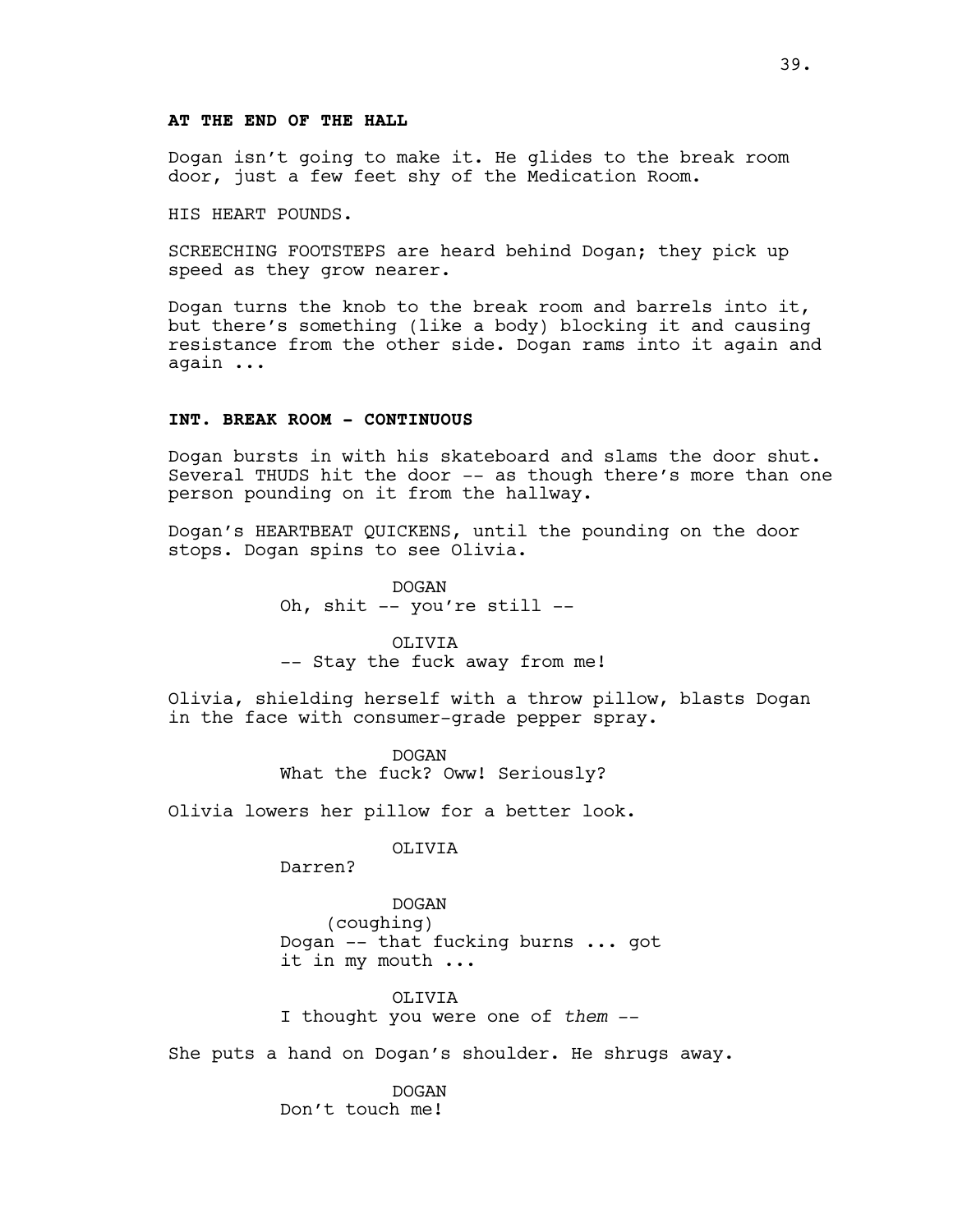**AT THE END OF THE HALL**

Dogan isn't going to make it. He glides to the break room door, just a few feet shy of the Medication Room.

HIS HEART POUNDS.

SCREECHING FOOTSTEPS are heard behind Dogan; they pick up speed as they grow nearer.

Dogan turns the knob to the break room and barrels into it, but there's something (like a body) blocking it and causing resistance from the other side. Dogan rams into it again and again ...

**INT. BREAK ROOM - CONTINUOUS**

Dogan bursts in with his skateboard and slams the door shut. Several THUDS hit the door -- as though there's more than one person pounding on it from the hallway.

Dogan's HEARTBEAT QUICKENS, until the pounding on the door stops. Dogan spins to see Olivia.

DOGAN
Oh, shit -- you're still --

OLIVIA
-- Stay the fuck away from me!

Olivia, shielding herself with a throw pillow, blasts Dogan in the face with consumer-grade pepper spray.

DOGAN
What the fuck? Oww! Seriously?

Olivia lowers her pillow for a better look.

OLIVIA
Darren?

DOGAN
(coughing)
Dogan -- that fucking burns ... got it in my mouth ...

OLIVIA
I thought you were one of *them* --

She puts a hand on Dogan's shoulder. He shrugs away.

DOGAN
Don't touch me!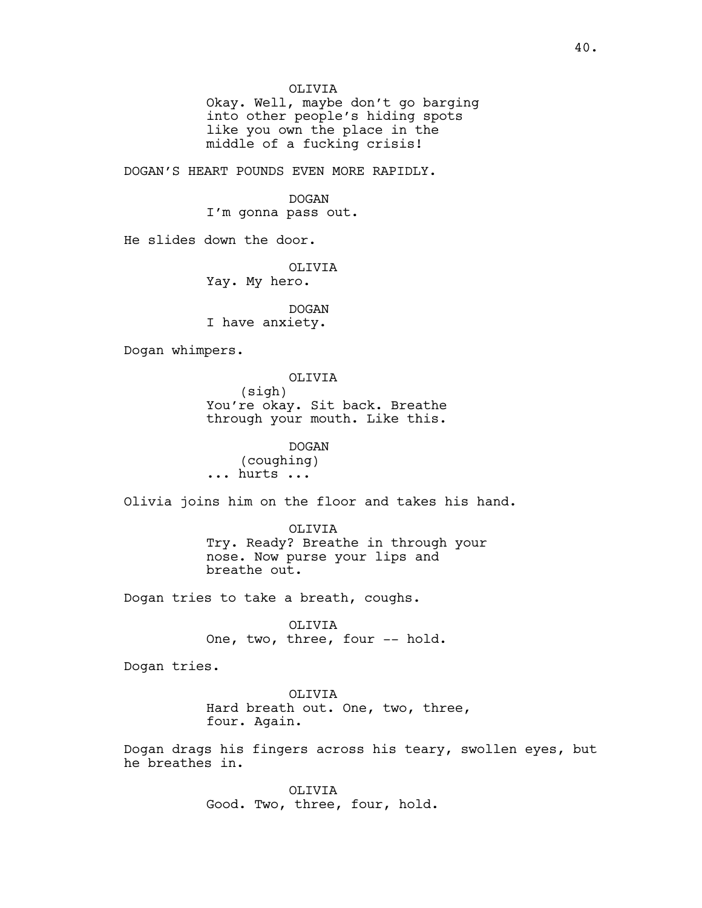OLIVIA
Okay. Well, maybe don't go barging into other people's hiding spots like you own the place in the middle of a fucking crisis!

DOGAN'S HEART POUNDS EVEN MORE RAPIDLY.

DOGAN
I'm gonna pass out.

He slides down the door.

OLIVIA
Yay. My hero.

DOGAN
I have anxiety.

Dogan whimpers.

OLIVIA
(sigh)
You're okay. Sit back. Breathe through your mouth. Like this.

DOGAN
(coughing)
... hurts ...

Olivia joins him on the floor and takes his hand.

OLIVIA
Try. Ready? Breathe in through your nose. Now purse your lips and breathe out.

Dogan tries to take a breath, coughs.

OLIVIA
One, two, three, four -- hold.

Dogan tries.

OLIVIA
Hard breath out. One, two, three, four. Again.

Dogan drags his fingers across his teary, swollen eyes, but he breathes in.

OLIVIA
Good. Two, three, four, hold.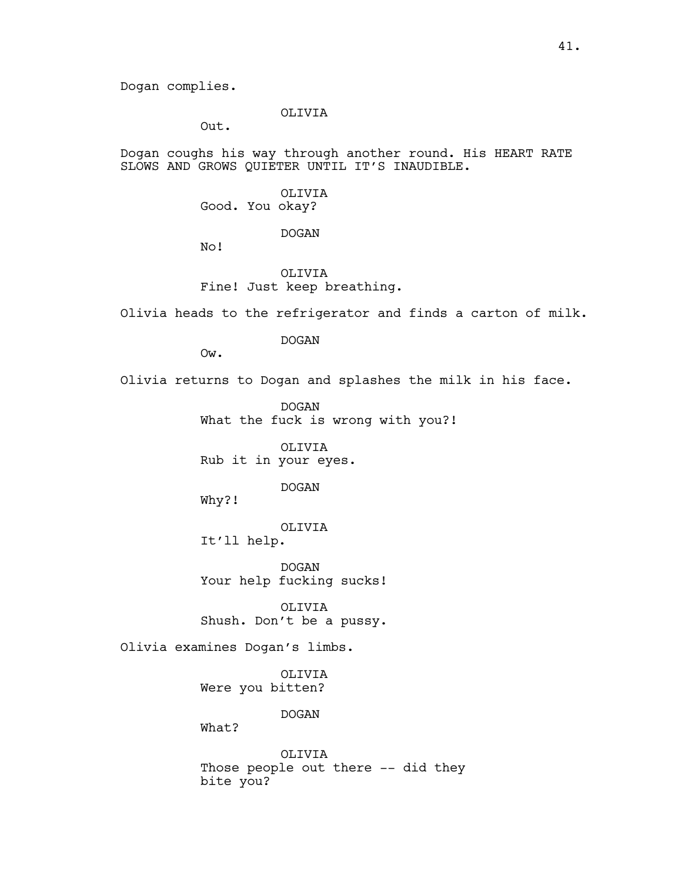Dogan complies.

OLIVIA
Out.

Dogan coughs his way through another round. His HEART RATE SLOWS AND GROWS QUIETER UNTIL IT'S INAUDIBLE.

OLIVIA
Good. You okay?

DOGAN
No!

OLIVIA
Fine! Just keep breathing.

Olivia heads to the refrigerator and finds a carton of milk.

DOGAN
Ow.

Olivia returns to Dogan and splashes the milk in his face.

DOGAN
What the fuck is wrong with you?!

OLIVIA
Rub it in your eyes.

DOGAN
Why?!

OLIVIA
It'll help.

DOGAN
Your help fucking sucks!

OLIVIA
Shush. Don't be a pussy.

Olivia examines Dogan's limbs.

OLIVIA
Were you bitten?

DOGAN
What?

OLIVIA
Those people out there -- did they bite you?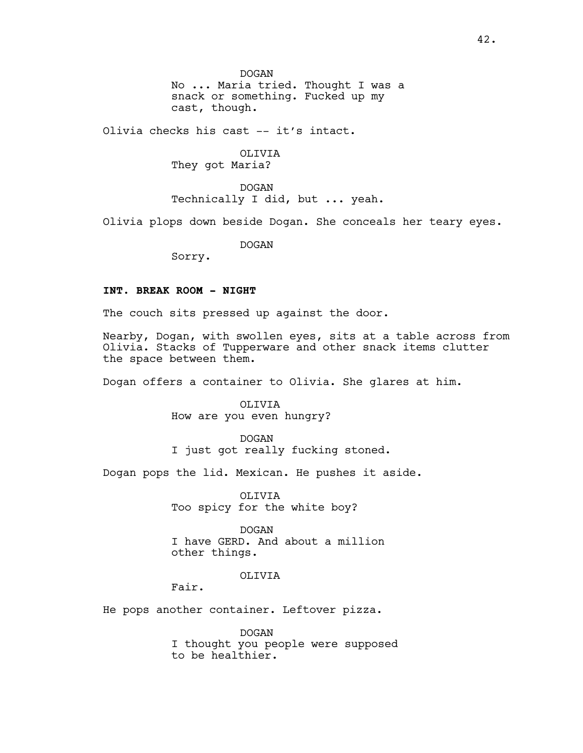DOGAN
No ... Maria tried. Thought I was a snack or something. Fucked up my cast, though.

Olivia checks his cast -- it's intact.

OLIVIA
They got Maria?

DOGAN
Technically I did, but ... yeah.

Olivia plops down beside Dogan. She conceals her teary eyes.

DOGAN
Sorry.

**INT. BREAK ROOM - NIGHT**

The couch sits pressed up against the door.

Nearby, Dogan, with swollen eyes, sits at a table across from Olivia. Stacks of Tupperware and other snack items clutter the space between them.

Dogan offers a container to Olivia. She glares at him.

OLIVIA
How are you even hungry?

DOGAN
I just got really fucking stoned.

Dogan pops the lid. Mexican. He pushes it aside.

OLIVIA
Too spicy for the white boy?

DOGAN
I have GERD. And about a million other things.

OLIVIA
Fair.

He pops another container. Leftover pizza.

DOGAN
I thought you people were supposed to be healthier.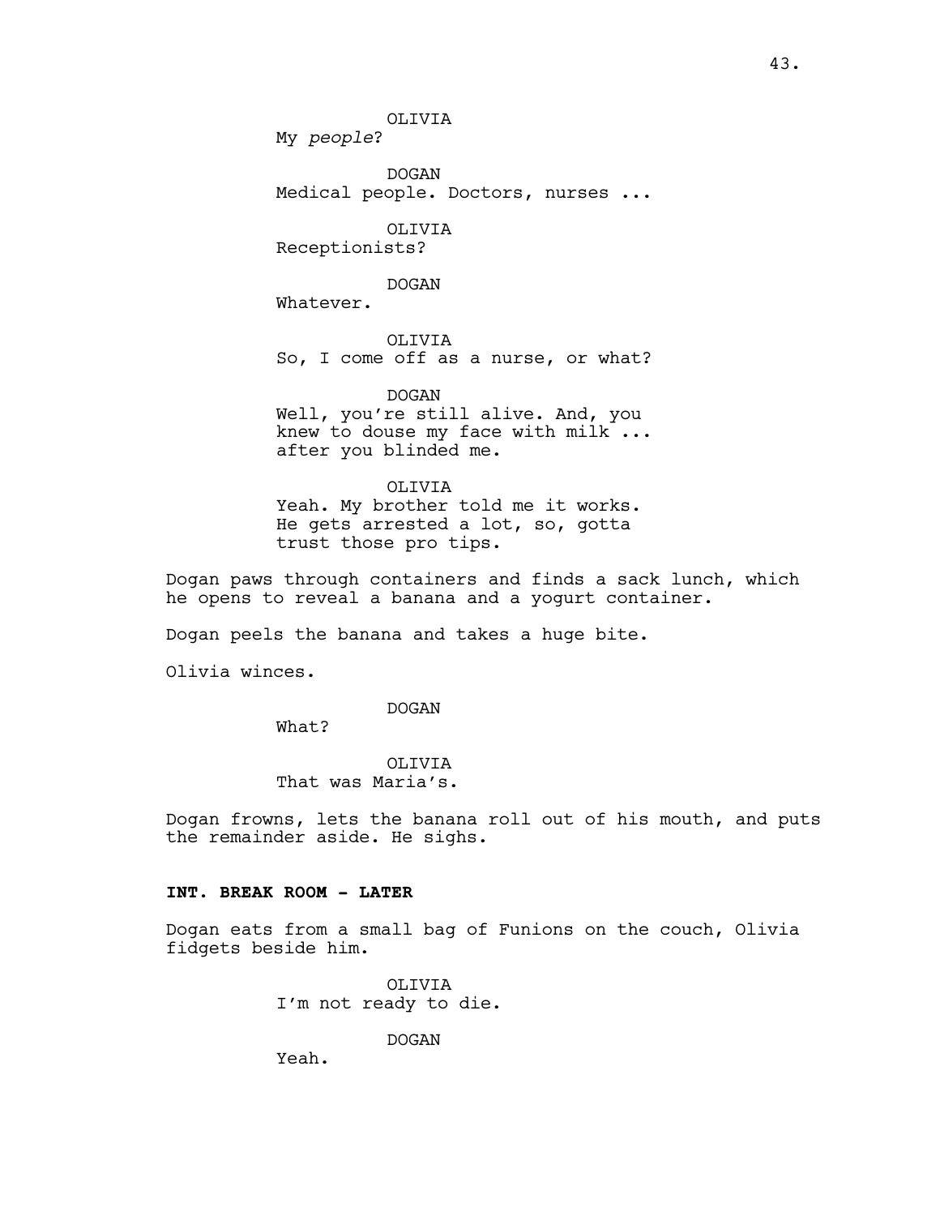OLIVIA
My *people*?

DOGAN
Medical people. Doctors, nurses ...

OLIVIA
Receptionists?

DOGAN
Whatever.

OLIVIA
So, I come off as a nurse, or what?

DOGAN
Well, you're still alive. And, you knew to douse my face with milk ... after you blinded me.

OLIVIA
Yeah. My brother told me it works. He gets arrested a lot, so, gotta trust those pro tips.

Dogan paws through containers and finds a sack lunch, which he opens to reveal a banana and a yogurt container.

Dogan peels the banana and takes a huge bite.

Olivia winces.

DOGAN
What?

OLIVIA
That was Maria's.

Dogan frowns, lets the banana roll out of his mouth, and puts the remainder aside. He sighs.

**INT. BREAK ROOM - LATER**

Dogan eats from a small bag of Funions on the couch, Olivia fidgets beside him.

OLIVIA
I'm not ready to die.

DOGAN
Yeah.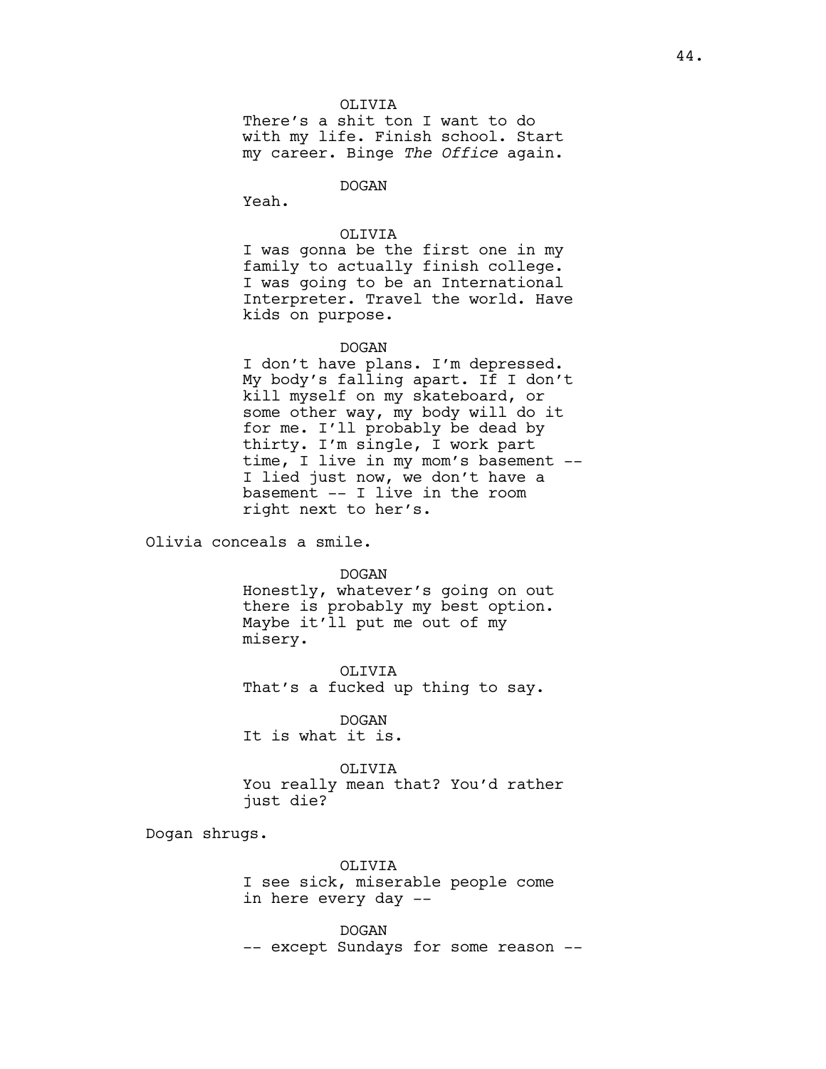OLIVIA
There's a shit ton I want to do with my life. Finish school. Start my career. Binge *The Office* again.

DOGAN
Yeah.

OLIVIA
I was gonna be the first one in my family to actually finish college. I was going to be an International Interpreter. Travel the world. Have kids on purpose.

DOGAN
I don't have plans. I'm depressed. My body's falling apart. If I don't kill myself on my skateboard, or some other way, my body will do it for me. I'll probably be dead by thirty. I'm single, I work part time, I live in my mom's basement -- I lied just now, we don't have a basement -- I live in the room right next to her's.

Olivia conceals a smile.

DOGAN
Honestly, whatever's going on out there is probably my best option. Maybe it'll put me out of my misery.

OLIVIA
That's a fucked up thing to say.

DOGAN
It is what it is.

OLIVIA
You really mean that? You'd rather just die?

Dogan shrugs.

OLIVIA
I see sick, miserable people come in here every day --

DOGAN
-- except Sundays for some reason --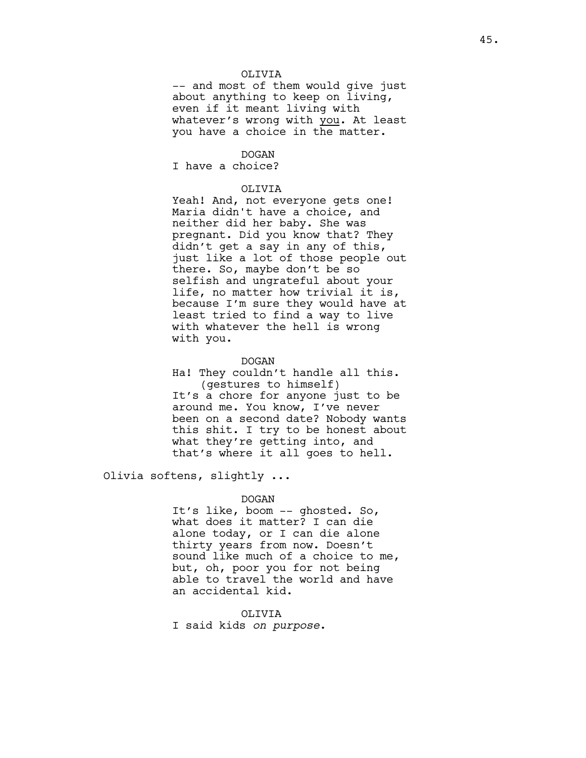OLIVIA

-- and most of them would give just about anything to keep on living, even if it meant living with whatever's wrong with <u>you</u>. At least you have a choice in the matter.

DOGAN

I have a choice?

OLIVIA

Yeah! And, not everyone gets one! Maria didn't have a choice, and neither did her baby. She was pregnant. Did you know that? They didn't get a say in any of this, just like a lot of those people out there. So, maybe don't be so selfish and ungrateful about your life, no matter how trivial it is, because I'm sure they would have at least tried to find a way to live with whatever the hell is wrong with you.

DOGAN

Ha! They couldn't handle all this.
(gestures to himself)
It's a chore for anyone just to be around me. You know, I've never been on a second date? Nobody wants this shit. I try to be honest about what they're getting into, and that's where it all goes to hell.

Olivia softens, slightly ...

DOGAN

It's like, boom -- ghosted. So, what does it matter? I can die alone today, or I can die alone thirty years from now. Doesn't sound like much of a choice to me, but, oh, poor you for not being able to travel the world and have an accidental kid.

OLIVIA

I said kids *on purpose*.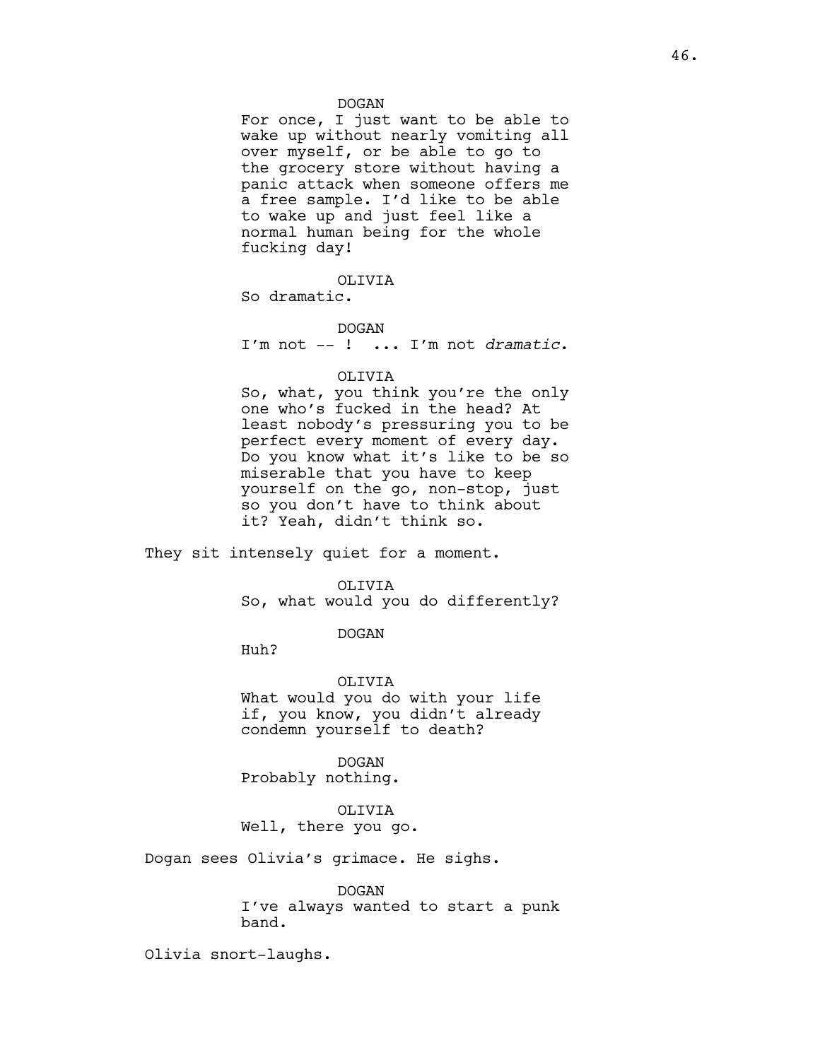DOGAN

For once, I just want to be able to wake up without nearly vomiting all over myself, or be able to go to the grocery store without having a panic attack when someone offers me a free sample. I'd like to be able to wake up and just feel like a normal human being for the whole fucking day!

OLIVIA

So dramatic.

DOGAN

I'm not -- ! ... I'm not *dramatic*.

OLIVIA

So, what, you think you're the only one who's fucked in the head? At least nobody's pressuring you to be perfect every moment of every day. Do you know what it's like to be so miserable that you have to keep yourself on the go, non-stop, just so you don't have to think about it? Yeah, didn't think so.

They sit intensely quiet for a moment.

OLIVIA

So, what would you do differently?

DOGAN

Huh?

OLIVIA

What would you do with your life if, you know, you didn't already condemn yourself to death?

DOGAN

Probably nothing.

OLIVIA

Well, there you go.

Dogan sees Olivia's grimace. He sighs.

DOGAN

I've always wanted to start a punk band.

Olivia snort-laughs.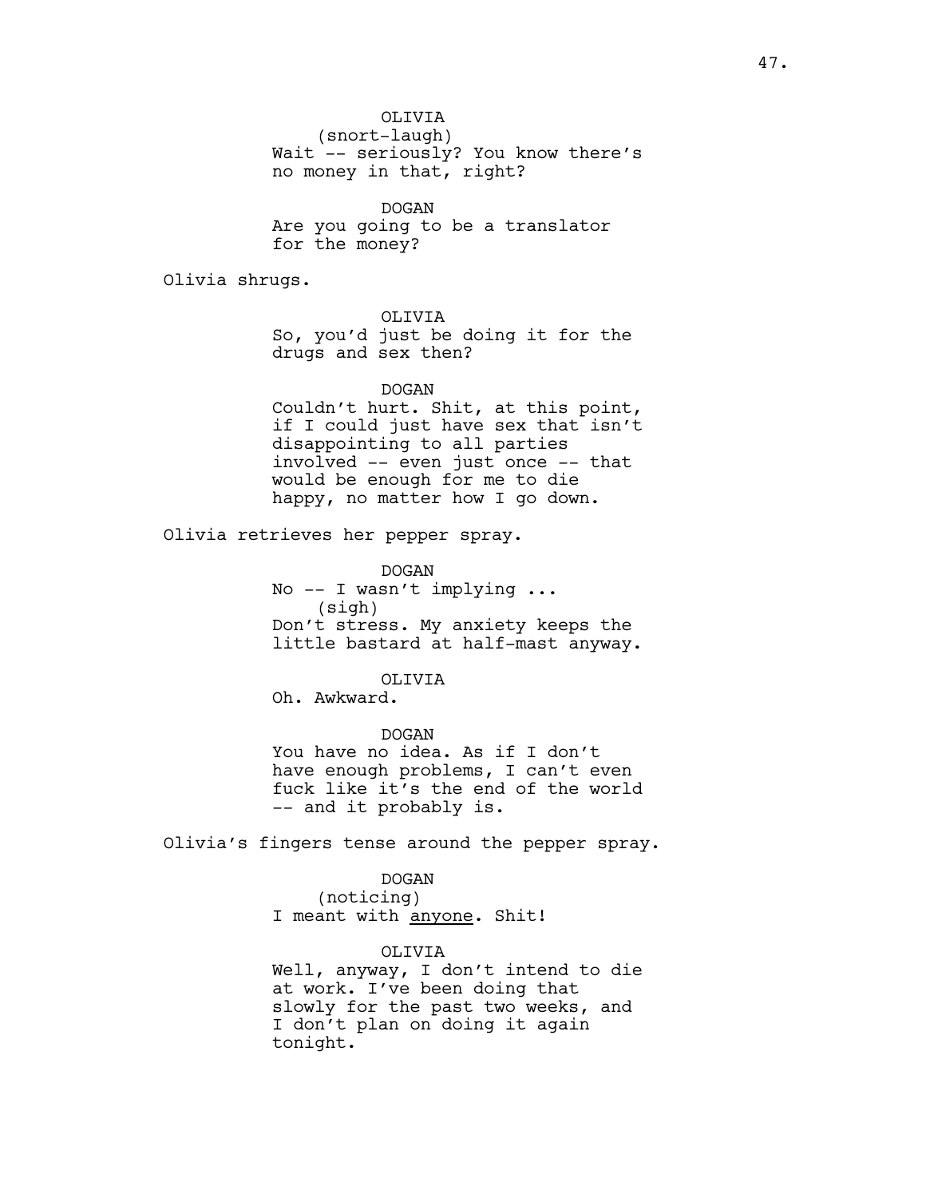OLIVIA
(snort-laugh)
Wait -- seriously? You know there's no money in that, right?

DOGAN
Are you going to be a translator for the money?

Olivia shrugs.

OLIVIA
So, you'd just be doing it for the drugs and sex then?

DOGAN
Couldn't hurt. Shit, at this point, if I could just have sex that isn't disappointing to all parties involved -- even just once -- that would be enough for me to die happy, no matter how I go down.

Olivia retrieves her pepper spray.

DOGAN
No -- I wasn't implying ...
(sigh)
Don't stress. My anxiety keeps the little bastard at half-mast anyway.

OLIVIA
Oh. Awkward.

DOGAN
You have no idea. As if I don't have enough problems, I can't even fuck like it's the end of the world -- and it probably is.

Olivia's fingers tense around the pepper spray.

DOGAN
(noticing)
I meant with <u>anyone</u>. Shit!

OLIVIA
Well, anyway, I don't intend to die at work. I've been doing that slowly for the past two weeks, and I don't plan on doing it again tonight.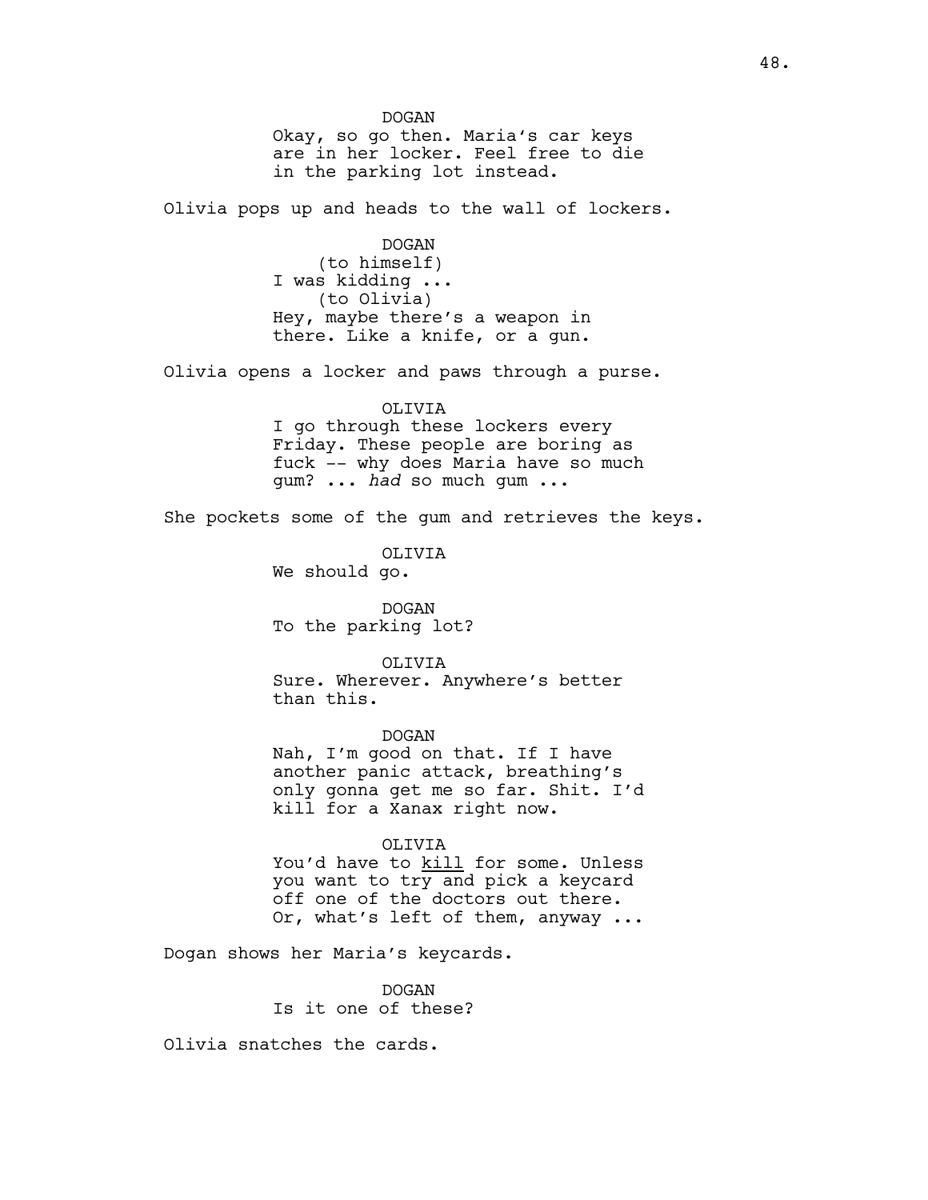DOGAN
Okay, so go then. Maria's car keys are in her locker. Feel free to die in the parking lot instead.

Olivia pops up and heads to the wall of lockers.

DOGAN
(to himself)
I was kidding ...
(to Olivia)
Hey, maybe there's a weapon in there. Like a knife, or a gun.

Olivia opens a locker and paws through a purse.

OLIVIA
I go through these lockers every Friday. These people are boring as fuck -- why does Maria have so much gum? ... *had* so much gum ...

She pockets some of the gum and retrieves the keys.

OLIVIA
We should go.

DOGAN
To the parking lot?

OLIVIA
Sure. Wherever. Anywhere's better than this.

DOGAN
Nah, I'm good on that. If I have another panic attack, breathing's only gonna get me so far. Shit. I'd kill for a Xanax right now.

OLIVIA
You'd have to <u>kill</u> for some. Unless you want to try and pick a keycard off one of the doctors out there. Or, what's left of them, anyway ...

Dogan shows her Maria's keycards.

DOGAN
Is it one of these?

Olivia snatches the cards.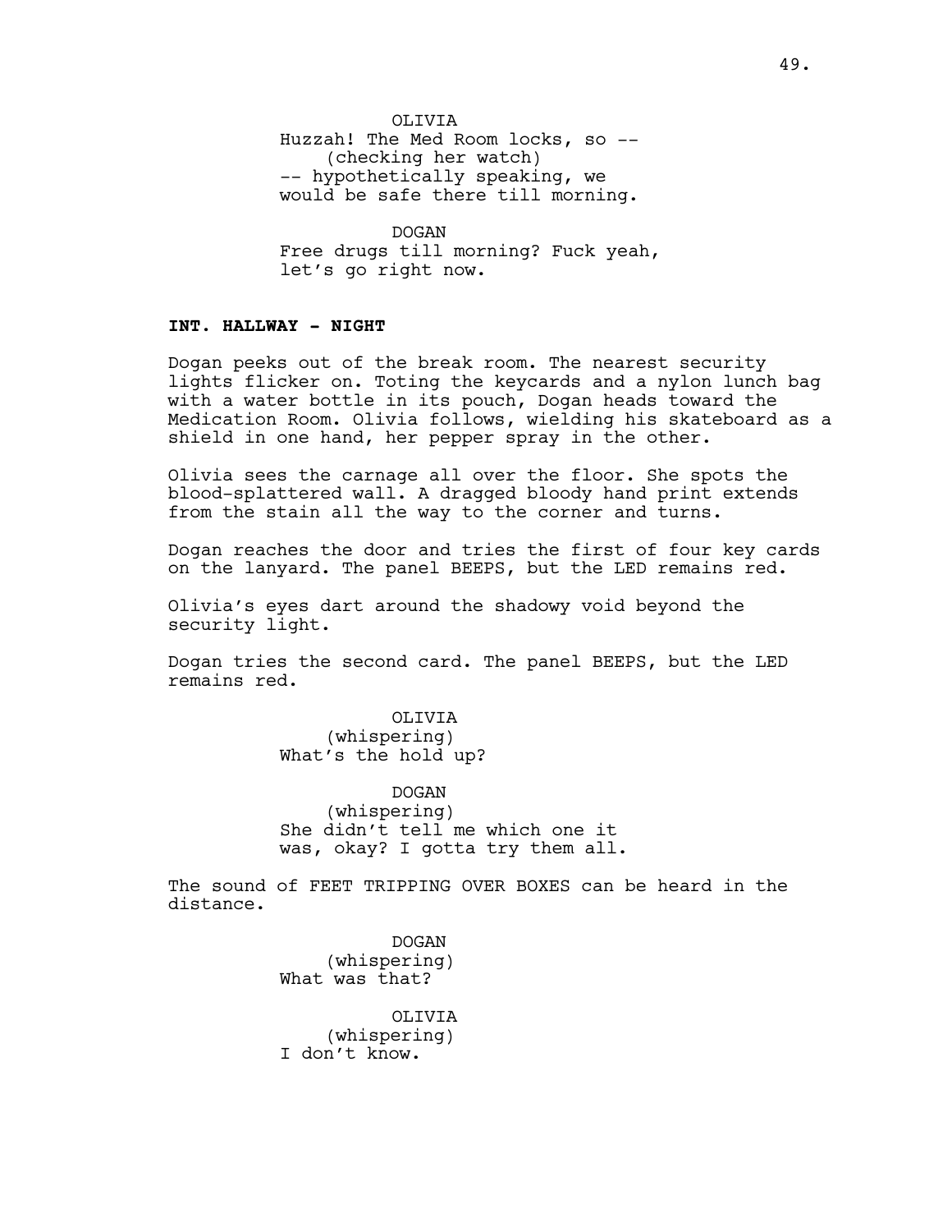OLIVIA
Huzzah! The Med Room locks, so --
(checking her watch)
-- hypothetically speaking, we would be safe there till morning.

DOGAN
Free drugs till morning? Fuck yeah, let's go right now.

**INT. HALLWAY - NIGHT**

Dogan peeks out of the break room. The nearest security lights flicker on. Toting the keycards and a nylon lunch bag with a water bottle in its pouch, Dogan heads toward the Medication Room. Olivia follows, wielding his skateboard as a shield in one hand, her pepper spray in the other.

Olivia sees the carnage all over the floor. She spots the blood-splattered wall. A dragged bloody hand print extends from the stain all the way to the corner and turns.

Dogan reaches the door and tries the first of four key cards on the lanyard. The panel BEEPS, but the LED remains red.

Olivia's eyes dart around the shadowy void beyond the security light.

Dogan tries the second card. The panel BEEPS, but the LED remains red.

OLIVIA
(whispering)
What's the hold up?

DOGAN
(whispering)
She didn't tell me which one it was, okay? I gotta try them all.

The sound of FEET TRIPPING OVER BOXES can be heard in the distance.

DOGAN
(whispering)
What was that?

OLIVIA
(whispering)
I don't know.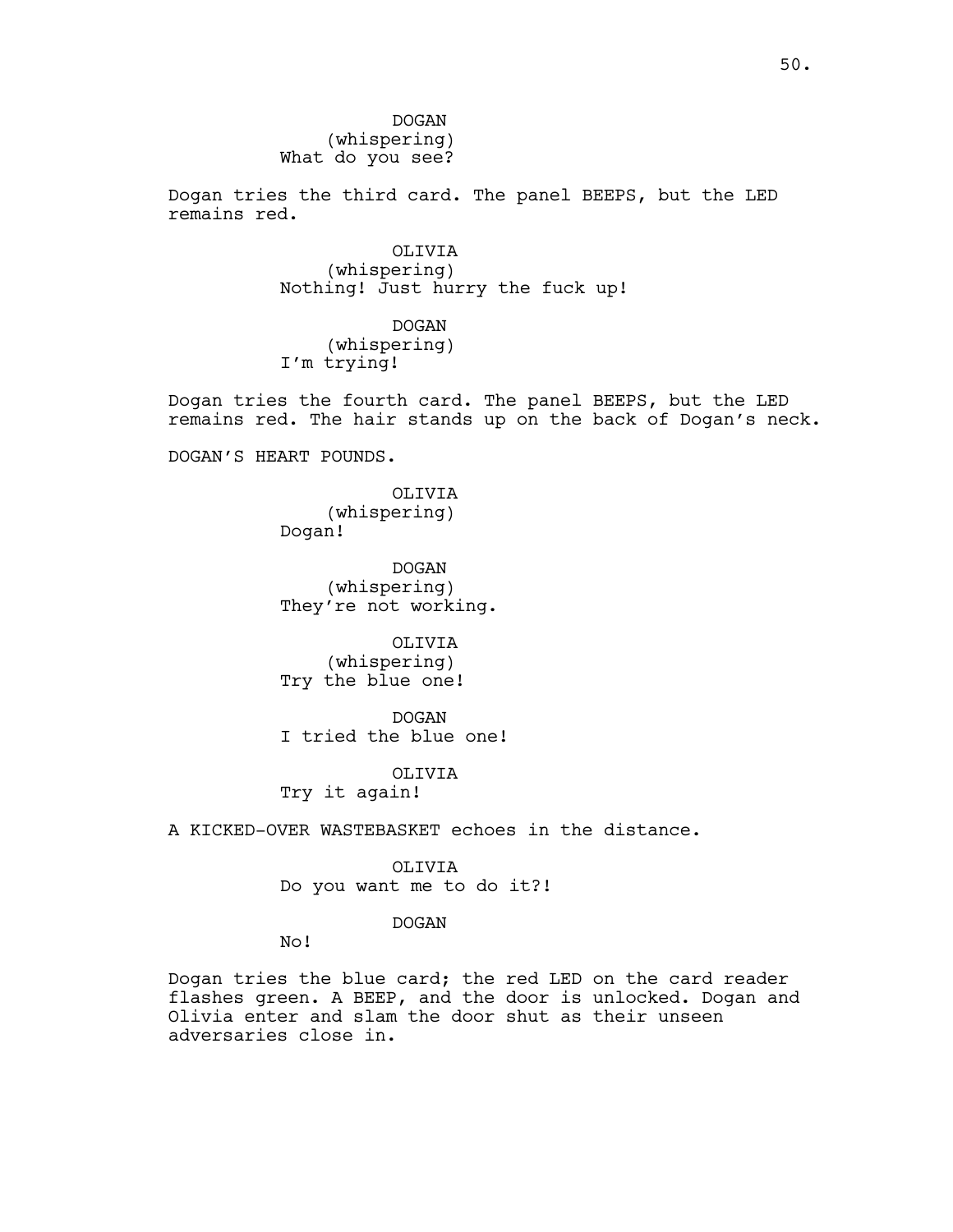DOGAN
(whispering)
What do you see?

Dogan tries the third card. The panel BEEPS, but the LED remains red.

OLIVIA
(whispering)
Nothing! Just hurry the fuck up!

DOGAN
(whispering)
I'm trying!

Dogan tries the fourth card. The panel BEEPS, but the LED remains red. The hair stands up on the back of Dogan's neck.

DOGAN'S HEART POUNDS.

OLIVIA
(whispering)
Dogan!

DOGAN
(whispering)
They're not working.

OLIVIA
(whispering)
Try the blue one!

DOGAN
I tried the blue one!

OLIVIA
Try it again!

A KICKED-OVER WASTEBASKET echoes in the distance.

OLIVIA
Do you want me to do it?!

DOGAN
No!

Dogan tries the blue card; the red LED on the card reader flashes green. A BEEP, and the door is unlocked. Dogan and Olivia enter and slam the door shut as their unseen adversaries close in.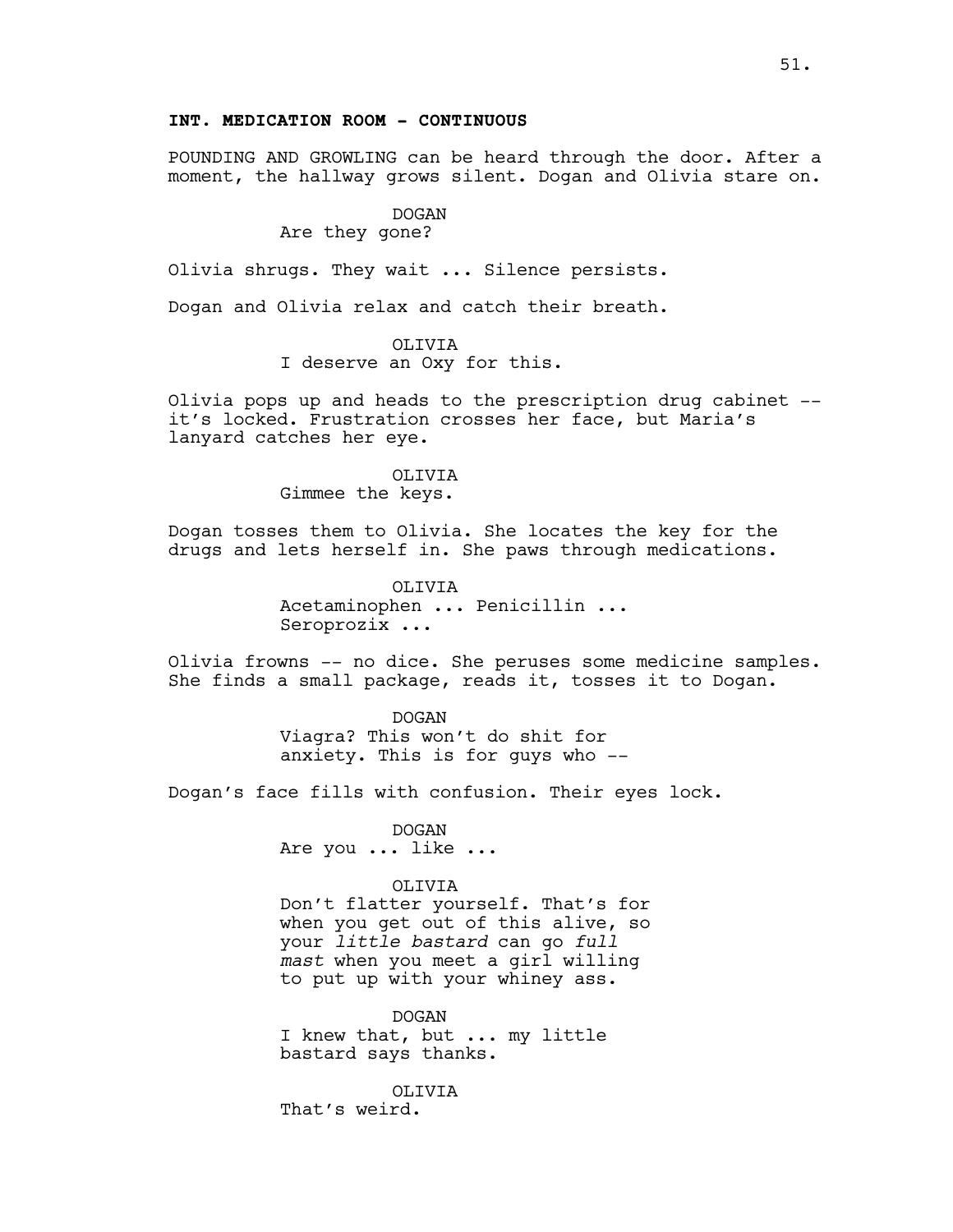**INT. MEDICATION ROOM - CONTINUOUS**

POUNDING AND GROWLING can be heard through the door. After a moment, the hallway grows silent. Dogan and Olivia stare on.

DOGAN
Are they gone?

Olivia shrugs. They wait ... Silence persists.

Dogan and Olivia relax and catch their breath.

OLIVIA
I deserve an Oxy for this.

Olivia pops up and heads to the prescription drug cabinet -- it's locked. Frustration crosses her face, but Maria's lanyard catches her eye.

OLIVIA
Gimmee the keys.

Dogan tosses them to Olivia. She locates the key for the drugs and lets herself in. She paws through medications.

OLIVIA
Acetaminophen ... Penicillin ... Seroprozix ...

Olivia frowns -- no dice. She peruses some medicine samples. She finds a small package, reads it, tosses it to Dogan.

DOGAN
Viagra? This won't do shit for anxiety. This is for guys who --

Dogan's face fills with confusion. Their eyes lock.

DOGAN
Are you ... like ...

OLIVIA
Don't flatter yourself. That's for when you get out of this alive, so your *little bastard* can go *full mast* when you meet a girl willing to put up with your whiney ass.

DOGAN
I knew that, but ... my little bastard says thanks.

OLIVIA
That's weird.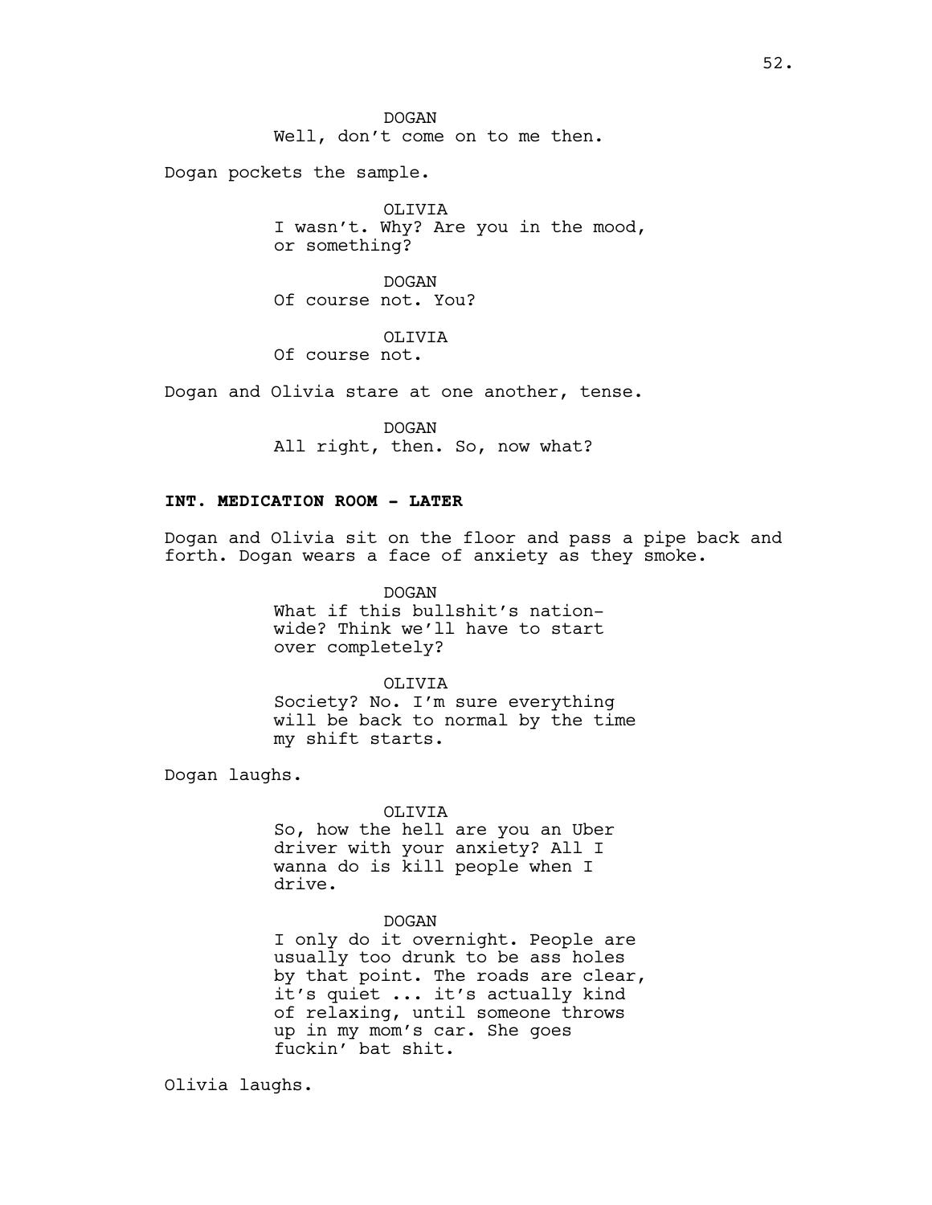DOGAN
Well, don't come on to me then.

Dogan pockets the sample.

OLIVIA
I wasn't. Why? Are you in the mood, or something?

DOGAN
Of course not. You?

OLIVIA
Of course not.

Dogan and Olivia stare at one another, tense.

DOGAN
All right, then. So, now what?

**INT. MEDICATION ROOM - LATER**

Dogan and Olivia sit on the floor and pass a pipe back and forth. Dogan wears a face of anxiety as they smoke.

DOGAN
What if this bullshit's nation-wide? Think we'll have to start over completely?

OLIVIA
Society? No. I'm sure everything will be back to normal by the time my shift starts.

Dogan laughs.

OLIVIA
So, how the hell are you an Uber driver with your anxiety? All I wanna do is kill people when I drive.

DOGAN
I only do it overnight. People are usually too drunk to be ass holes by that point. The roads are clear, it's quiet ... it's actually kind of relaxing, until someone throws up in my mom's car. She goes fuckin' bat shit.

Olivia laughs.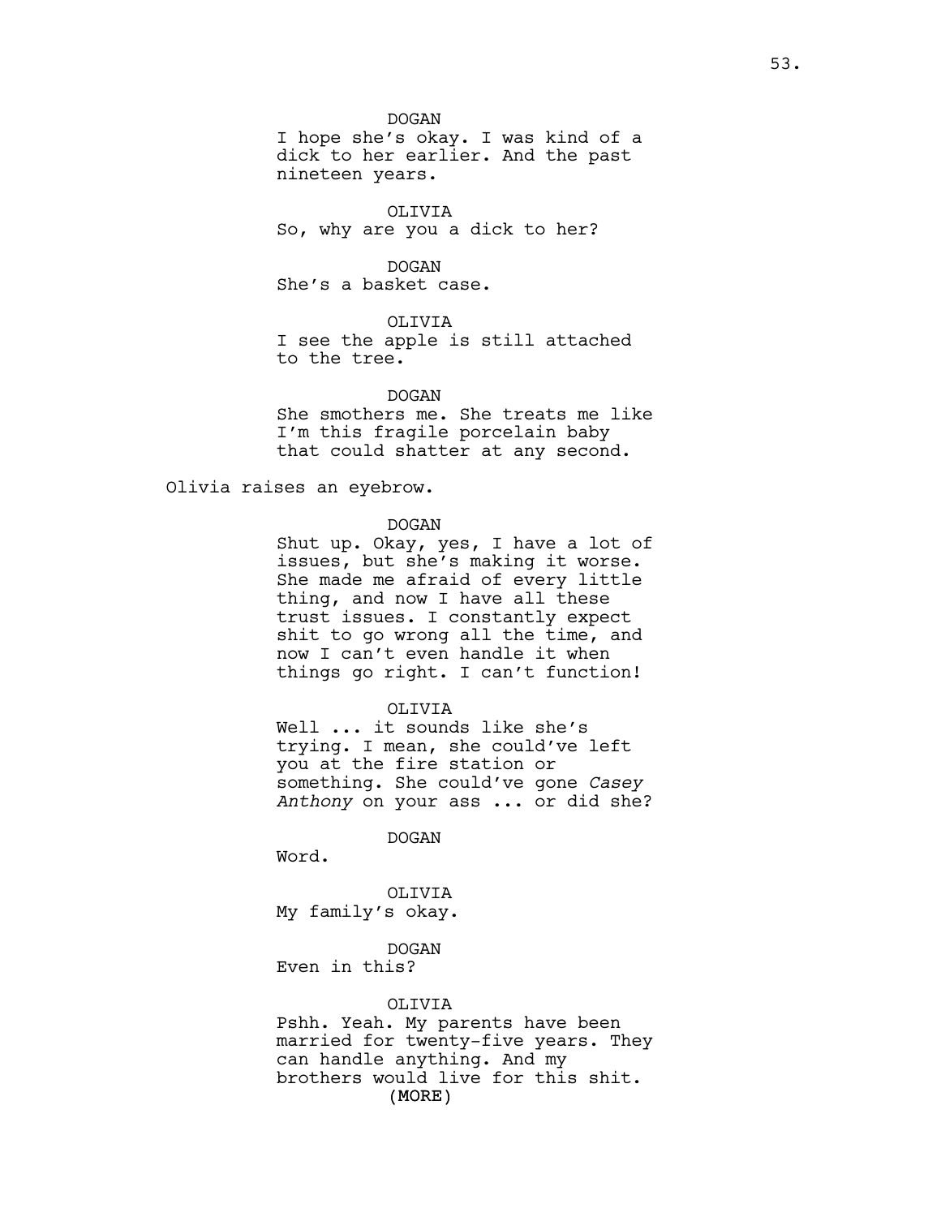DOGAN

I hope she's okay. I was kind of a dick to her earlier. And the past nineteen years.

OLIVIA

So, why are you a dick to her?

DOGAN

She's a basket case.

OLIVIA

I see the apple is still attached to the tree.

DOGAN

She smothers me. She treats me like I'm this fragile porcelain baby that could shatter at any second.

Olivia raises an eyebrow.

DOGAN

Shut up. Okay, yes, I have a lot of issues, but she's making it worse. She made me afraid of every little thing, and now I have all these trust issues. I constantly expect shit to go wrong all the time, and now I can't even handle it when things go right. I can't function!

OLIVIA

Well ... it sounds like she's trying. I mean, she could've left you at the fire station or something. She could've gone *Casey Anthony* on your ass ... or did she?

DOGAN

Word.

OLIVIA

My family's okay.

DOGAN

Even in this?

OLIVIA

Pshh. Yeah. My parents have been married for twenty-five years. They can handle anything. And my brothers would live for this shit.

(MORE)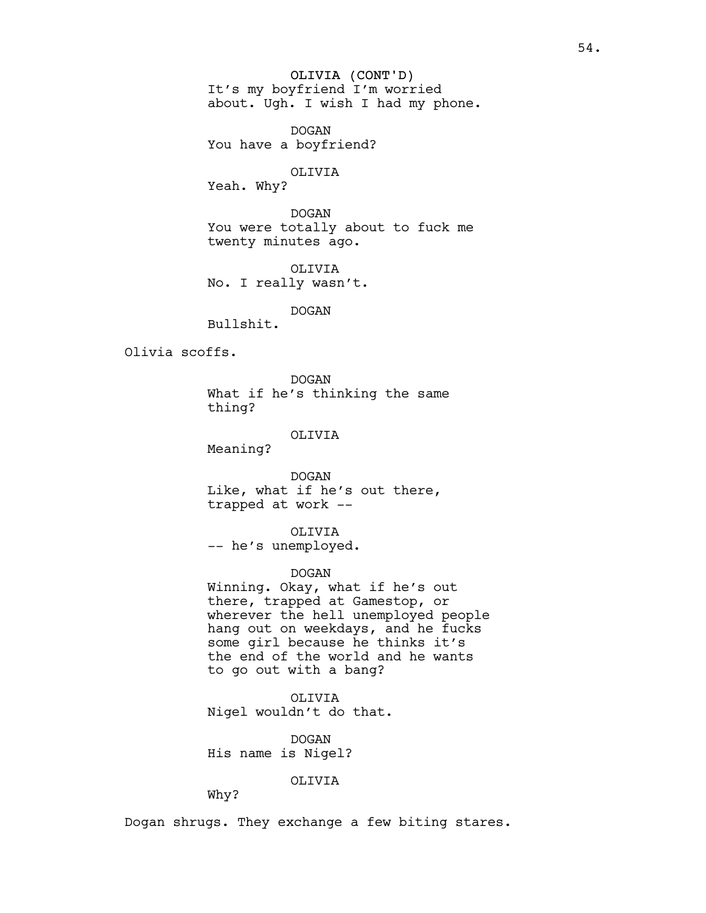OLIVIA (CONT'D)
It's my boyfriend I'm worried about. Ugh. I wish I had my phone.

DOGAN
You have a boyfriend?

OLIVIA
Yeah. Why?

DOGAN
You were totally about to fuck me twenty minutes ago.

OLIVIA
No. I really wasn't.

DOGAN
Bullshit.

Olivia scoffs.

DOGAN
What if he's thinking the same thing?

OLIVIA
Meaning?

DOGAN
Like, what if he's out there, trapped at work --

OLIVIA
-- he's unemployed.

DOGAN
Winning. Okay, what if he's out there, trapped at Gamestop, or wherever the hell unemployed people hang out on weekdays, and he fucks some girl because he thinks it's the end of the world and he wants to go out with a bang?

OLIVIA
Nigel wouldn't do that.

DOGAN
His name is Nigel?

OLIVIA
Why?

Dogan shrugs. They exchange a few biting stares.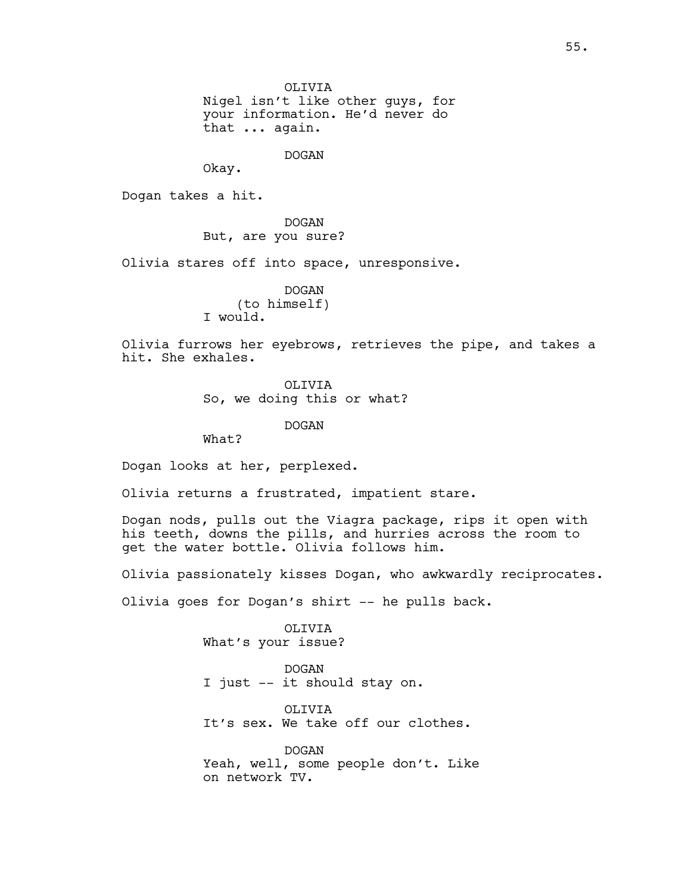OLIVIA
Nigel isn't like other guys, for your information. He'd never do that ... again.

DOGAN
Okay.

Dogan takes a hit.

DOGAN
But, are you sure?

Olivia stares off into space, unresponsive.

DOGAN
(to himself)
I would.

Olivia furrows her eyebrows, retrieves the pipe, and takes a hit. She exhales.

OLIVIA
So, we doing this or what?

DOGAN
What?

Dogan looks at her, perplexed.

Olivia returns a frustrated, impatient stare.

Dogan nods, pulls out the Viagra package, rips it open with his teeth, downs the pills, and hurries across the room to get the water bottle. Olivia follows him.

Olivia passionately kisses Dogan, who awkwardly reciprocates.

Olivia goes for Dogan's shirt -- he pulls back.

OLIVIA
What's your issue?

DOGAN
I just -- it should stay on.

OLIVIA
It's sex. We take off our clothes.

DOGAN
Yeah, well, some people don't. Like on network TV.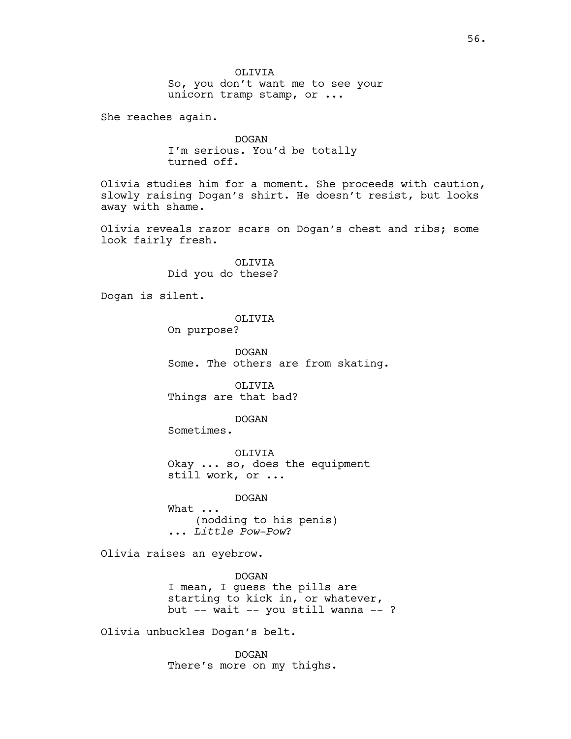OLIVIA
So, you don't want me to see your unicorn tramp stamp, or ...

She reaches again.

DOGAN
I'm serious. You'd be totally turned off.

Olivia studies him for a moment. She proceeds with caution, slowly raising Dogan's shirt. He doesn't resist, but looks away with shame.

Olivia reveals razor scars on Dogan's chest and ribs; some look fairly fresh.

OLIVIA
Did you do these?

Dogan is silent.

OLIVIA
On purpose?

DOGAN
Some. The others are from skating.

OLIVIA
Things are that bad?

DOGAN
Sometimes.

OLIVIA
Okay ... so, does the equipment still work, or ...

DOGAN
What ...
(nodding to his penis)
... *Little Pow-Pow*?

Olivia raises an eyebrow.

DOGAN
I mean, I guess the pills are starting to kick in, or whatever, but -- wait -- you still wanna -- ?

Olivia unbuckles Dogan's belt.

DOGAN
There's more on my thighs.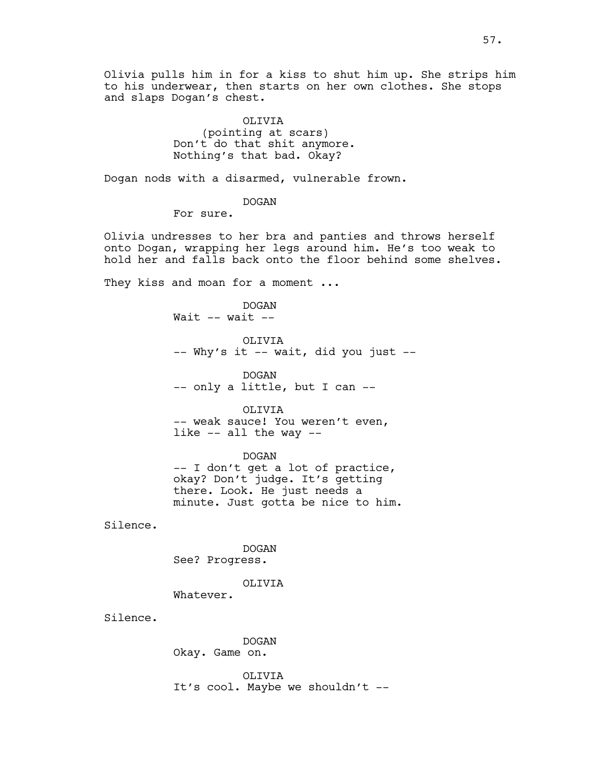Olivia pulls him in for a kiss to shut him up. She strips him to his underwear, then starts on her own clothes. She stops and slaps Dogan's chest.

OLIVIA
(pointing at scars)
Don't do that shit anymore.
Nothing's that bad. Okay?

Dogan nods with a disarmed, vulnerable frown.

DOGAN
For sure.

Olivia undresses to her bra and panties and throws herself onto Dogan, wrapping her legs around him. He's too weak to hold her and falls back onto the floor behind some shelves.

They kiss and moan for a moment ...

DOGAN
Wait -- wait --

OLIVIA
-- Why's it -- wait, did you just --

DOGAN
-- only a little, but I can --

OLIVIA
-- weak sauce! You weren't even, like -- all the way --

DOGAN
-- I don't get a lot of practice, okay? Don't judge. It's getting there. Look. He just needs a minute. Just gotta be nice to him.

Silence.

DOGAN
See? Progress.

OLIVIA
Whatever.

Silence.

DOGAN
Okay. Game on.

OLIVIA
It's cool. Maybe we shouldn't --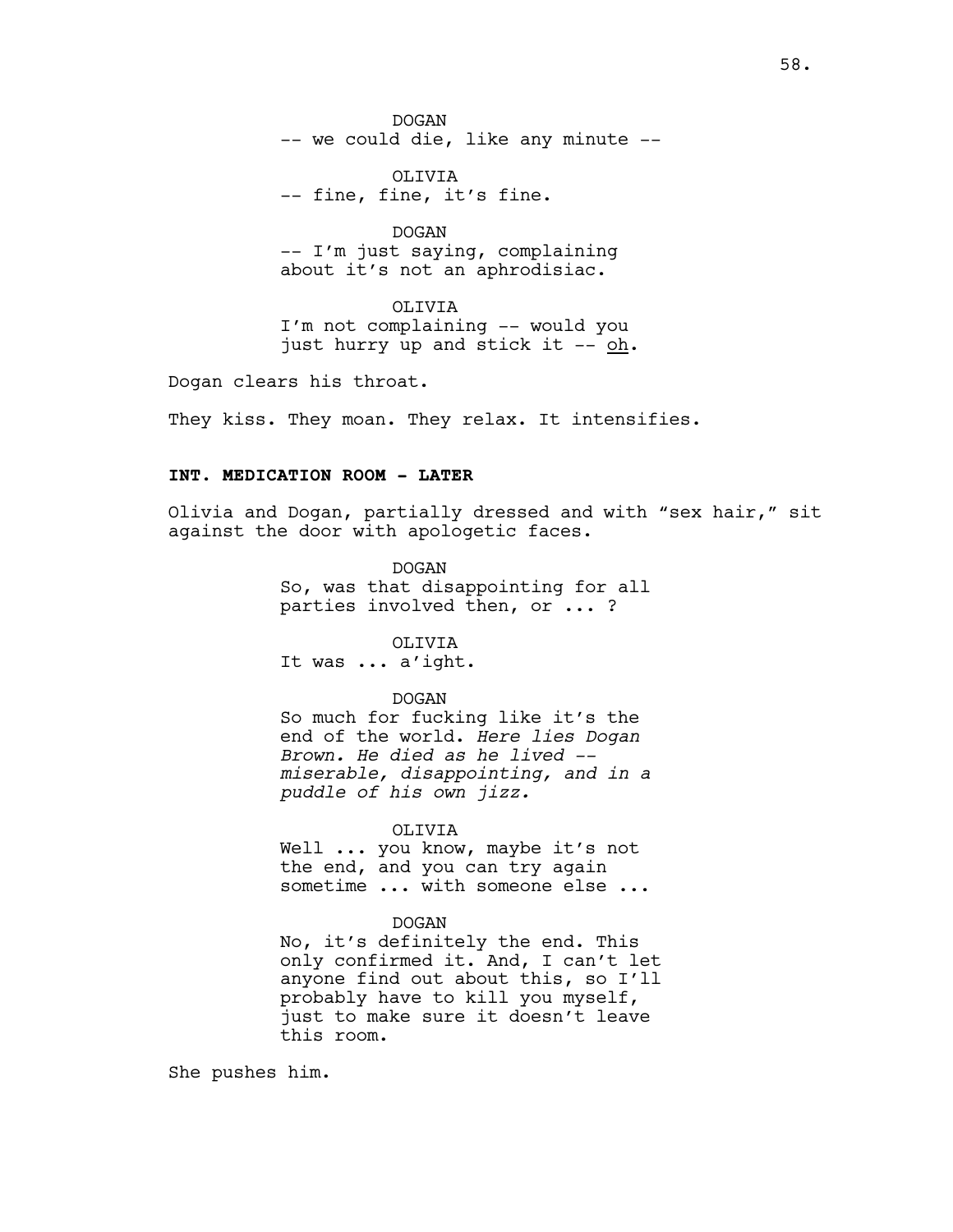DOGAN
-- we could die, like any minute --

OLIVIA
-- fine, fine, it's fine.

DOGAN
-- I'm just saying, complaining about it's not an aphrodisiac.

OLIVIA
I'm not complaining -- would you just hurry up and stick it -- <u>oh</u>.

Dogan clears his throat.

They kiss. They moan. They relax. It intensifies.

**INT. MEDICATION ROOM - LATER**

Olivia and Dogan, partially dressed and with "sex hair," sit against the door with apologetic faces.

DOGAN
So, was that disappointing for all parties involved then, or ... ?

OLIVIA
It was ... a'ight.

DOGAN
So much for fucking like it's the end of the world. *Here lies Dogan Brown. He died as he lived -- miserable, disappointing, and in a puddle of his own jizz.*

OLIVIA
Well ... you know, maybe it's not the end, and you can try again sometime ... with someone else ...

DOGAN
No, it's definitely the end. This only confirmed it. And, I can't let anyone find out about this, so I'll probably have to kill you myself, just to make sure it doesn't leave this room.

She pushes him.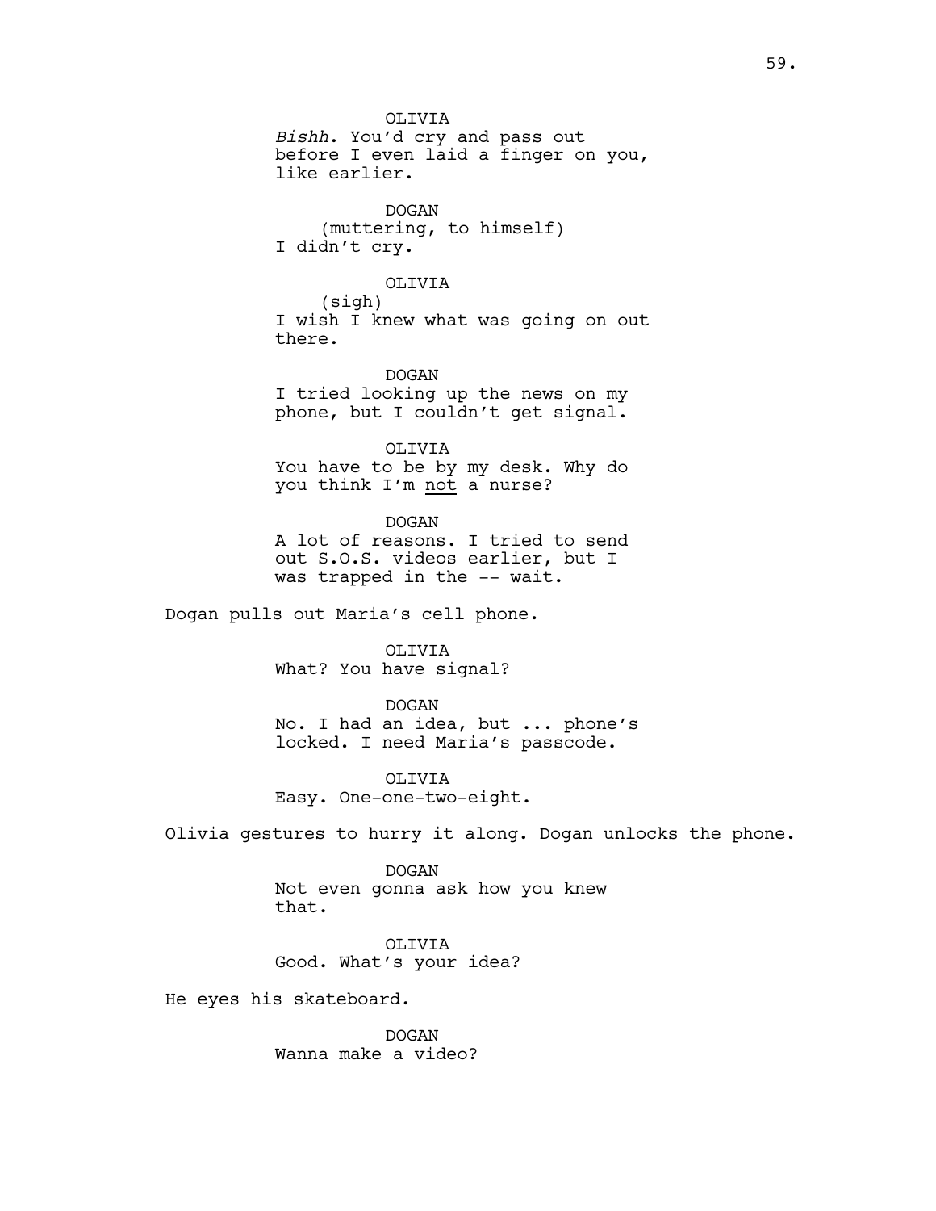OLIVIA
*Bishh*. You'd cry and pass out before I even laid a finger on you, like earlier.

DOGAN
(muttering, to himself)
I didn't cry.

OLIVIA
(sigh)
I wish I knew what was going on out there.

DOGAN
I tried looking up the news on my phone, but I couldn't get signal.

OLIVIA
You have to be by my desk. Why do you think I'm <u>not</u> a nurse?

DOGAN
A lot of reasons. I tried to send out S.O.S. videos earlier, but I was trapped in the -- wait.

Dogan pulls out Maria's cell phone.

OLIVIA
What? You have signal?

DOGAN
No. I had an idea, but ... phone's locked. I need Maria's passcode.

OLIVIA
Easy. One-one-two-eight.

Olivia gestures to hurry it along. Dogan unlocks the phone.

DOGAN
Not even gonna ask how you knew that.

OLIVIA
Good. What's your idea?

He eyes his skateboard.

DOGAN
Wanna make a video?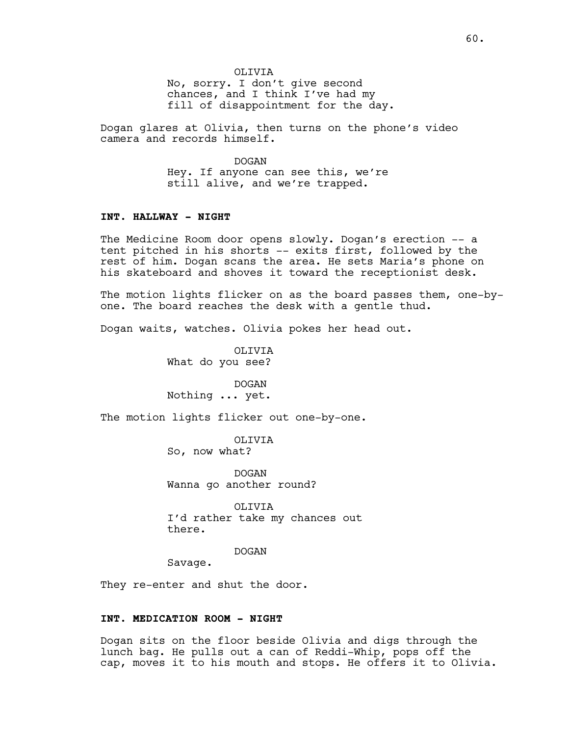OLIVIA
No, sorry. I don't give second chances, and I think I've had my fill of disappointment for the day.

Dogan glares at Olivia, then turns on the phone's video camera and records himself.

DOGAN
Hey. If anyone can see this, we're still alive, and we're trapped.

**INT. HALLWAY - NIGHT**

The Medicine Room door opens slowly. Dogan's erection -- a tent pitched in his shorts -- exits first, followed by the rest of him. Dogan scans the area. He sets Maria's phone on his skateboard and shoves it toward the receptionist desk.

The motion lights flicker on as the board passes them, one-by-one. The board reaches the desk with a gentle thud.

Dogan waits, watches. Olivia pokes her head out.

OLIVIA
What do you see?

DOGAN
Nothing ... yet.

The motion lights flicker out one-by-one.

OLIVIA
So, now what?

DOGAN
Wanna go another round?

OLIVIA
I'd rather take my chances out there.

DOGAN
Savage.

They re-enter and shut the door.

**INT. MEDICATION ROOM - NIGHT**

Dogan sits on the floor beside Olivia and digs through the lunch bag. He pulls out a can of Reddi-Whip, pops off the cap, moves it to his mouth and stops. He offers it to Olivia.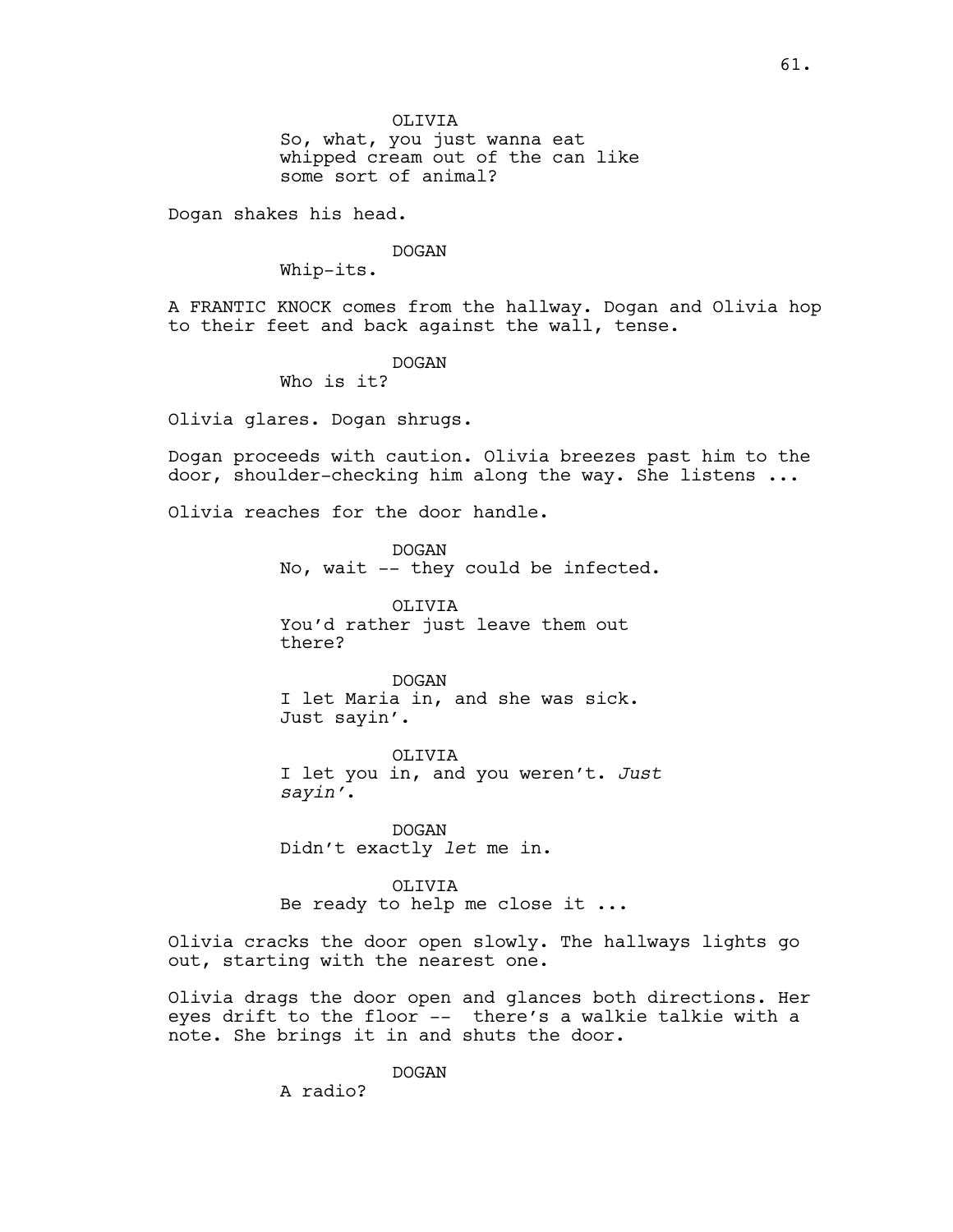OLIVIA
So, what, you just wanna eat whipped cream out of the can like some sort of animal?

Dogan shakes his head.

DOGAN
Whip-its.

A FRANTIC KNOCK comes from the hallway. Dogan and Olivia hop to their feet and back against the wall, tense.

DOGAN
Who is it?

Olivia glares. Dogan shrugs.

Dogan proceeds with caution. Olivia breezes past him to the door, shoulder-checking him along the way. She listens ...

Olivia reaches for the door handle.

DOGAN
No, wait -- they could be infected.

OLIVIA
You'd rather just leave them out there?

DOGAN
I let Maria in, and she was sick. Just sayin'.

OLIVIA
I let you in, and you weren't. *Just sayin'*.

DOGAN
Didn't exactly *let* me in.

OLIVIA
Be ready to help me close it ...

Olivia cracks the door open slowly. The hallways lights go out, starting with the nearest one.

Olivia drags the door open and glances both directions. Her eyes drift to the floor -- there's a walkie talkie with a note. She brings it in and shuts the door.

DOGAN
A radio?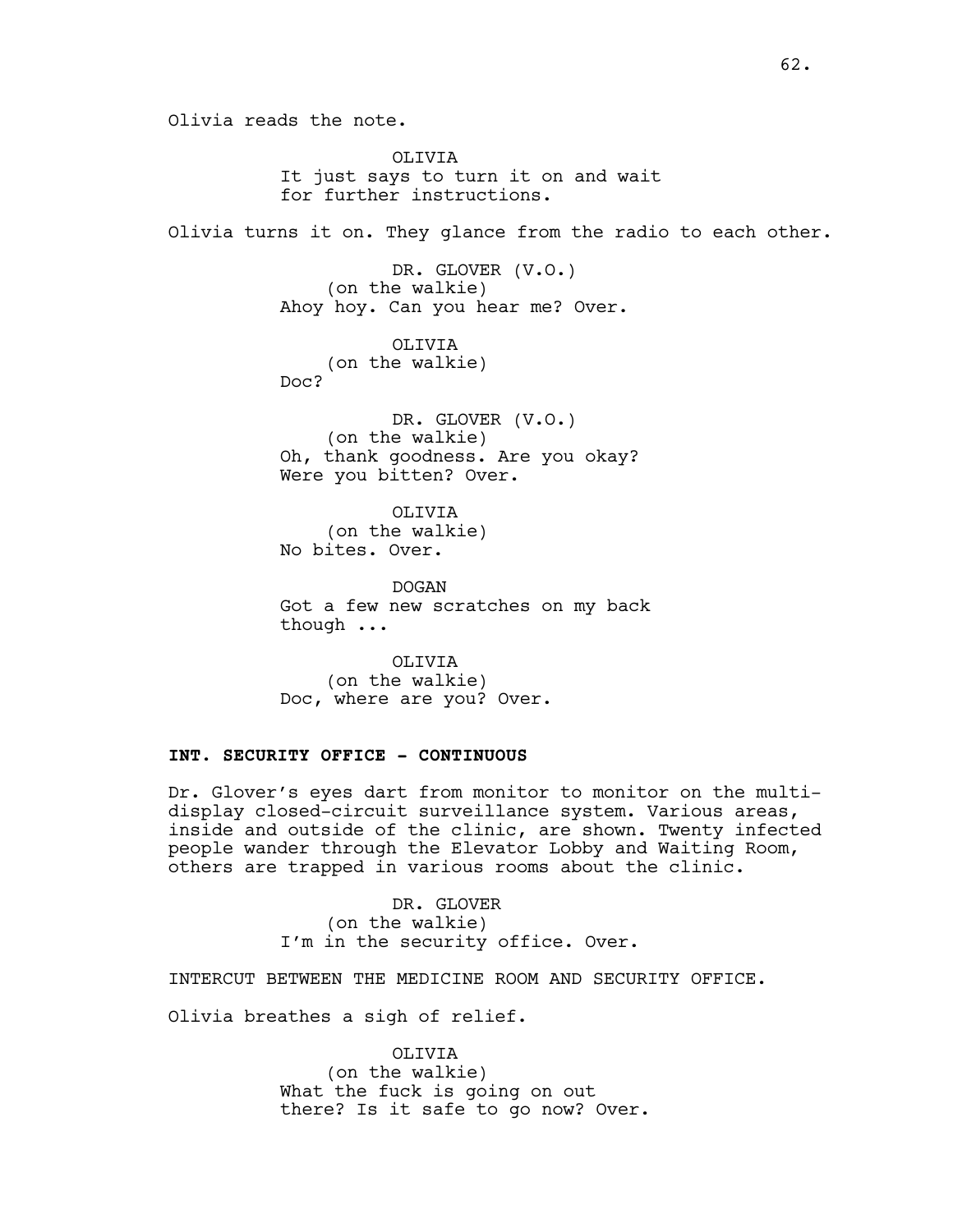Olivia reads the note.

OLIVIA
It just says to turn it on and wait for further instructions.

Olivia turns it on. They glance from the radio to each other.

DR. GLOVER (V.O.)
(on the walkie)
Ahoy hoy. Can you hear me? Over.

OLIVIA
(on the walkie)
Doc?

DR. GLOVER (V.O.)
(on the walkie)
Oh, thank goodness. Are you okay? Were you bitten? Over.

OLIVIA
(on the walkie)
No bites. Over.

DOGAN
Got a few new scratches on my back though ...

OLIVIA
(on the walkie)
Doc, where are you? Over.

**INT. SECURITY OFFICE - CONTINUOUS**

Dr. Glover's eyes dart from monitor to monitor on the multi-display closed-circuit surveillance system. Various areas, inside and outside of the clinic, are shown. Twenty infected people wander through the Elevator Lobby and Waiting Room, others are trapped in various rooms about the clinic.

DR. GLOVER
(on the walkie)
I'm in the security office. Over.

INTERCUT BETWEEN THE MEDICINE ROOM AND SECURITY OFFICE.

Olivia breathes a sigh of relief.

OLIVIA
(on the walkie)
What the fuck is going on out there? Is it safe to go now? Over.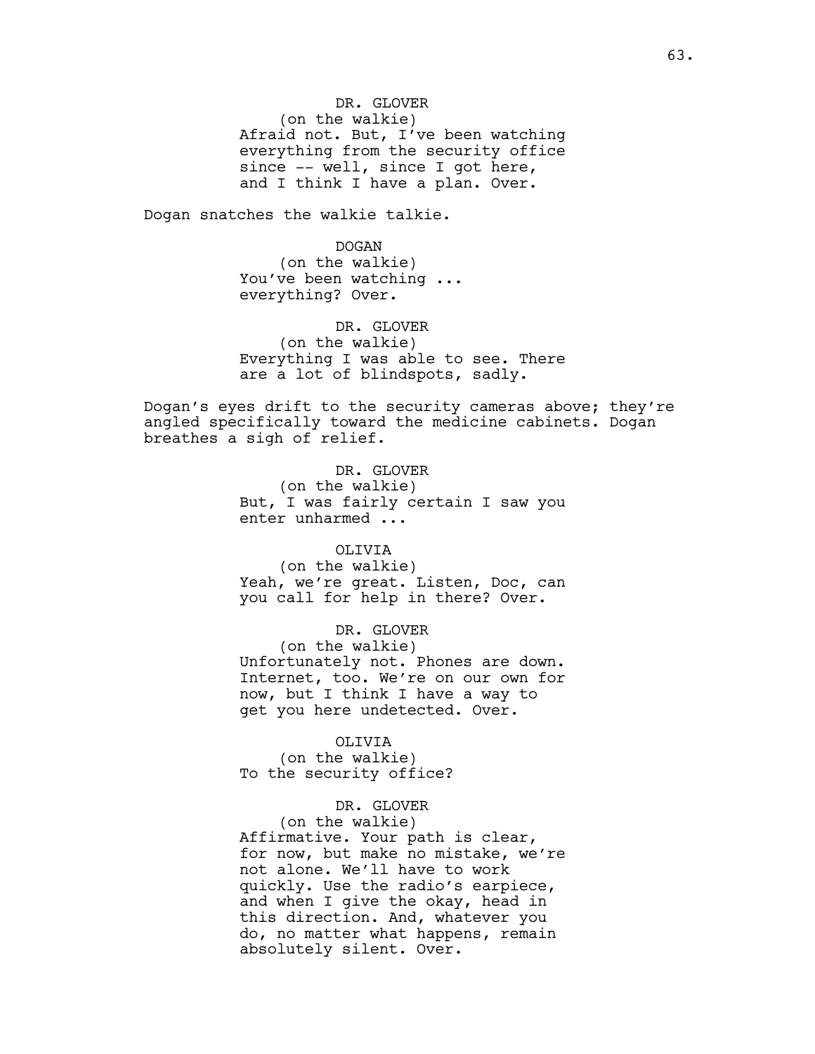DR. GLOVER
(on the walkie)
Afraid not. But, I've been watching everything from the security office since -- well, since I got here, and I think I have a plan. Over.

Dogan snatches the walkie talkie.

DOGAN
(on the walkie)
You've been watching ... everything? Over.

DR. GLOVER
(on the walkie)
Everything I was able to see. There are a lot of blindspots, sadly.

Dogan's eyes drift to the security cameras above; they're angled specifically toward the medicine cabinets. Dogan breathes a sigh of relief.

DR. GLOVER
(on the walkie)
But, I was fairly certain I saw you enter unharmed ...

OLIVIA
(on the walkie)
Yeah, we're great. Listen, Doc, can you call for help in there? Over.

DR. GLOVER
(on the walkie)
Unfortunately not. Phones are down. Internet, too. We're on our own for now, but I think I have a way to get you here undetected. Over.

OLIVIA
(on the walkie)
To the security office?

DR. GLOVER
(on the walkie)
Affirmative. Your path is clear, for now, but make no mistake, we're not alone. We'll have to work quickly. Use the radio's earpiece, and when I give the okay, head in this direction. And, whatever you do, no matter what happens, remain absolutely silent. Over.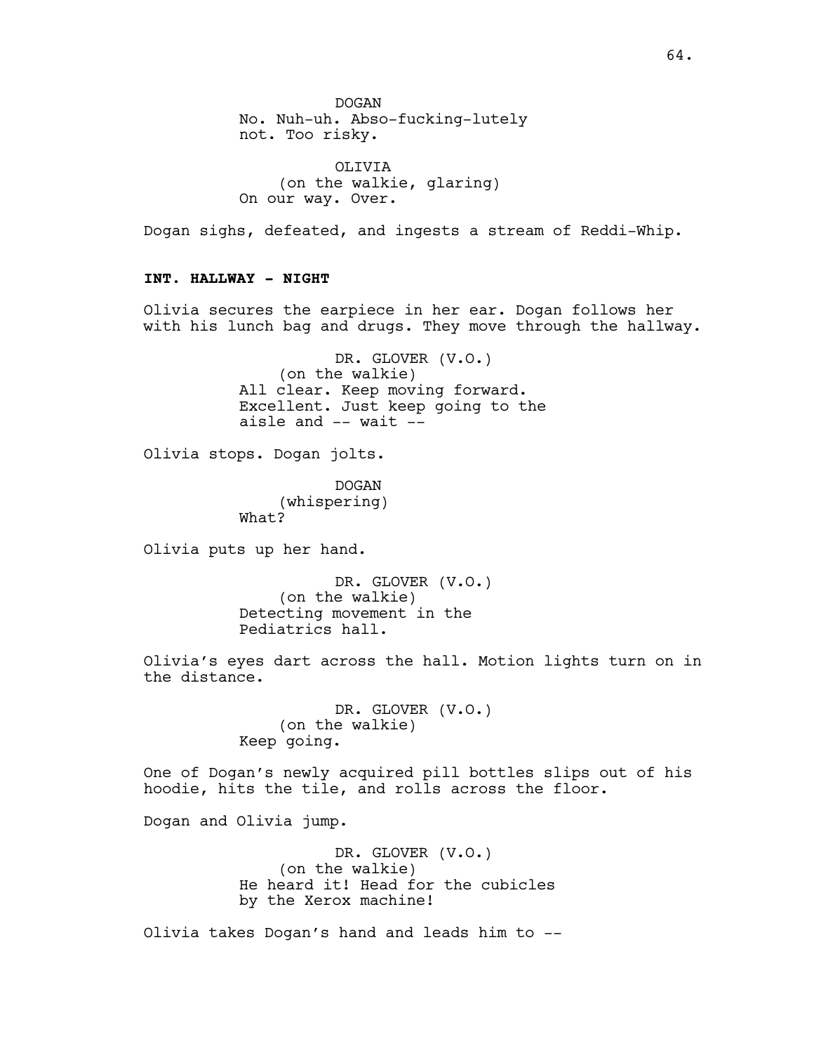DOGAN
No. Nuh-uh. Abso-fucking-lutely not. Too risky.

OLIVIA
(on the walkie, glaring)
On our way. Over.

Dogan sighs, defeated, and ingests a stream of Reddi-Whip.

**INT. HALLWAY - NIGHT**

Olivia secures the earpiece in her ear. Dogan follows her with his lunch bag and drugs. They move through the hallway.

DR. GLOVER (V.O.)
(on the walkie)
All clear. Keep moving forward. Excellent. Just keep going to the aisle and -- wait --

Olivia stops. Dogan jolts.

DOGAN
(whispering)
What?

Olivia puts up her hand.

DR. GLOVER (V.O.)
(on the walkie)
Detecting movement in the Pediatrics hall.

Olivia's eyes dart across the hall. Motion lights turn on in the distance.

DR. GLOVER (V.O.)
(on the walkie)
Keep going.

One of Dogan's newly acquired pill bottles slips out of his hoodie, hits the tile, and rolls across the floor.

Dogan and Olivia jump.

DR. GLOVER (V.O.)
(on the walkie)
He heard it! Head for the cubicles by the Xerox machine!

Olivia takes Dogan's hand and leads him to --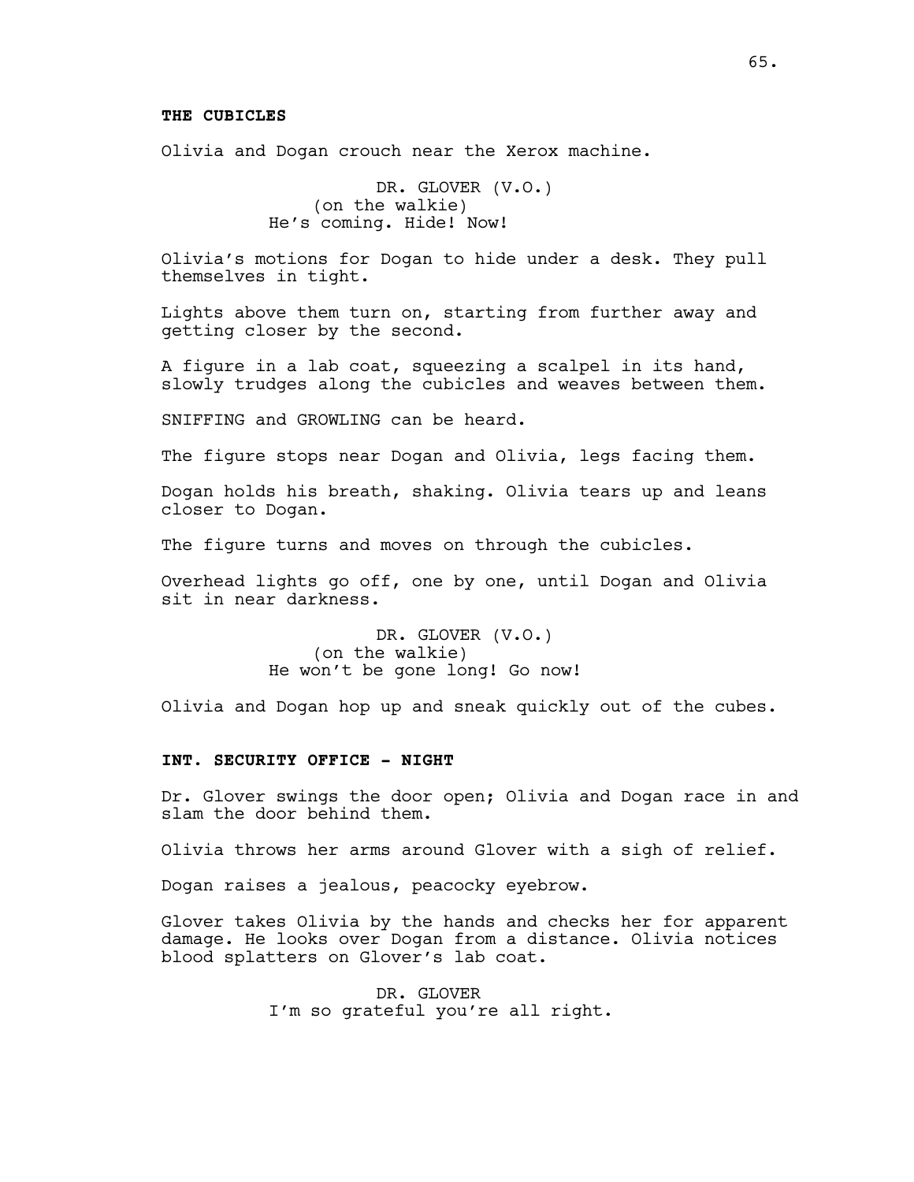**THE CUBICLES**

Olivia and Dogan crouch near the Xerox machine.

DR. GLOVER (V.O.)
(on the walkie)
He's coming. Hide! Now!

Olivia's motions for Dogan to hide under a desk. They pull themselves in tight.

Lights above them turn on, starting from further away and getting closer by the second.

A figure in a lab coat, squeezing a scalpel in its hand, slowly trudges along the cubicles and weaves between them.

SNIFFING and GROWLING can be heard.

The figure stops near Dogan and Olivia, legs facing them.

Dogan holds his breath, shaking. Olivia tears up and leans closer to Dogan.

The figure turns and moves on through the cubicles.

Overhead lights go off, one by one, until Dogan and Olivia sit in near darkness.

DR. GLOVER (V.O.)
(on the walkie)
He won't be gone long! Go now!

Olivia and Dogan hop up and sneak quickly out of the cubes.

**INT. SECURITY OFFICE - NIGHT**

Dr. Glover swings the door open; Olivia and Dogan race in and slam the door behind them.

Olivia throws her arms around Glover with a sigh of relief.

Dogan raises a jealous, peacocky eyebrow.

Glover takes Olivia by the hands and checks her for apparent damage. He looks over Dogan from a distance. Olivia notices blood splatters on Glover's lab coat.

DR. GLOVER
I'm so grateful you're all right.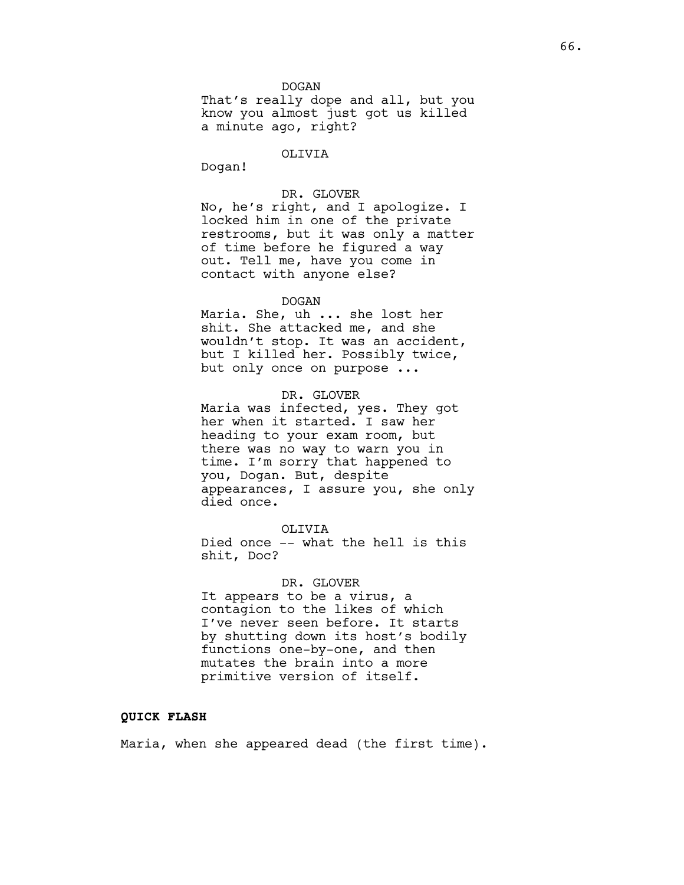DOGAN

That's really dope and all, but you know you almost just got us killed a minute ago, right?

OLIVIA

Dogan!

DR. GLOVER

No, he's right, and I apologize. I locked him in one of the private restrooms, but it was only a matter of time before he figured a way out. Tell me, have you come in contact with anyone else?

DOGAN

Maria. She, uh ... she lost her shit. She attacked me, and she wouldn't stop. It was an accident, but I killed her. Possibly twice, but only once on purpose ...

DR. GLOVER

Maria was infected, yes. They got her when it started. I saw her heading to your exam room, but there was no way to warn you in time. I'm sorry that happened to you, Dogan. But, despite appearances, I assure you, she only died once.

OLIVIA

Died once -- what the hell is this shit, Doc?

DR. GLOVER

It appears to be a virus, a contagion to the likes of which I've never seen before. It starts by shutting down its host's bodily functions one-by-one, and then mutates the brain into a more primitive version of itself.

**QUICK FLASH**

Maria, when she appeared dead (the first time).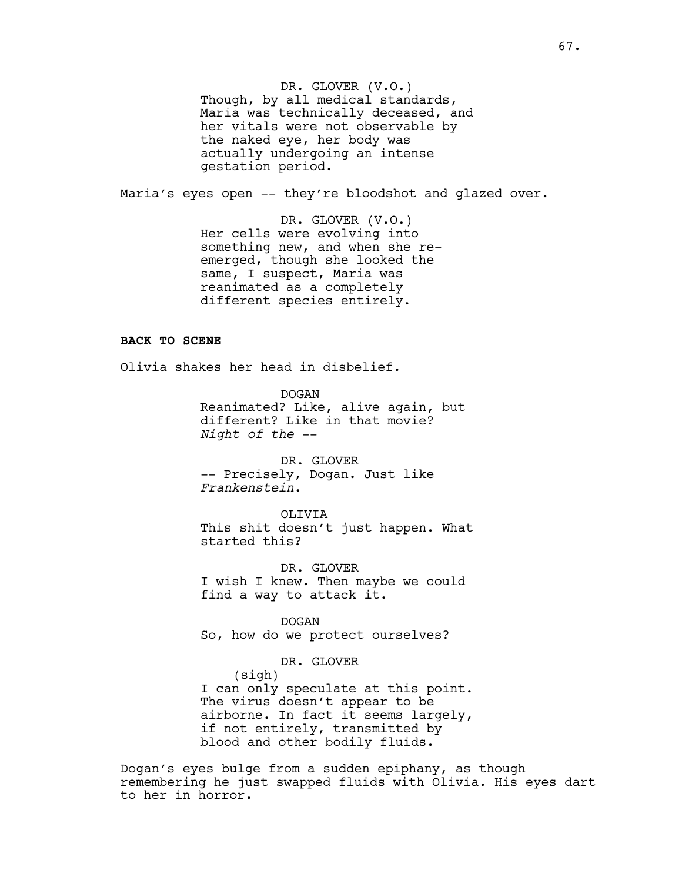DR. GLOVER (V.O.)
Though, by all medical standards, Maria was technically deceased, and her vitals were not observable by the naked eye, her body was actually undergoing an intense gestation period.

Maria's eyes open -- they're bloodshot and glazed over.

DR. GLOVER (V.O.)
Her cells were evolving into something new, and when she re-emerged, though she looked the same, I suspect, Maria was reanimated as a completely different species entirely.

**BACK TO SCENE**

Olivia shakes her head in disbelief.

DOGAN
Reanimated? Like, alive again, but different? Like in that movie? *Night of the* --

DR. GLOVER
-- Precisely, Dogan. Just like *Frankenstein*.

OLIVIA
This shit doesn't just happen. What started this?

DR. GLOVER
I wish I knew. Then maybe we could find a way to attack it.

DOGAN
So, how do we protect ourselves?

DR. GLOVER
(sigh)
I can only speculate at this point. The virus doesn't appear to be airborne. In fact it seems largely, if not entirely, transmitted by blood and other bodily fluids.

Dogan's eyes bulge from a sudden epiphany, as though remembering he just swapped fluids with Olivia. His eyes dart to her in horror.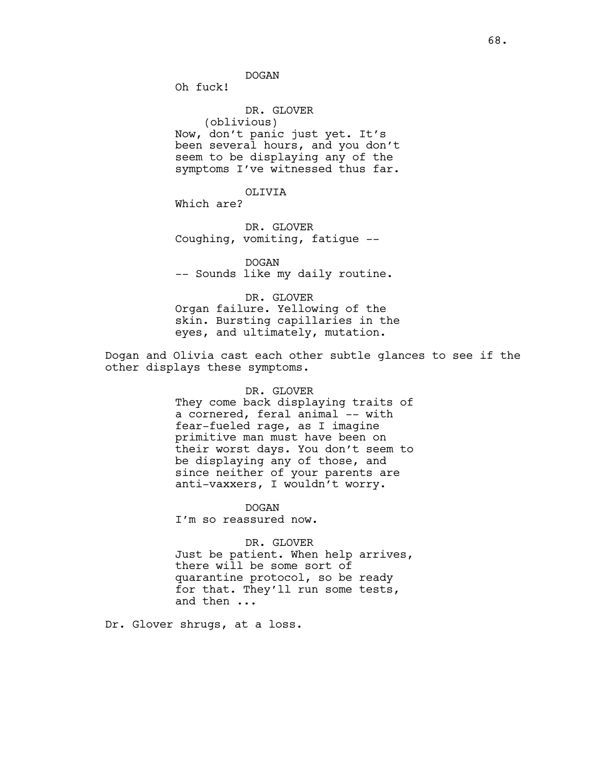DOGAN
Oh fuck!

DR. GLOVER
(oblivious)
Now, don't panic just yet. It's been several hours, and you don't seem to be displaying any of the symptoms I've witnessed thus far.

OLIVIA
Which are?

DR. GLOVER
Coughing, vomiting, fatigue --

DOGAN
-- Sounds like my daily routine.

DR. GLOVER
Organ failure. Yellowing of the skin. Bursting capillaries in the eyes, and ultimately, mutation.

Dogan and Olivia cast each other subtle glances to see if the other displays these symptoms.

DR. GLOVER
They come back displaying traits of a cornered, feral animal -- with fear-fueled rage, as I imagine primitive man must have been on their worst days. You don't seem to be displaying any of those, and since neither of your parents are anti-vaxxers, I wouldn't worry.

DOGAN
I'm so reassured now.

DR. GLOVER
Just be patient. When help arrives, there will be some sort of quarantine protocol, so be ready for that. They'll run some tests, and then ...

Dr. Glover shrugs, at a loss.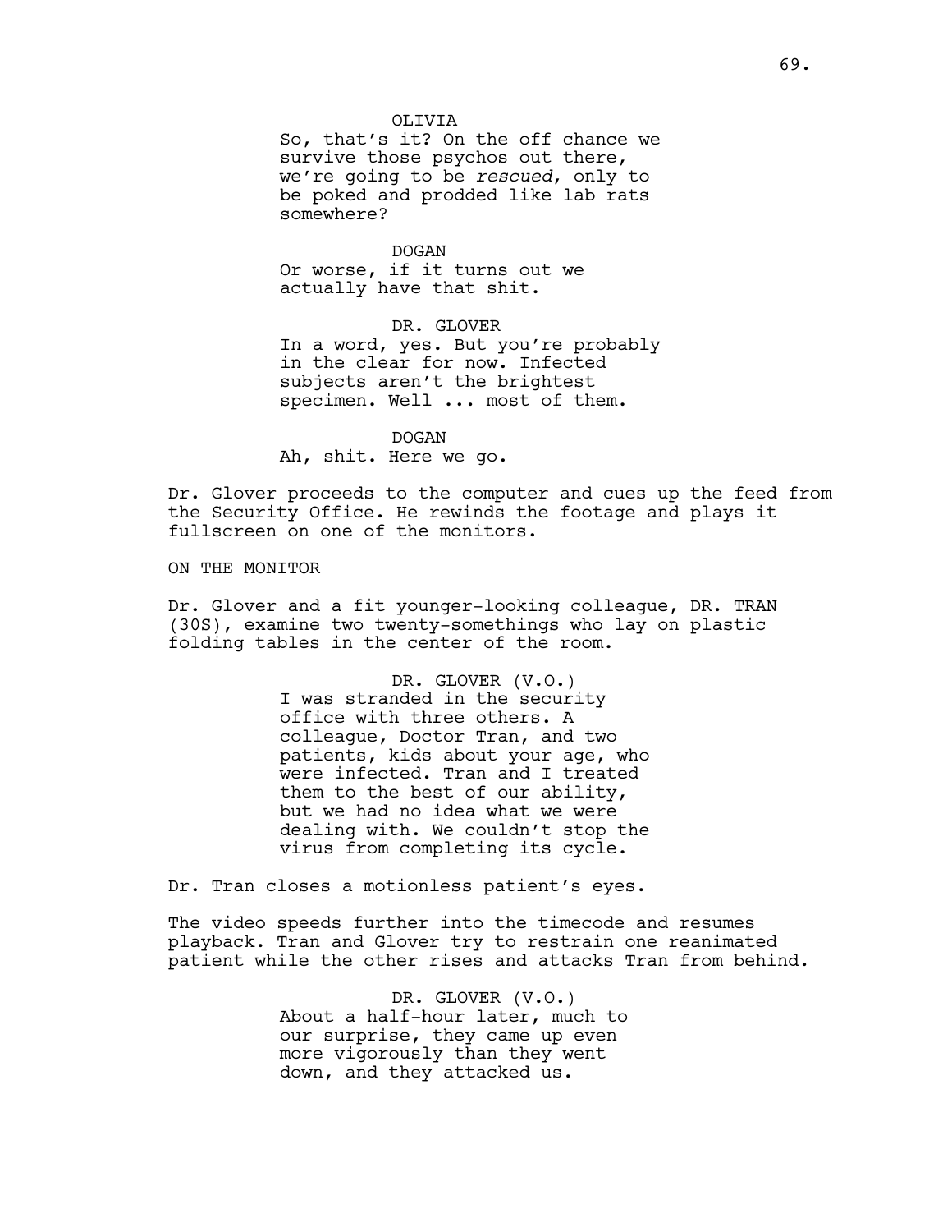OLIVIA
So, that's it? On the off chance we survive those psychos out there, we're going to be *rescued*, only to be poked and prodded like lab rats somewhere?

DOGAN
Or worse, if it turns out we actually have that shit.

DR. GLOVER
In a word, yes. But you're probably in the clear for now. Infected subjects aren't the brightest specimen. Well ... most of them.

DOGAN
Ah, shit. Here we go.

Dr. Glover proceeds to the computer and cues up the feed from the Security Office. He rewinds the footage and plays it fullscreen on one of the monitors.

ON THE MONITOR

Dr. Glover and a fit younger-looking colleague, DR. TRAN (30S), examine two twenty-somethings who lay on plastic folding tables in the center of the room.

DR. GLOVER (V.O.)
I was stranded in the security office with three others. A colleague, Doctor Tran, and two patients, kids about your age, who were infected. Tran and I treated them to the best of our ability, but we had no idea what we were dealing with. We couldn't stop the virus from completing its cycle.

Dr. Tran closes a motionless patient's eyes.

The video speeds further into the timecode and resumes playback. Tran and Glover try to restrain one reanimated patient while the other rises and attacks Tran from behind.

DR. GLOVER (V.O.)
About a half-hour later, much to our surprise, they came up even more vigorously than they went down, and they attacked us.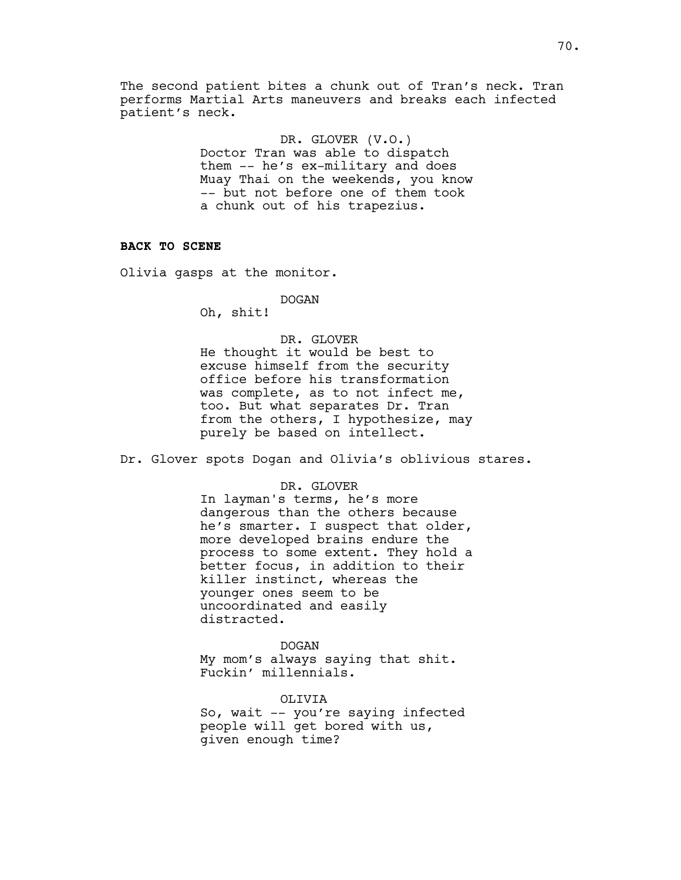The second patient bites a chunk out of Tran's neck. Tran performs Martial Arts maneuvers and breaks each infected patient's neck.

DR. GLOVER (V.O.)
Doctor Tran was able to dispatch them -- he's ex-military and does Muay Thai on the weekends, you know -- but not before one of them took a chunk out of his trapezius.

**BACK TO SCENE**

Olivia gasps at the monitor.

DOGAN
Oh, shit!

DR. GLOVER
He thought it would be best to excuse himself from the security office before his transformation was complete, as to not infect me, too. But what separates Dr. Tran from the others, I hypothesize, may purely be based on intellect.

Dr. Glover spots Dogan and Olivia's oblivious stares.

DR. GLOVER
In layman's terms, he's more dangerous than the others because he's smarter. I suspect that older, more developed brains endure the process to some extent. They hold a better focus, in addition to their killer instinct, whereas the younger ones seem to be uncoordinated and easily distracted.

DOGAN
My mom's always saying that shit. Fuckin' millennials.

OLIVIA
So, wait -- you're saying infected people will get bored with us, given enough time?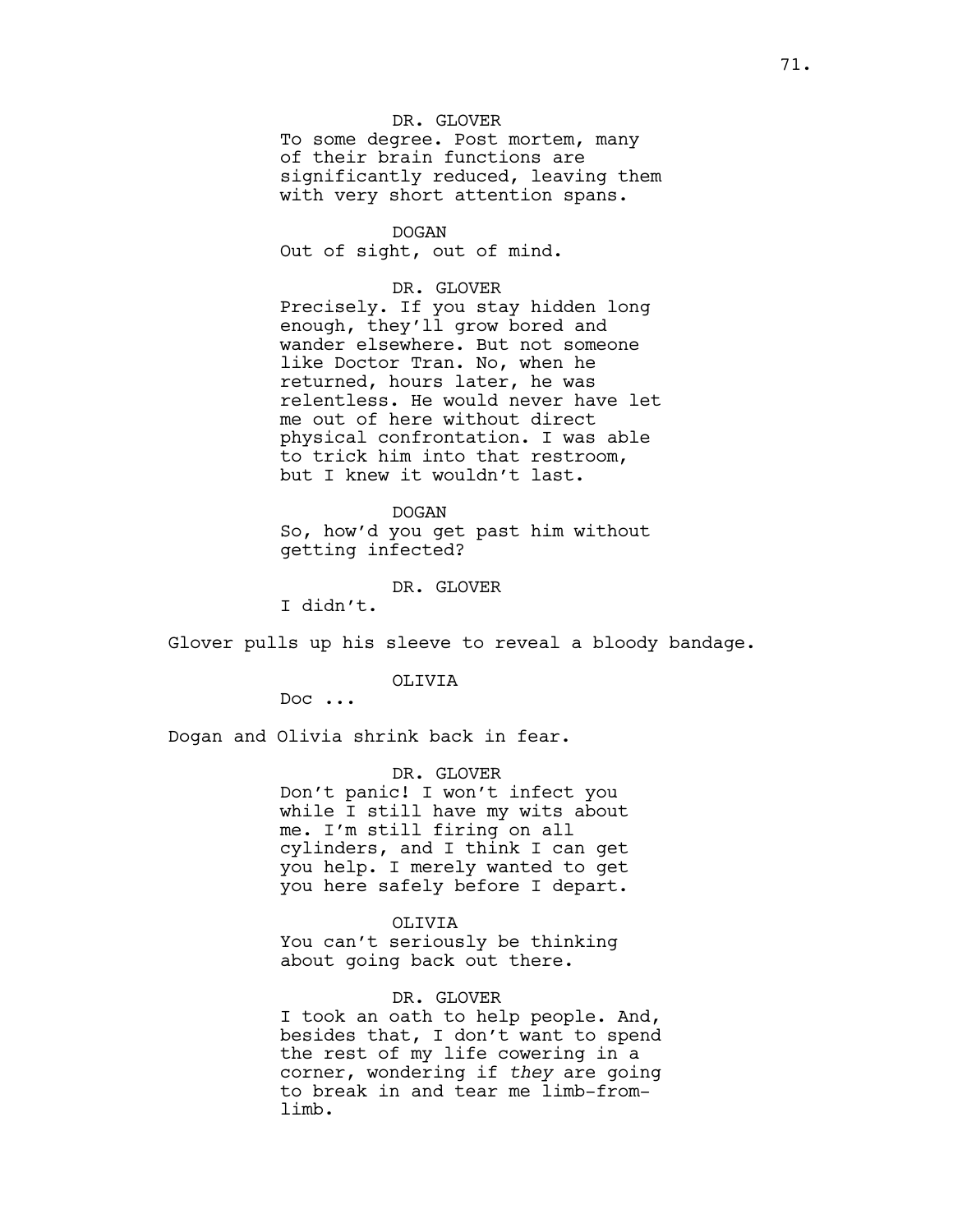DR. GLOVER

To some degree. Post mortem, many of their brain functions are significantly reduced, leaving them with very short attention spans.

DOGAN

Out of sight, out of mind.

DR. GLOVER

Precisely. If you stay hidden long enough, they'll grow bored and wander elsewhere. But not someone like Doctor Tran. No, when he returned, hours later, he was relentless. He would never have let me out of here without direct physical confrontation. I was able to trick him into that restroom, but I knew it wouldn't last.

DOGAN

So, how'd you get past him without getting infected?

DR. GLOVER

I didn't.

Glover pulls up his sleeve to reveal a bloody bandage.

OLIVIA

Doc ...

Dogan and Olivia shrink back in fear.

DR. GLOVER

Don't panic! I won't infect you while I still have my wits about me. I'm still firing on all cylinders, and I think I can get you help. I merely wanted to get you here safely before I depart.

OLIVIA

You can't seriously be thinking about going back out there.

DR. GLOVER

I took an oath to help people. And, besides that, I don't want to spend the rest of my life cowering in a corner, wondering if *they* are going to break in and tear me limb-from-limb.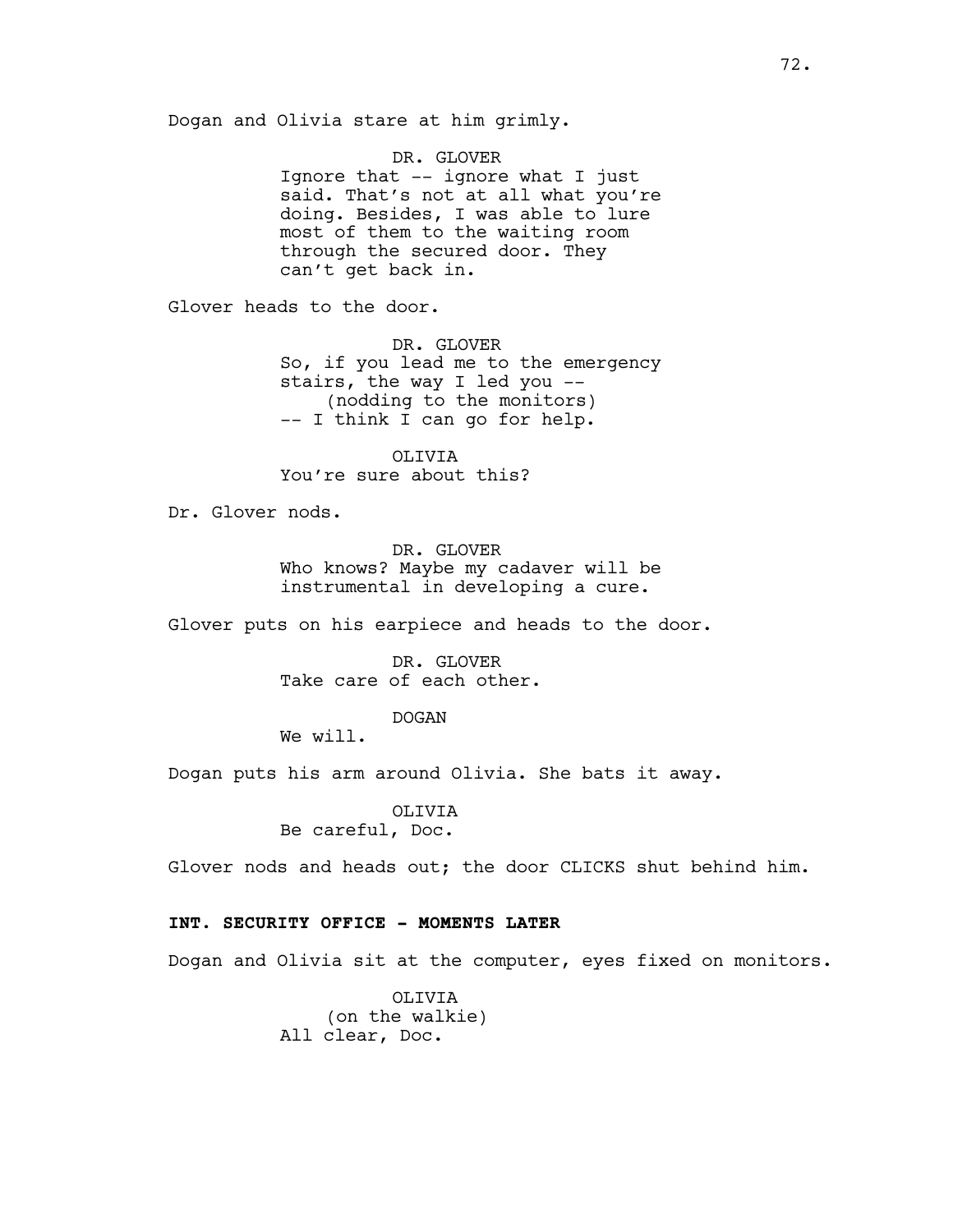Dogan and Olivia stare at him grimly.

DR. GLOVER
Ignore that -- ignore what I just said. That's not at all what you're doing. Besides, I was able to lure most of them to the waiting room through the secured door. They can't get back in.

Glover heads to the door.

DR. GLOVER
So, if you lead me to the emergency stairs, the way I led you --
(nodding to the monitors)
-- I think I can go for help.

OLIVIA
You're sure about this?

Dr. Glover nods.

DR. GLOVER
Who knows? Maybe my cadaver will be instrumental in developing a cure.

Glover puts on his earpiece and heads to the door.

DR. GLOVER
Take care of each other.

DOGAN
We will.

Dogan puts his arm around Olivia. She bats it away.

OLIVIA
Be careful, Doc.

Glover nods and heads out; the door CLICKS shut behind him.

**INT. SECURITY OFFICE - MOMENTS LATER**

Dogan and Olivia sit at the computer, eyes fixed on monitors.

OLIVIA
(on the walkie)
All clear, Doc.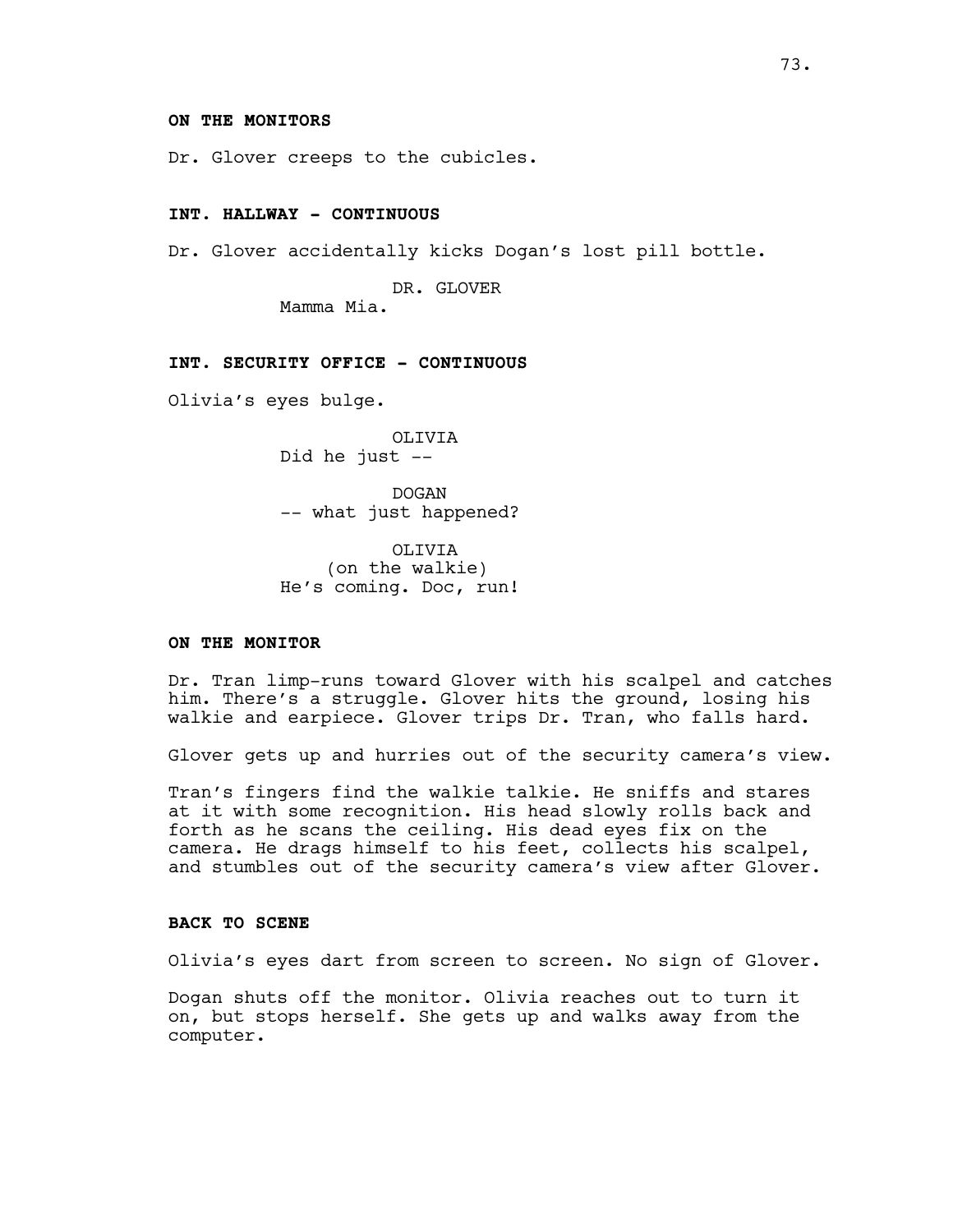**ON THE MONITORS**

Dr. Glover creeps to the cubicles.

**INT. HALLWAY - CONTINUOUS**

Dr. Glover accidentally kicks Dogan's lost pill bottle.

DR. GLOVER
Mamma Mia.

**INT. SECURITY OFFICE - CONTINUOUS**

Olivia's eyes bulge.

OLIVIA
Did he just --

DOGAN
-- what just happened?

OLIVIA
(on the walkie)
He's coming. Doc, run!

**ON THE MONITOR**

Dr. Tran limp-runs toward Glover with his scalpel and catches him. There's a struggle. Glover hits the ground, losing his walkie and earpiece. Glover trips Dr. Tran, who falls hard.

Glover gets up and hurries out of the security camera's view.

Tran's fingers find the walkie talkie. He sniffs and stares at it with some recognition. His head slowly rolls back and forth as he scans the ceiling. His dead eyes fix on the camera. He drags himself to his feet, collects his scalpel, and stumbles out of the security camera's view after Glover.

**BACK TO SCENE**

Olivia's eyes dart from screen to screen. No sign of Glover.

Dogan shuts off the monitor. Olivia reaches out to turn it on, but stops herself. She gets up and walks away from the computer.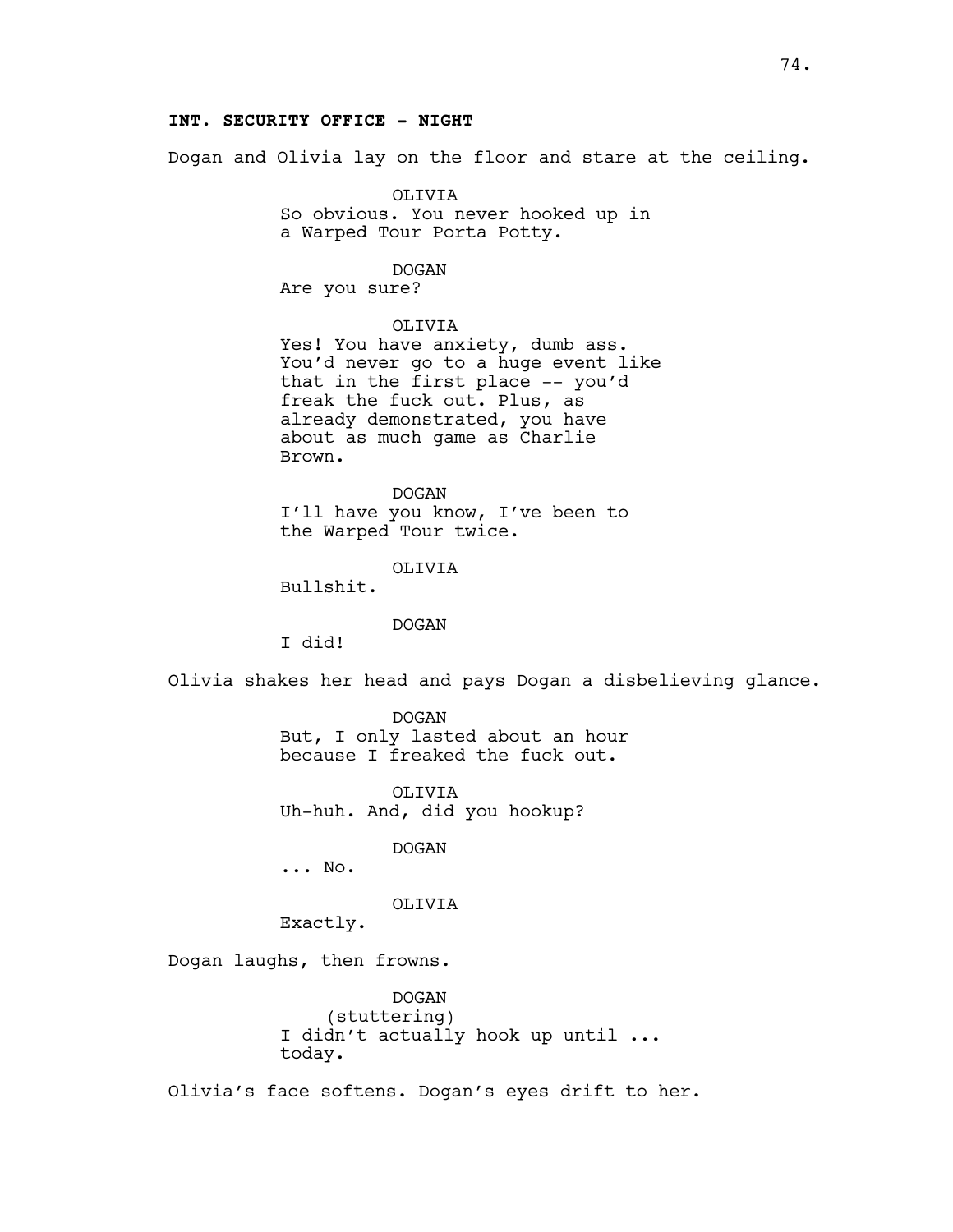**INT. SECURITY OFFICE - NIGHT**

Dogan and Olivia lay on the floor and stare at the ceiling.

OLIVIA
So obvious. You never hooked up in a Warped Tour Porta Potty.

DOGAN
Are you sure?

OLIVIA
Yes! You have anxiety, dumb ass. You'd never go to a huge event like that in the first place -- you'd freak the fuck out. Plus, as already demonstrated, you have about as much game as Charlie Brown.

DOGAN
I'll have you know, I've been to the Warped Tour twice.

OLIVIA
Bullshit.

DOGAN
I did!

Olivia shakes her head and pays Dogan a disbelieving glance.

DOGAN
But, I only lasted about an hour because I freaked the fuck out.

OLIVIA
Uh-huh. And, did you hookup?

DOGAN
... No.

OLIVIA
Exactly.

Dogan laughs, then frowns.

DOGAN
(stuttering)
I didn't actually hook up until ... today.

Olivia's face softens. Dogan's eyes drift to her.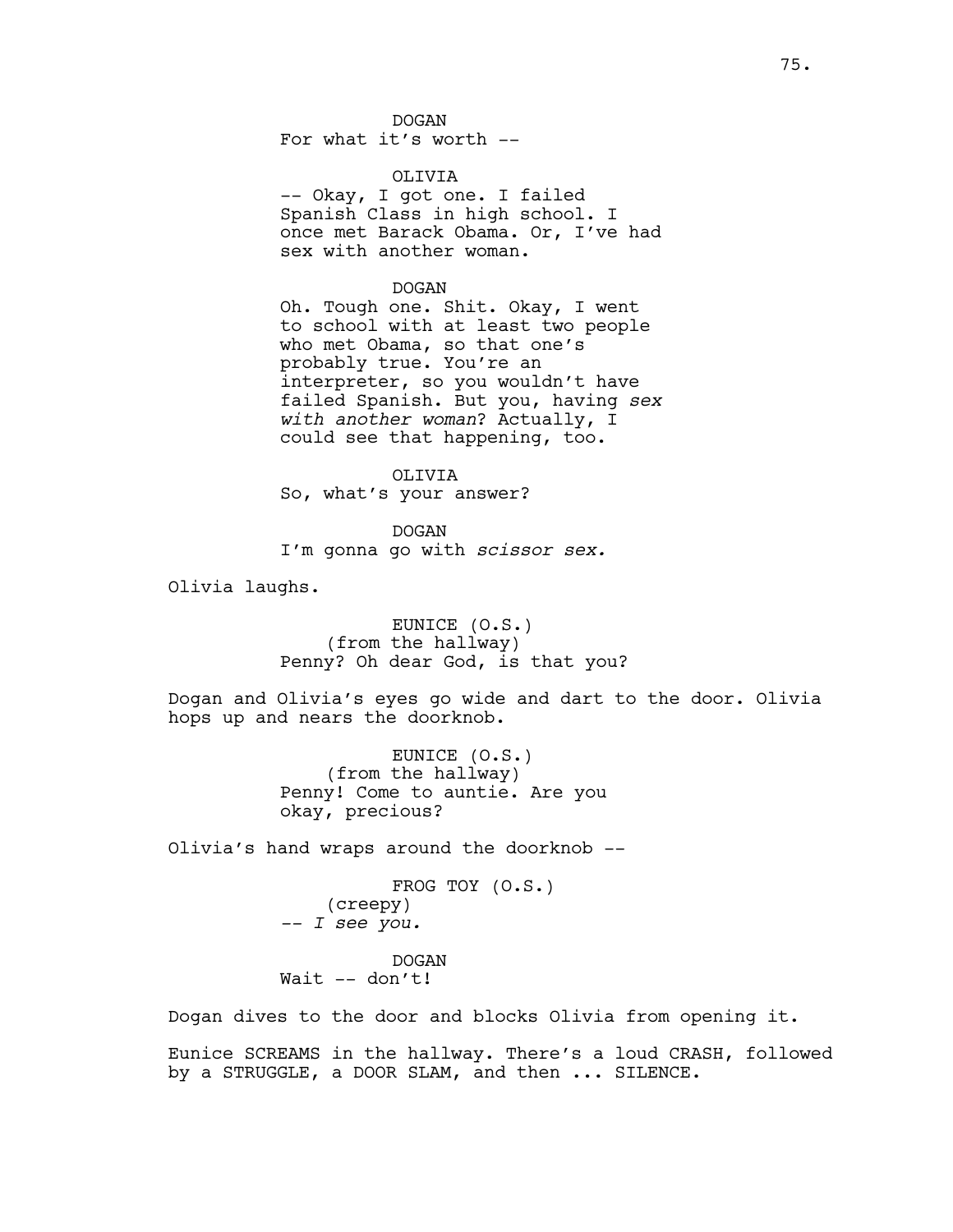DOGAN
For what it's worth --

OLIVIA
-- Okay, I got one. I failed Spanish Class in high school. I once met Barack Obama. Or, I've had sex with another woman.

DOGAN
Oh. Tough one. Shit. Okay, I went to school with at least two people who met Obama, so that one's probably true. You're an interpreter, so you wouldn't have failed Spanish. But you, having *sex with another woman*? Actually, I could see that happening, too.

OLIVIA
So, what's your answer?

DOGAN
I'm gonna go with *scissor sex.*

Olivia laughs.

EUNICE (O.S.)
(from the hallway)
Penny? Oh dear God, is that you?

Dogan and Olivia's eyes go wide and dart to the door. Olivia hops up and nears the doorknob.

EUNICE (O.S.)
(from the hallway)
Penny! Come to auntie. Are you okay, precious?

Olivia's hand wraps around the doorknob --

FROG TOY (O.S.)
(creepy)
-- *I see you.*

DOGAN
Wait -- don't!

Dogan dives to the door and blocks Olivia from opening it.

Eunice SCREAMS in the hallway. There's a loud CRASH, followed by a STRUGGLE, a DOOR SLAM, and then ... SILENCE.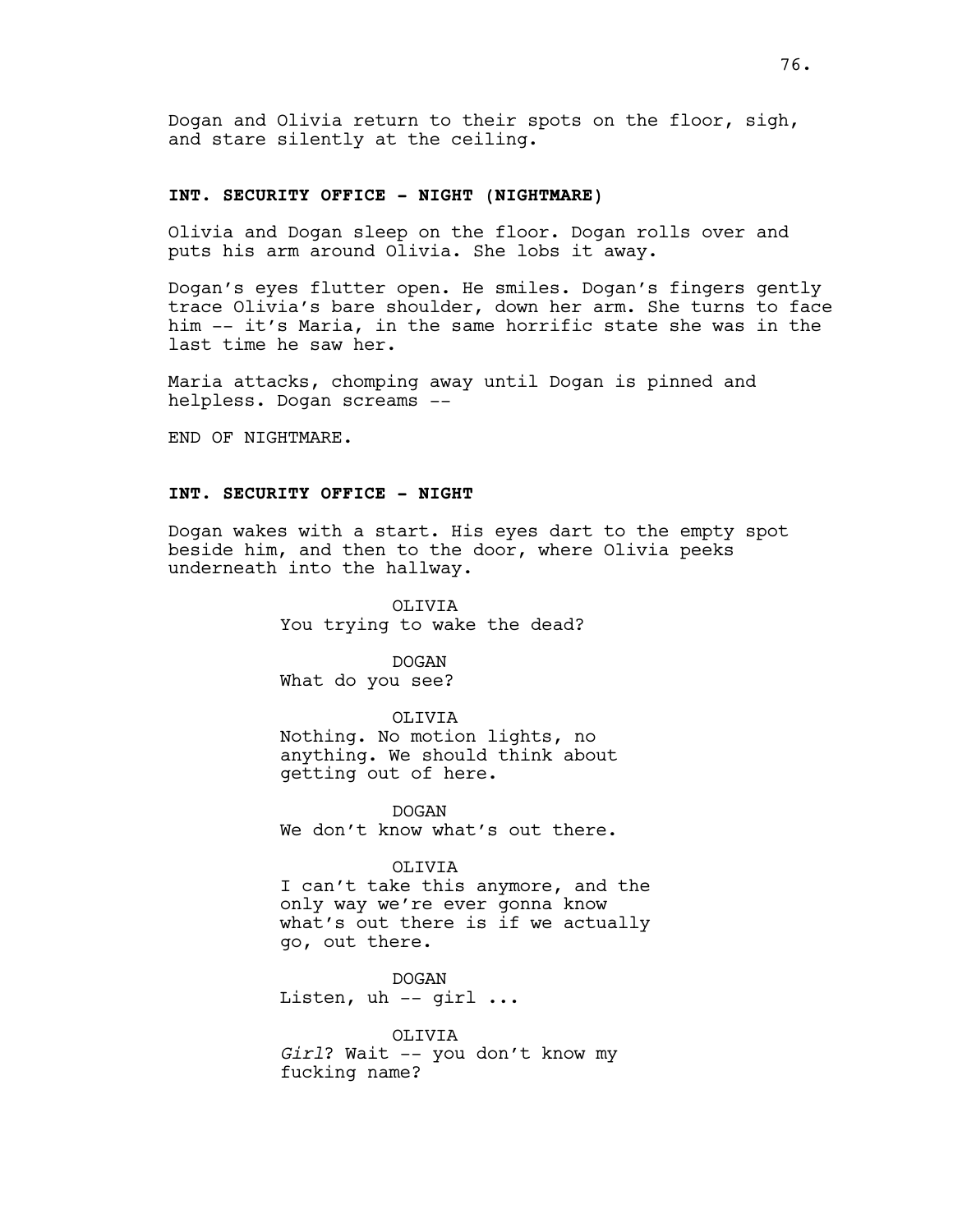Dogan and Olivia return to their spots on the floor, sigh, and stare silently at the ceiling.

**INT. SECURITY OFFICE - NIGHT (NIGHTMARE)**

Olivia and Dogan sleep on the floor. Dogan rolls over and puts his arm around Olivia. She lobs it away.

Dogan's eyes flutter open. He smiles. Dogan's fingers gently trace Olivia's bare shoulder, down her arm. She turns to face him -- it's Maria, in the same horrific state she was in the last time he saw her.

Maria attacks, chomping away until Dogan is pinned and helpless. Dogan screams --

END OF NIGHTMARE.

**INT. SECURITY OFFICE - NIGHT**

Dogan wakes with a start. His eyes dart to the empty spot beside him, and then to the door, where Olivia peeks underneath into the hallway.

OLIVIA
You trying to wake the dead?

DOGAN
What do you see?

OLIVIA
Nothing. No motion lights, no anything. We should think about getting out of here.

DOGAN
We don't know what's out there.

OLIVIA
I can't take this anymore, and the only way we're ever gonna know what's out there is if we actually go, out there.

DOGAN
Listen, uh -- girl ...

OLIVIA
*Girl*? Wait -- you don't know my fucking name?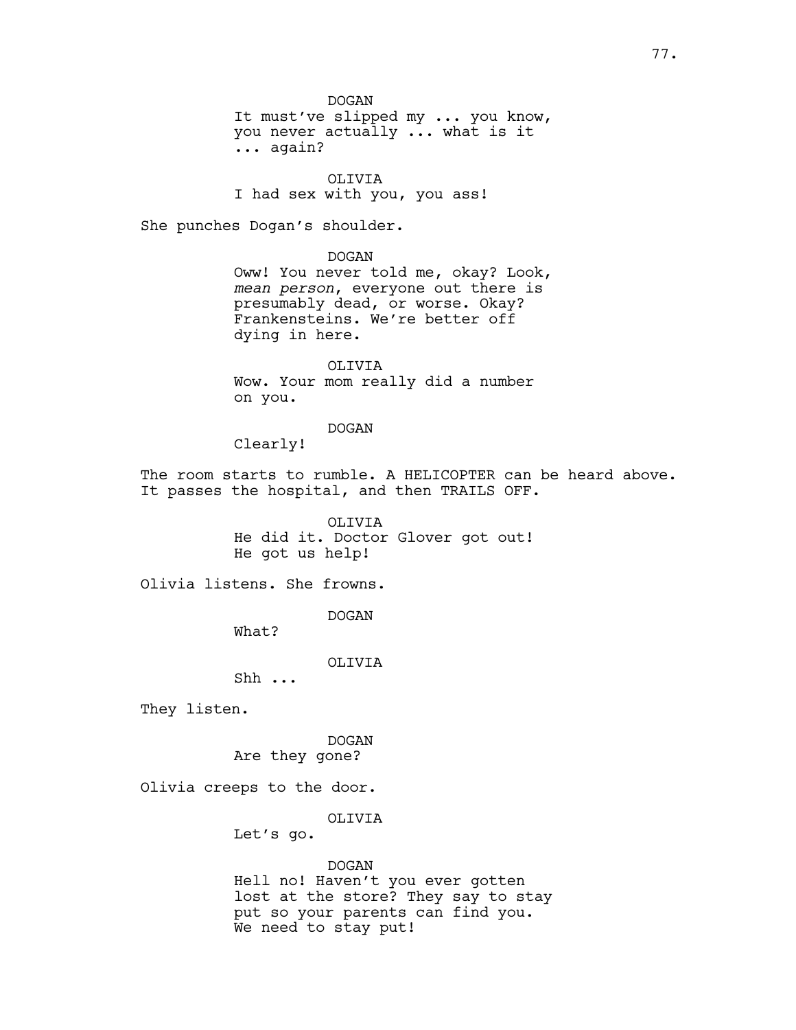DOGAN
It must've slipped my ... you know, you never actually ... what is it ... again?

OLIVIA
I had sex with you, you ass!

She punches Dogan's shoulder.

DOGAN
Oww! You never told me, okay? Look, *mean person*, everyone out there is presumably dead, or worse. Okay? Frankensteins. We're better off dying in here.

OLIVIA
Wow. Your mom really did a number on you.

DOGAN
Clearly!

The room starts to rumble. A HELICOPTER can be heard above. It passes the hospital, and then TRAILS OFF.

OLIVIA
He did it. Doctor Glover got out! He got us help!

Olivia listens. She frowns.

DOGAN
What?

OLIVIA
Shh ...

They listen.

DOGAN
Are they gone?

Olivia creeps to the door.

OLIVIA
Let's go.

DOGAN
Hell no! Haven't you ever gotten lost at the store? They say to stay put so your parents can find you. We need to stay put!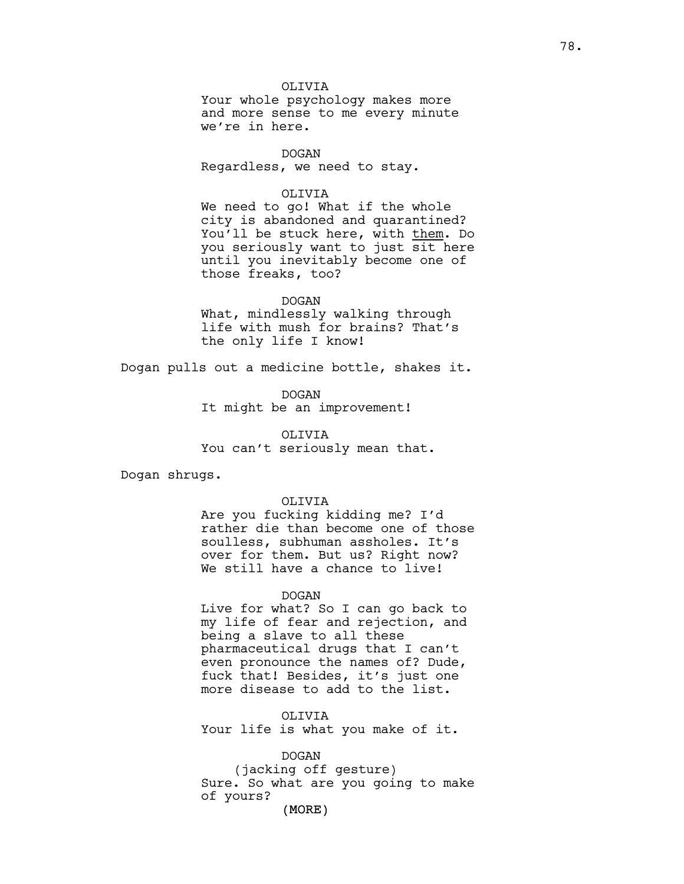OLIVIA
Your whole psychology makes more and more sense to me every minute we're in here.

DOGAN
Regardless, we need to stay.

OLIVIA
We need to go! What if the whole city is abandoned and quarantined? You'll be stuck here, with <u>them</u>. Do you seriously want to just sit here until you inevitably become one of those freaks, too?

DOGAN
What, mindlessly walking through life with mush for brains? That's the only life I know!

Dogan pulls out a medicine bottle, shakes it.

DOGAN
It might be an improvement!

OLIVIA
You can't seriously mean that.

Dogan shrugs.

OLIVIA
Are you fucking kidding me? I'd rather die than become one of those soulless, subhuman assholes. It's over for them. But us? Right now? We still have a chance to live!

DOGAN
Live for what? So I can go back to my life of fear and rejection, and being a slave to all these pharmaceutical drugs that I can't even pronounce the names of? Dude, fuck that! Besides, it's just one more disease to add to the list.

OLIVIA
Your life is what you make of it.

DOGAN
(jacking off gesture)
Sure. So what are you going to make of yours?
(MORE)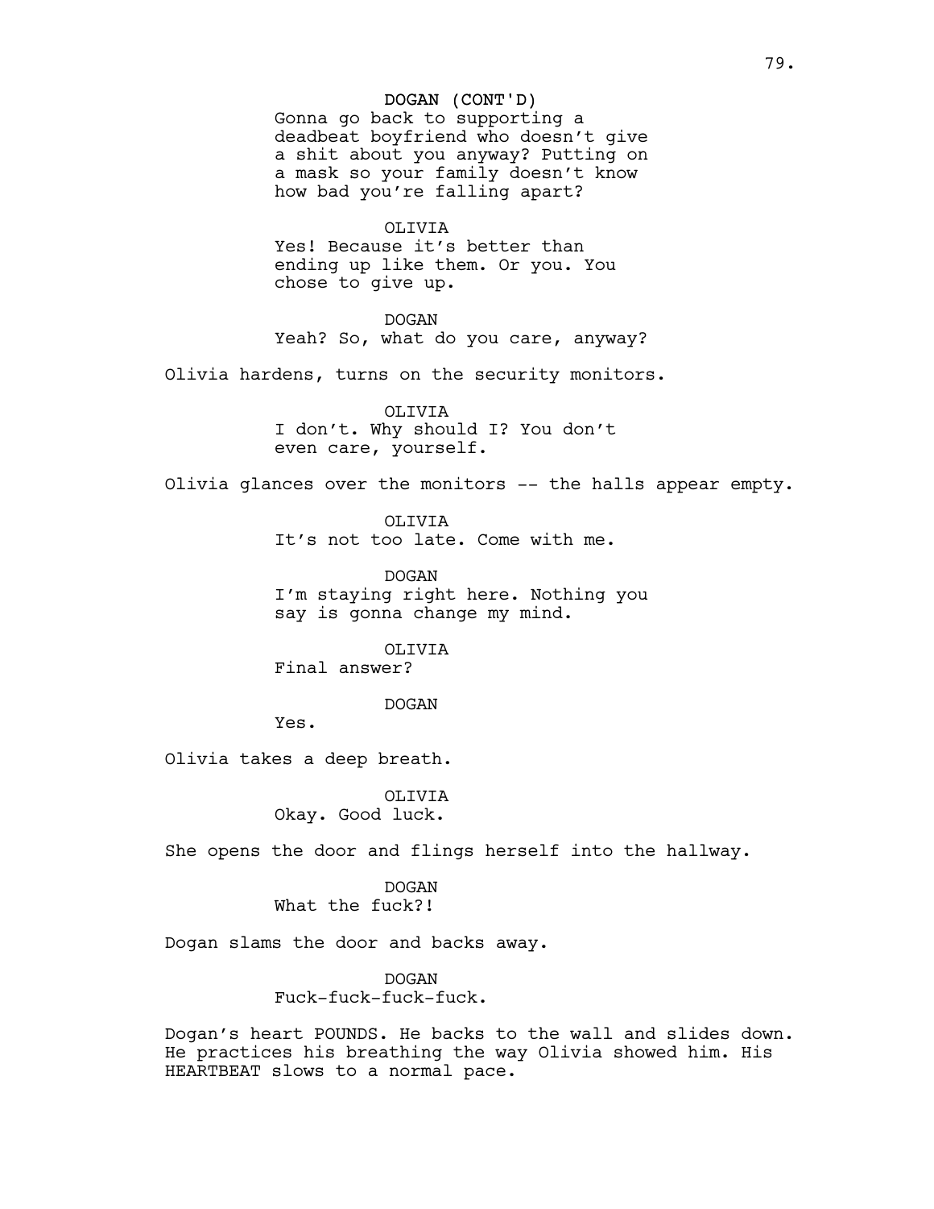DOGAN (CONT'D)
Gonna go back to supporting a deadbeat boyfriend who doesn't give a shit about you anyway? Putting on a mask so your family doesn't know how bad you're falling apart?

OLIVIA
Yes! Because it's better than ending up like them. Or you. You chose to give up.

DOGAN
Yeah? So, what do you care, anyway?

Olivia hardens, turns on the security monitors.

OLIVIA
I don't. Why should I? You don't even care, yourself.

Olivia glances over the monitors -- the halls appear empty.

OLIVIA
It's not too late. Come with me.

DOGAN
I'm staying right here. Nothing you say is gonna change my mind.

OLIVIA
Final answer?

DOGAN
Yes.

Olivia takes a deep breath.

OLIVIA
Okay. Good luck.

She opens the door and flings herself into the hallway.

DOGAN
What the fuck?!

Dogan slams the door and backs away.

DOGAN
Fuck-fuck-fuck-fuck.

Dogan's heart POUNDS. He backs to the wall and slides down. He practices his breathing the way Olivia showed him. His HEARTBEAT slows to a normal pace.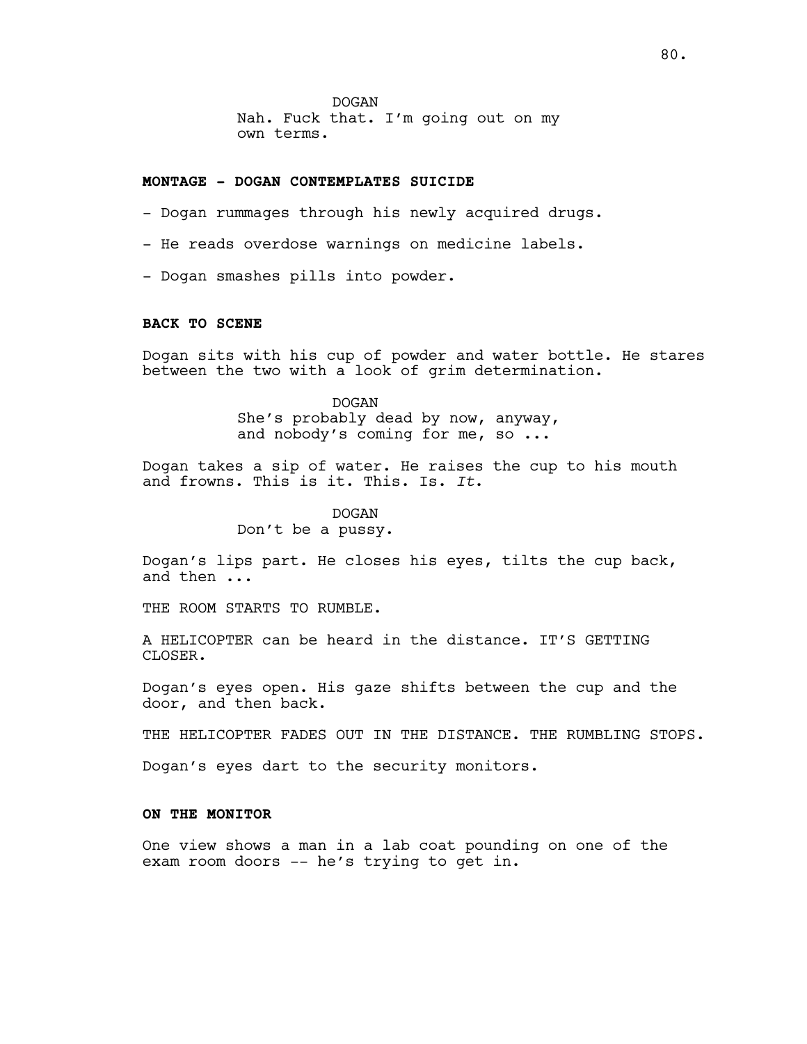DOGAN

Nah. Fuck that. I'm going out on my own terms.

**MONTAGE - DOGAN CONTEMPLATES SUICIDE**

- Dogan rummages through his newly acquired drugs.

- He reads overdose warnings on medicine labels.

- Dogan smashes pills into powder.

**BACK TO SCENE**

Dogan sits with his cup of powder and water bottle. He stares between the two with a look of grim determination.

DOGAN

She's probably dead by now, anyway, and nobody's coming for me, so ...

Dogan takes a sip of water. He raises the cup to his mouth and frowns. This is it. This. Is. *It*.

DOGAN

Don't be a pussy.

Dogan's lips part. He closes his eyes, tilts the cup back, and then ...

THE ROOM STARTS TO RUMBLE.

A HELICOPTER can be heard in the distance. IT'S GETTING CLOSER.

Dogan's eyes open. His gaze shifts between the cup and the door, and then back.

THE HELICOPTER FADES OUT IN THE DISTANCE. THE RUMBLING STOPS.

Dogan's eyes dart to the security monitors.

**ON THE MONITOR**

One view shows a man in a lab coat pounding on one of the exam room doors -- he's trying to get in.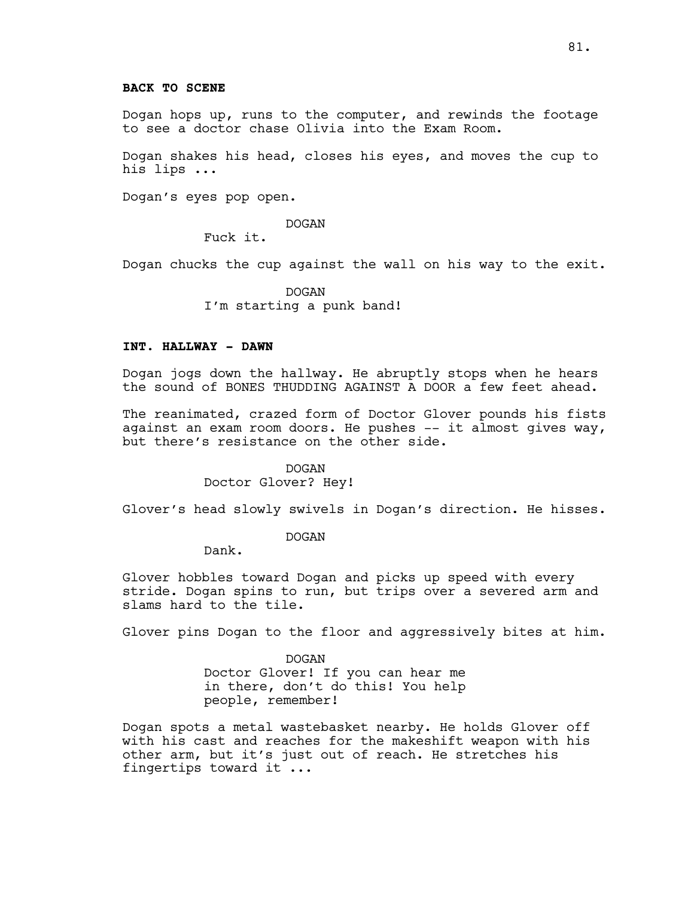**BACK TO SCENE**

Dogan hops up, runs to the computer, and rewinds the footage to see a doctor chase Olivia into the Exam Room.

Dogan shakes his head, closes his eyes, and moves the cup to his lips ...

Dogan's eyes pop open.

DOGAN
Fuck it.

Dogan chucks the cup against the wall on his way to the exit.

DOGAN
I'm starting a punk band!

**INT. HALLWAY - DAWN**

Dogan jogs down the hallway. He abruptly stops when he hears the sound of BONES THUDDING AGAINST A DOOR a few feet ahead.

The reanimated, crazed form of Doctor Glover pounds his fists against an exam room doors. He pushes -- it almost gives way, but there's resistance on the other side.

DOGAN
Doctor Glover? Hey!

Glover's head slowly swivels in Dogan's direction. He hisses.

DOGAN
Dank.

Glover hobbles toward Dogan and picks up speed with every stride. Dogan spins to run, but trips over a severed arm and slams hard to the tile.

Glover pins Dogan to the floor and aggressively bites at him.

DOGAN
Doctor Glover! If you can hear me in there, don't do this! You help people, remember!

Dogan spots a metal wastebasket nearby. He holds Glover off with his cast and reaches for the makeshift weapon with his other arm, but it's just out of reach. He stretches his fingertips toward it ...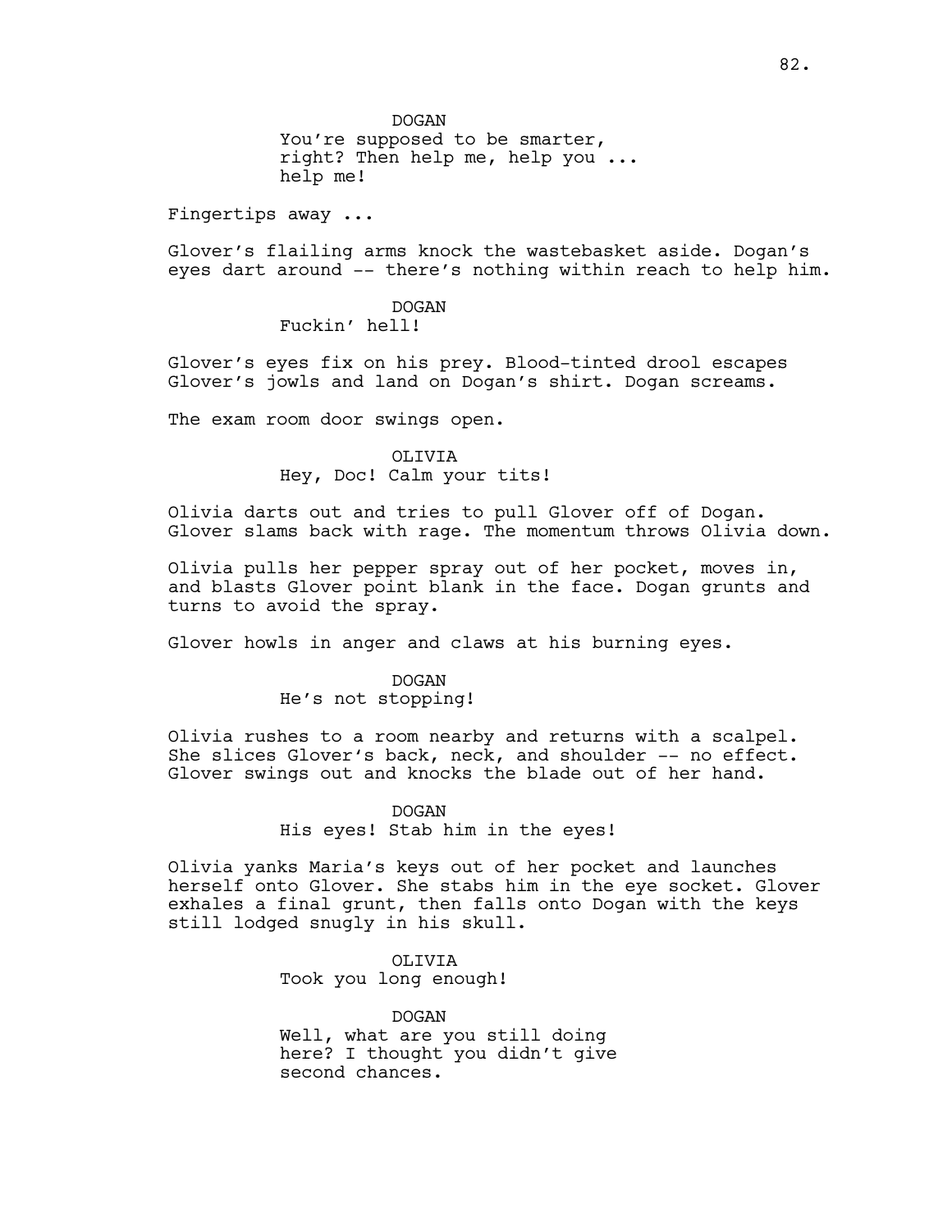DOGAN
You're supposed to be smarter, right? Then help me, help you ... help me!

Fingertips away ...

Glover's flailing arms knock the wastebasket aside. Dogan's eyes dart around -- there's nothing within reach to help him.

DOGAN
Fuckin' hell!

Glover's eyes fix on his prey. Blood-tinted drool escapes Glover's jowls and land on Dogan's shirt. Dogan screams.

The exam room door swings open.

OLIVIA
Hey, Doc! Calm your tits!

Olivia darts out and tries to pull Glover off of Dogan. Glover slams back with rage. The momentum throws Olivia down.

Olivia pulls her pepper spray out of her pocket, moves in, and blasts Glover point blank in the face. Dogan grunts and turns to avoid the spray.

Glover howls in anger and claws at his burning eyes.

DOGAN
He's not stopping!

Olivia rushes to a room nearby and returns with a scalpel. She slices Glover's back, neck, and shoulder -- no effect. Glover swings out and knocks the blade out of her hand.

DOGAN
His eyes! Stab him in the eyes!

Olivia yanks Maria's keys out of her pocket and launches herself onto Glover. She stabs him in the eye socket. Glover exhales a final grunt, then falls onto Dogan with the keys still lodged snugly in his skull.

OLIVIA
Took you long enough!

DOGAN
Well, what are you still doing here? I thought you didn't give second chances.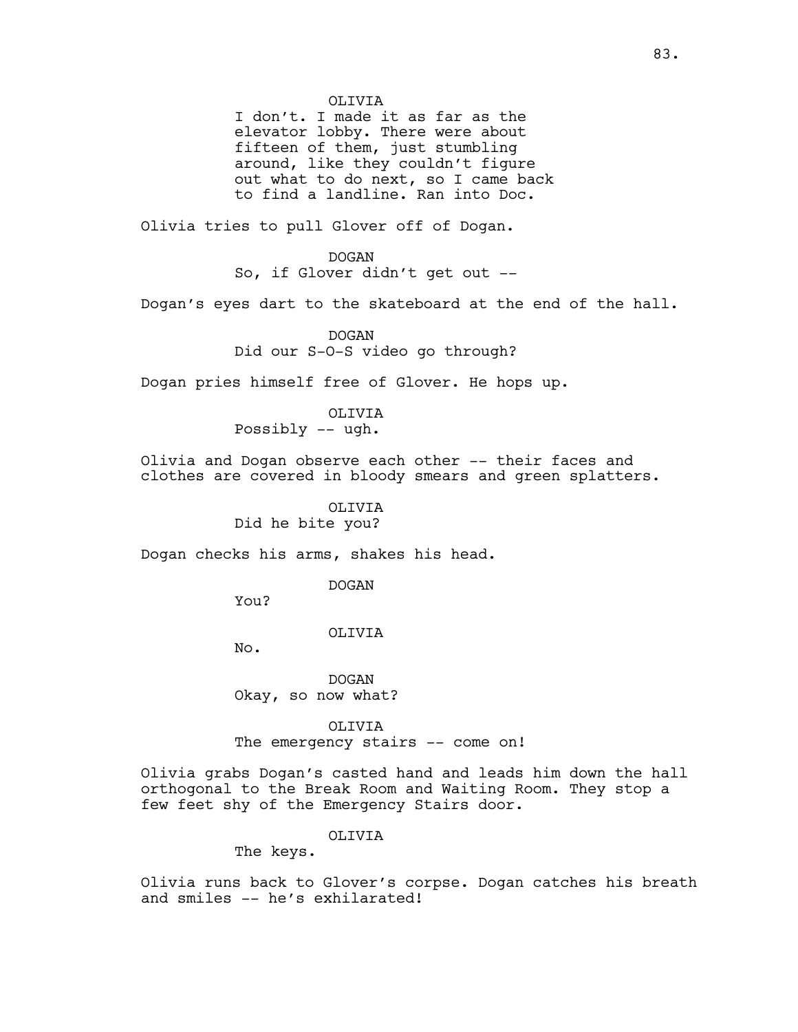OLIVIA
I don't. I made it as far as the elevator lobby. There were about fifteen of them, just stumbling around, like they couldn't figure out what to do next, so I came back to find a landline. Ran into Doc.

Olivia tries to pull Glover off of Dogan.

DOGAN
So, if Glover didn't get out --

Dogan's eyes dart to the skateboard at the end of the hall.

DOGAN
Did our S-O-S video go through?

Dogan pries himself free of Glover. He hops up.

OLIVIA
Possibly -- ugh.

Olivia and Dogan observe each other -- their faces and clothes are covered in bloody smears and green splatters.

OLIVIA
Did he bite you?

Dogan checks his arms, shakes his head.

DOGAN
You?

OLIVIA
No.

DOGAN
Okay, so now what?

OLIVIA
The emergency stairs -- come on!

Olivia grabs Dogan's casted hand and leads him down the hall orthogonal to the Break Room and Waiting Room. They stop a few feet shy of the Emergency Stairs door.

OLIVIA
The keys.

Olivia runs back to Glover's corpse. Dogan catches his breath and smiles -- he's exhilarated!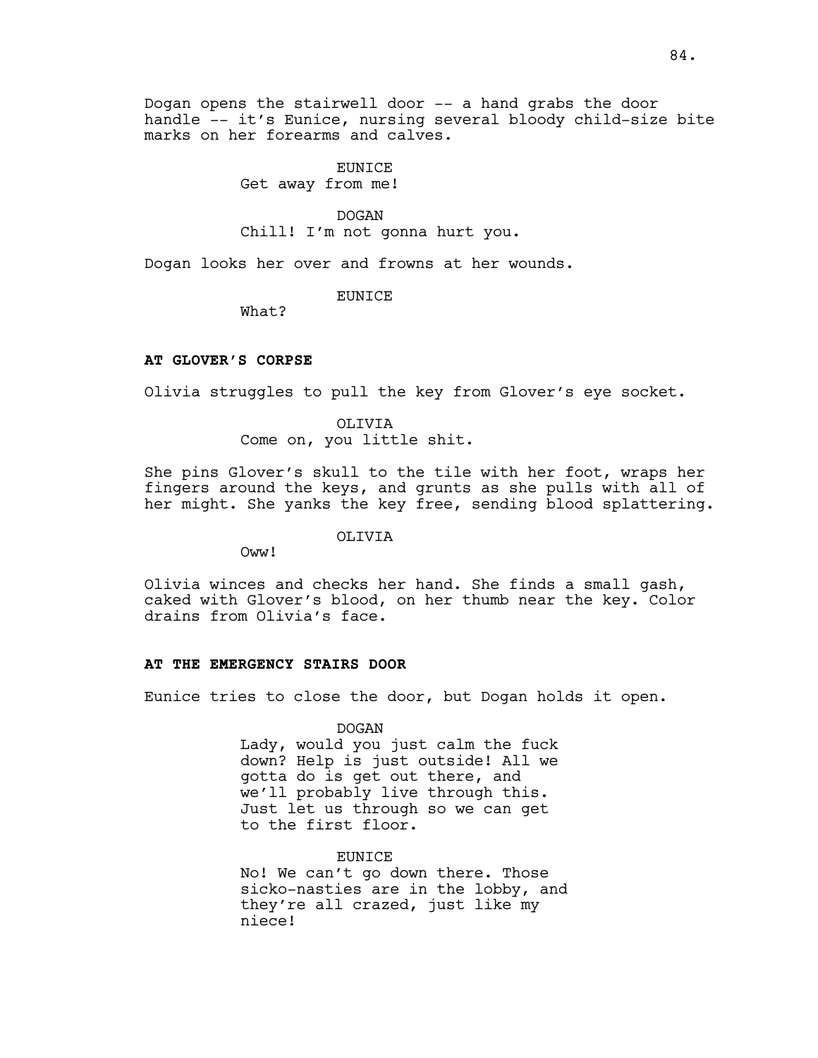Dogan opens the stairwell door -- a hand grabs the door handle -- it's Eunice, nursing several bloody child-size bite marks on her forearms and calves.

EUNICE
Get away from me!

DOGAN
Chill! I'm not gonna hurt you.

Dogan looks her over and frowns at her wounds.

EUNICE
What?

**AT GLOVER'S CORPSE**

Olivia struggles to pull the key from Glover's eye socket.

OLIVIA
Come on, you little shit.

She pins Glover's skull to the tile with her foot, wraps her fingers around the keys, and grunts as she pulls with all of her might. She yanks the key free, sending blood splattering.

OLIVIA
Oww!

Olivia winces and checks her hand. She finds a small gash, caked with Glover's blood, on her thumb near the key. Color drains from Olivia's face.

**AT THE EMERGENCY STAIRS DOOR**

Eunice tries to close the door, but Dogan holds it open.

DOGAN
Lady, would you just calm the fuck down? Help is just outside! All we gotta do is get out there, and we'll probably live through this. Just let us through so we can get to the first floor.

EUNICE
No! We can't go down there. Those sicko-nasties are in the lobby, and they're all crazed, just like my niece!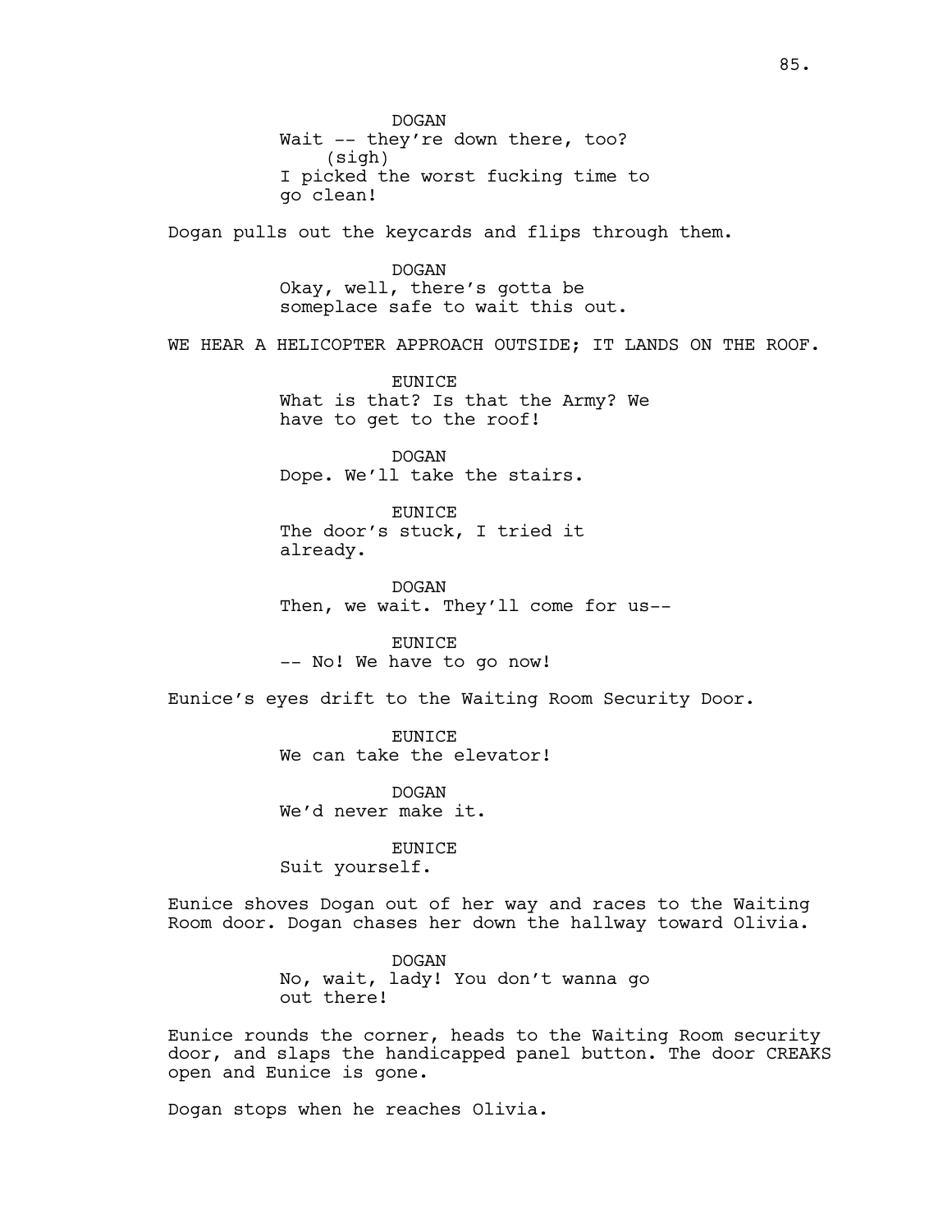DOGAN
Wait -- they're down there, too?
(sigh)
I picked the worst fucking time to go clean!

Dogan pulls out the keycards and flips through them.

DOGAN
Okay, well, there's gotta be someplace safe to wait this out.

WE HEAR A HELICOPTER APPROACH OUTSIDE; IT LANDS ON THE ROOF.

EUNICE
What is that? Is that the Army? We have to get to the roof!

DOGAN
Dope. We'll take the stairs.

EUNICE
The door's stuck, I tried it already.

DOGAN
Then, we wait. They'll come for us--

EUNICE
-- No! We have to go now!

Eunice's eyes drift to the Waiting Room Security Door.

EUNICE
We can take the elevator!

DOGAN
We'd never make it.

EUNICE
Suit yourself.

Eunice shoves Dogan out of her way and races to the Waiting Room door. Dogan chases her down the hallway toward Olivia.

DOGAN
No, wait, lady! You don't wanna go out there!

Eunice rounds the corner, heads to the Waiting Room security door, and slaps the handicapped panel button. The door CREAKS open and Eunice is gone.

Dogan stops when he reaches Olivia.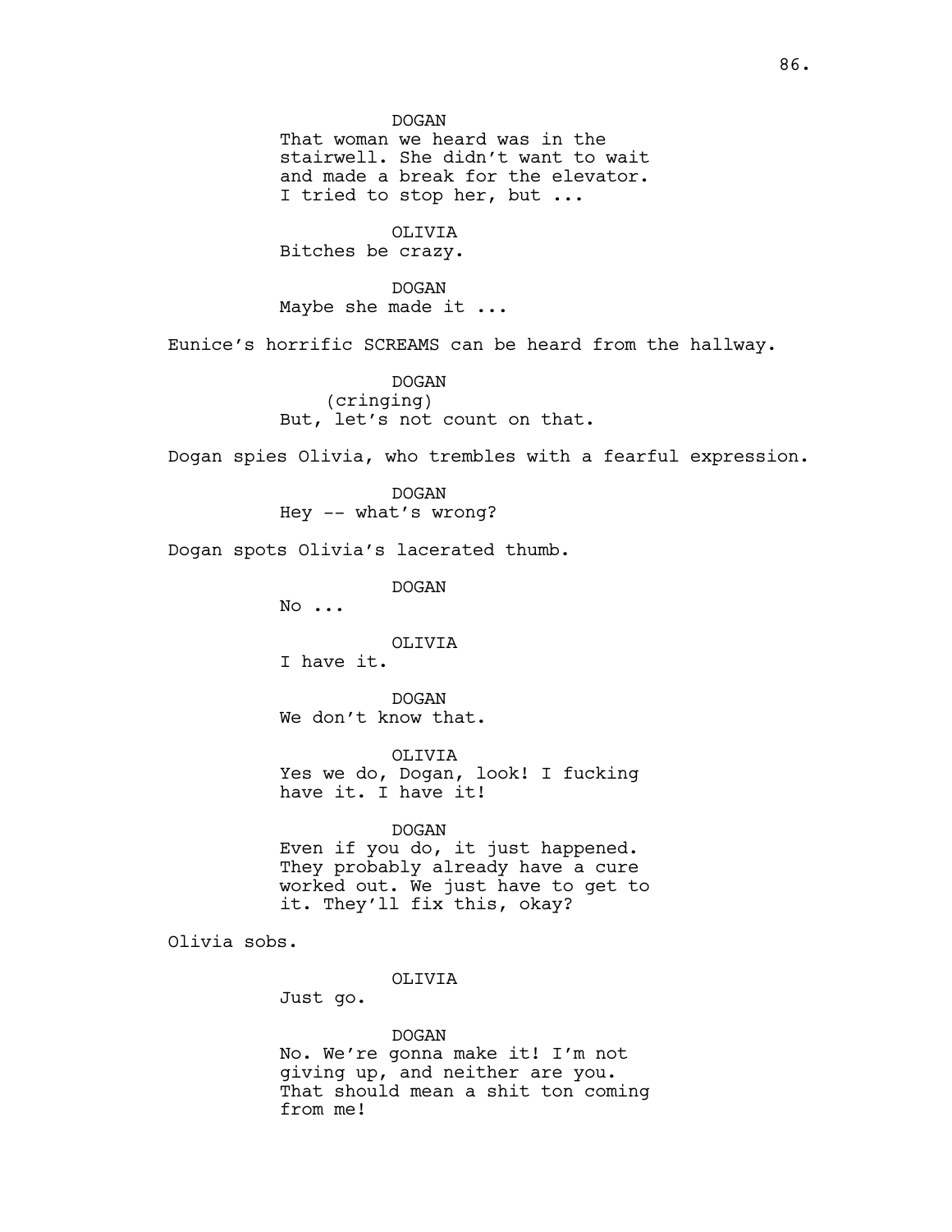DOGAN
That woman we heard was in the stairwell. She didn't want to wait and made a break for the elevator. I tried to stop her, but ...

OLIVIA
Bitches be crazy.

DOGAN
Maybe she made it ...

Eunice's horrific SCREAMS can be heard from the hallway.

DOGAN
(cringing)
But, let's not count on that.

Dogan spies Olivia, who trembles with a fearful expression.

DOGAN
Hey -- what's wrong?

Dogan spots Olivia's lacerated thumb.

DOGAN
No ...

OLIVIA
I have it.

DOGAN
We don't know that.

OLIVIA
Yes we do, Dogan, look! I fucking have it. I have it!

DOGAN
Even if you do, it just happened. They probably already have a cure worked out. We just have to get to it. They'll fix this, okay?

Olivia sobs.

OLIVIA
Just go.

DOGAN
No. We're gonna make it! I'm not giving up, and neither are you. That should mean a shit ton coming from me!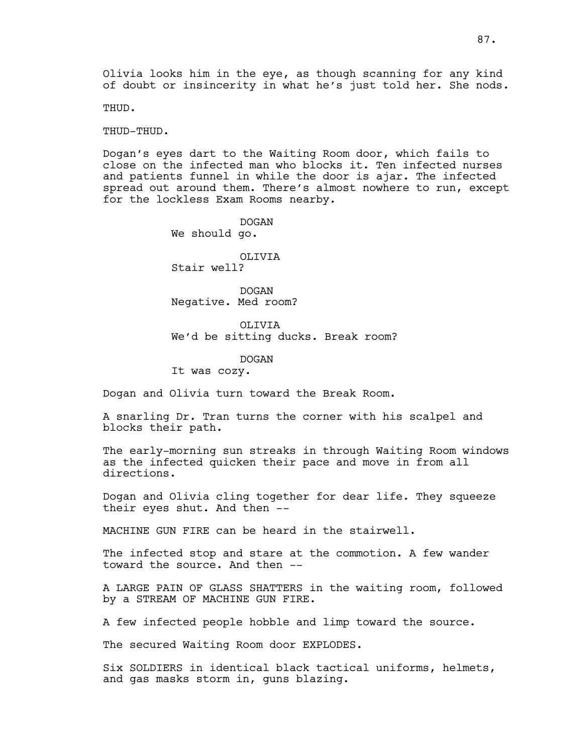Olivia looks him in the eye, as though scanning for any kind of doubt or insincerity in what he's just told her. She nods.

THUD.

THUD-THUD.

Dogan's eyes dart to the Waiting Room door, which fails to close on the infected man who blocks it. Ten infected nurses and patients funnel in while the door is ajar. The infected spread out around them. There's almost nowhere to run, except for the lockless Exam Rooms nearby.

DOGAN
We should go.

OLIVIA
Stair well?

DOGAN
Negative. Med room?

OLIVIA
We'd be sitting ducks. Break room?

DOGAN
It was cozy.

Dogan and Olivia turn toward the Break Room.

A snarling Dr. Tran turns the corner with his scalpel and blocks their path.

The early-morning sun streaks in through Waiting Room windows as the infected quicken their pace and move in from all directions.

Dogan and Olivia cling together for dear life. They squeeze their eyes shut. And then --

MACHINE GUN FIRE can be heard in the stairwell.

The infected stop and stare at the commotion. A few wander toward the source. And then --

A LARGE PAIN OF GLASS SHATTERS in the waiting room, followed by a STREAM OF MACHINE GUN FIRE.

A few infected people hobble and limp toward the source.

The secured Waiting Room door EXPLODES.

Six SOLDIERS in identical black tactical uniforms, helmets, and gas masks storm in, guns blazing.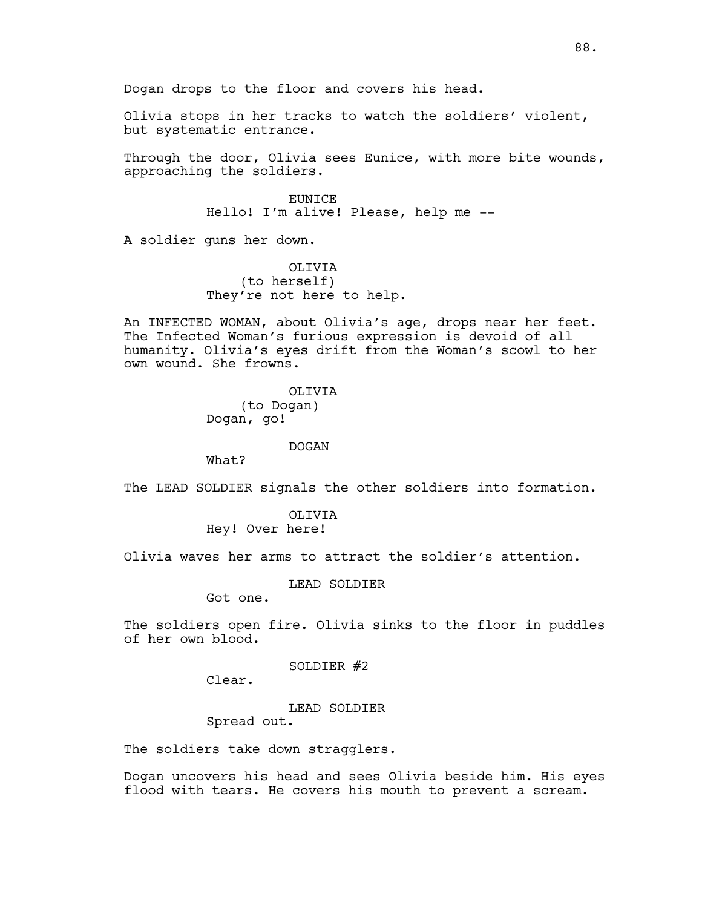Dogan drops to the floor and covers his head.

Olivia stops in her tracks to watch the soldiers' violent, but systematic entrance.

Through the door, Olivia sees Eunice, with more bite wounds, approaching the soldiers.

EUNICE
Hello! I'm alive! Please, help me --

A soldier guns her down.

OLIVIA
(to herself)
They're not here to help.

An INFECTED WOMAN, about Olivia's age, drops near her feet. The Infected Woman's furious expression is devoid of all humanity. Olivia's eyes drift from the Woman's scowl to her own wound. She frowns.

OLIVIA
(to Dogan)
Dogan, go!

DOGAN
What?

The LEAD SOLDIER signals the other soldiers into formation.

OLIVIA
Hey! Over here!

Olivia waves her arms to attract the soldier's attention.

LEAD SOLDIER
Got one.

The soldiers open fire. Olivia sinks to the floor in puddles of her own blood.

SOLDIER #2
Clear.

LEAD SOLDIER
Spread out.

The soldiers take down stragglers.

Dogan uncovers his head and sees Olivia beside him. His eyes flood with tears. He covers his mouth to prevent a scream.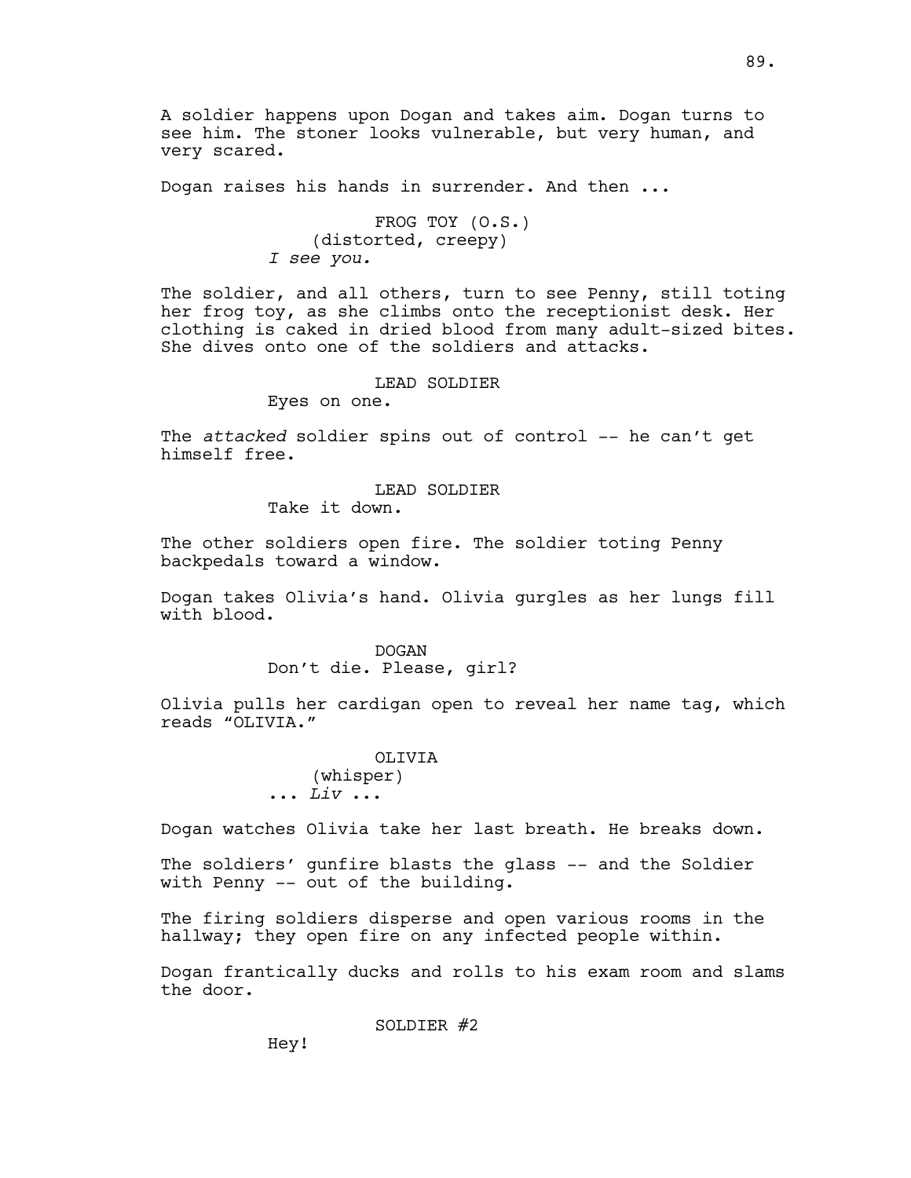A soldier happens upon Dogan and takes aim. Dogan turns to see him. The stoner looks vulnerable, but very human, and very scared.

Dogan raises his hands in surrender. And then ...

FROG TOY (O.S.)
(distorted, creepy)
*I see you.*

The soldier, and all others, turn to see Penny, still toting her frog toy, as she climbs onto the receptionist desk. Her clothing is caked in dried blood from many adult-sized bites. She dives onto one of the soldiers and attacks.

LEAD SOLDIER
Eyes on one.

The *attacked* soldier spins out of control -- he can't get himself free.

LEAD SOLDIER
Take it down.

The other soldiers open fire. The soldier toting Penny backpedals toward a window.

Dogan takes Olivia's hand. Olivia gurgles as her lungs fill with blood.

DOGAN
Don't die. Please, girl?

Olivia pulls her cardigan open to reveal her name tag, which reads "OLIVIA."

OLIVIA
(whisper)
... *Liv* ...

Dogan watches Olivia take her last breath. He breaks down.

The soldiers' gunfire blasts the glass -- and the Soldier with Penny -- out of the building.

The firing soldiers disperse and open various rooms in the hallway; they open fire on any infected people within.

Dogan frantically ducks and rolls to his exam room and slams the door.

SOLDIER #2
Hey!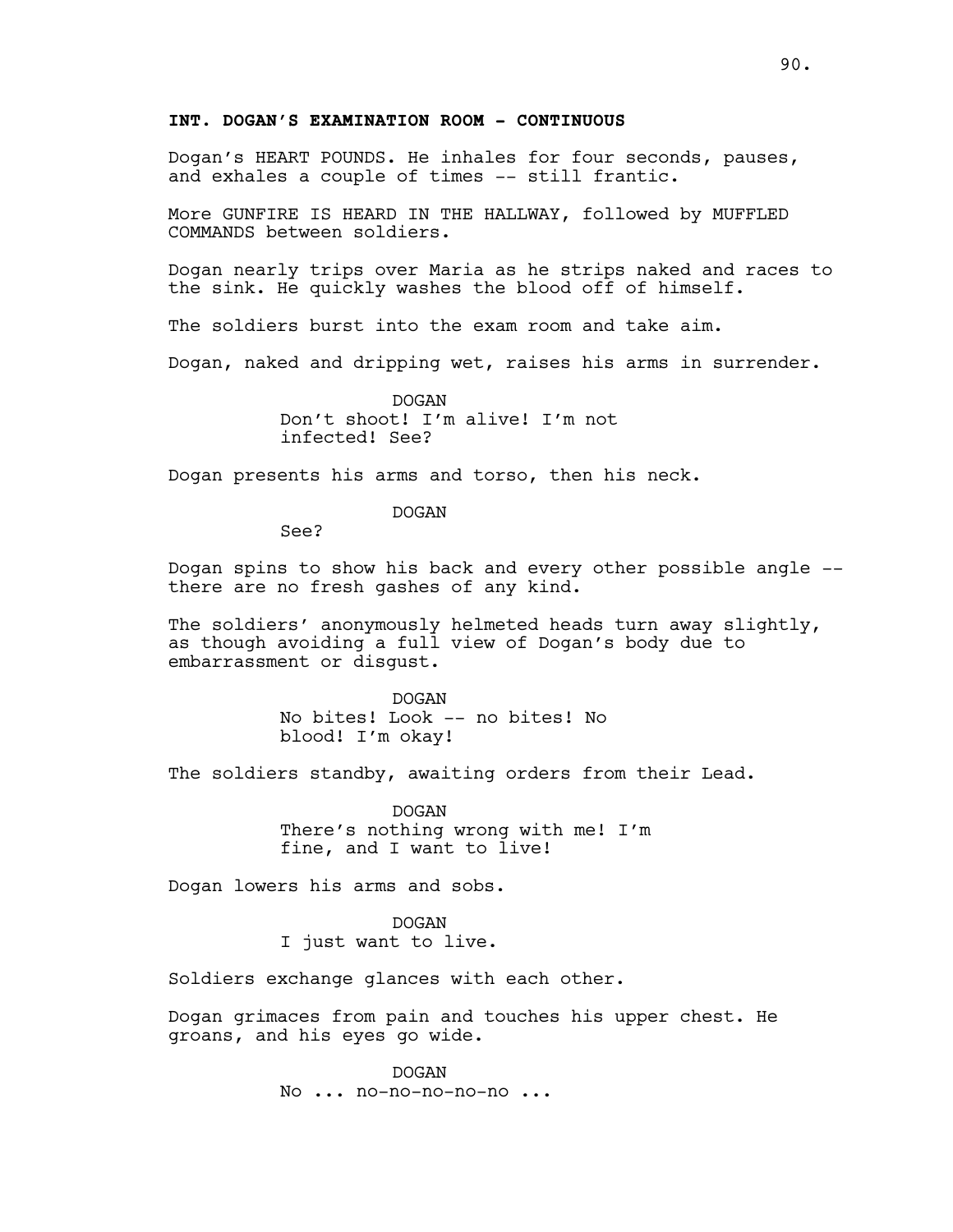**INT. DOGAN'S EXAMINATION ROOM - CONTINUOUS**

Dogan's HEART POUNDS. He inhales for four seconds, pauses, and exhales a couple of times -- still frantic.

More GUNFIRE IS HEARD IN THE HALLWAY, followed by MUFFLED COMMANDS between soldiers.

Dogan nearly trips over Maria as he strips naked and races to the sink. He quickly washes the blood off of himself.

The soldiers burst into the exam room and take aim.

Dogan, naked and dripping wet, raises his arms in surrender.

DOGAN
Don't shoot! I'm alive! I'm not infected! See?

Dogan presents his arms and torso, then his neck.

DOGAN
See?

Dogan spins to show his back and every other possible angle -- there are no fresh gashes of any kind.

The soldiers' anonymously helmeted heads turn away slightly, as though avoiding a full view of Dogan's body due to embarrassment or disgust.

DOGAN
No bites! Look -- no bites! No blood! I'm okay!

The soldiers standby, awaiting orders from their Lead.

DOGAN
There's nothing wrong with me! I'm fine, and I want to live!

Dogan lowers his arms and sobs.

DOGAN
I just want to live.

Soldiers exchange glances with each other.

Dogan grimaces from pain and touches his upper chest. He groans, and his eyes go wide.

DOGAN
No ... no-no-no-no-no ...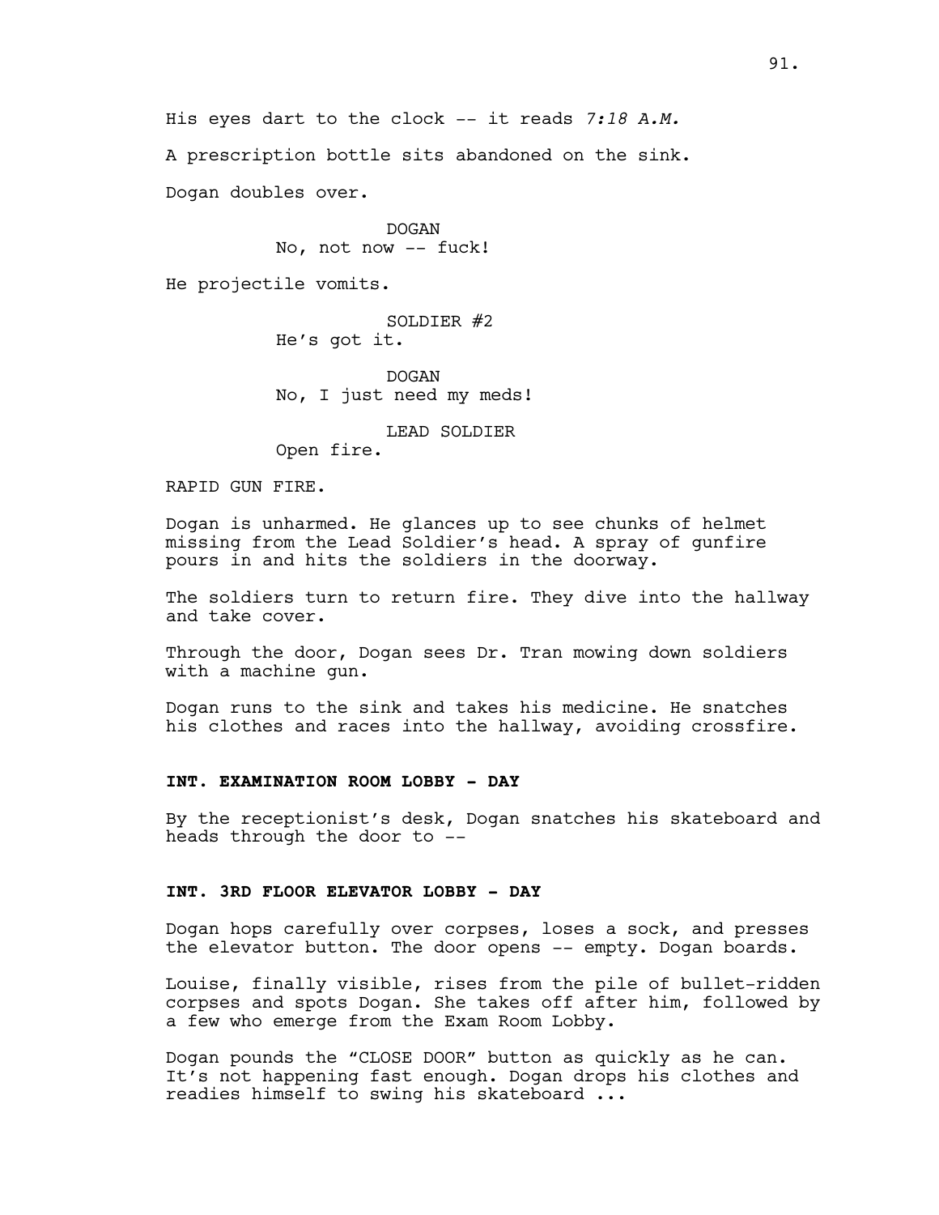His eyes dart to the clock -- it reads *7:18 A.M.*

A prescription bottle sits abandoned on the sink.

Dogan doubles over.

DOGAN
No, not now -- fuck!

He projectile vomits.

SOLDIER #2
He's got it.

DOGAN
No, I just need my meds!

LEAD SOLDIER
Open fire.

RAPID GUN FIRE.

Dogan is unharmed. He glances up to see chunks of helmet missing from the Lead Soldier's head. A spray of gunfire pours in and hits the soldiers in the doorway.

The soldiers turn to return fire. They dive into the hallway and take cover.

Through the door, Dogan sees Dr. Tran mowing down soldiers with a machine gun.

Dogan runs to the sink and takes his medicine. He snatches his clothes and races into the hallway, avoiding crossfire.

**INT. EXAMINATION ROOM LOBBY - DAY**

By the receptionist's desk, Dogan snatches his skateboard and heads through the door to --

**INT. 3RD FLOOR ELEVATOR LOBBY - DAY**

Dogan hops carefully over corpses, loses a sock, and presses the elevator button. The door opens -- empty. Dogan boards.

Louise, finally visible, rises from the pile of bullet-ridden corpses and spots Dogan. She takes off after him, followed by a few who emerge from the Exam Room Lobby.

Dogan pounds the "CLOSE DOOR" button as quickly as he can. It's not happening fast enough. Dogan drops his clothes and readies himself to swing his skateboard ...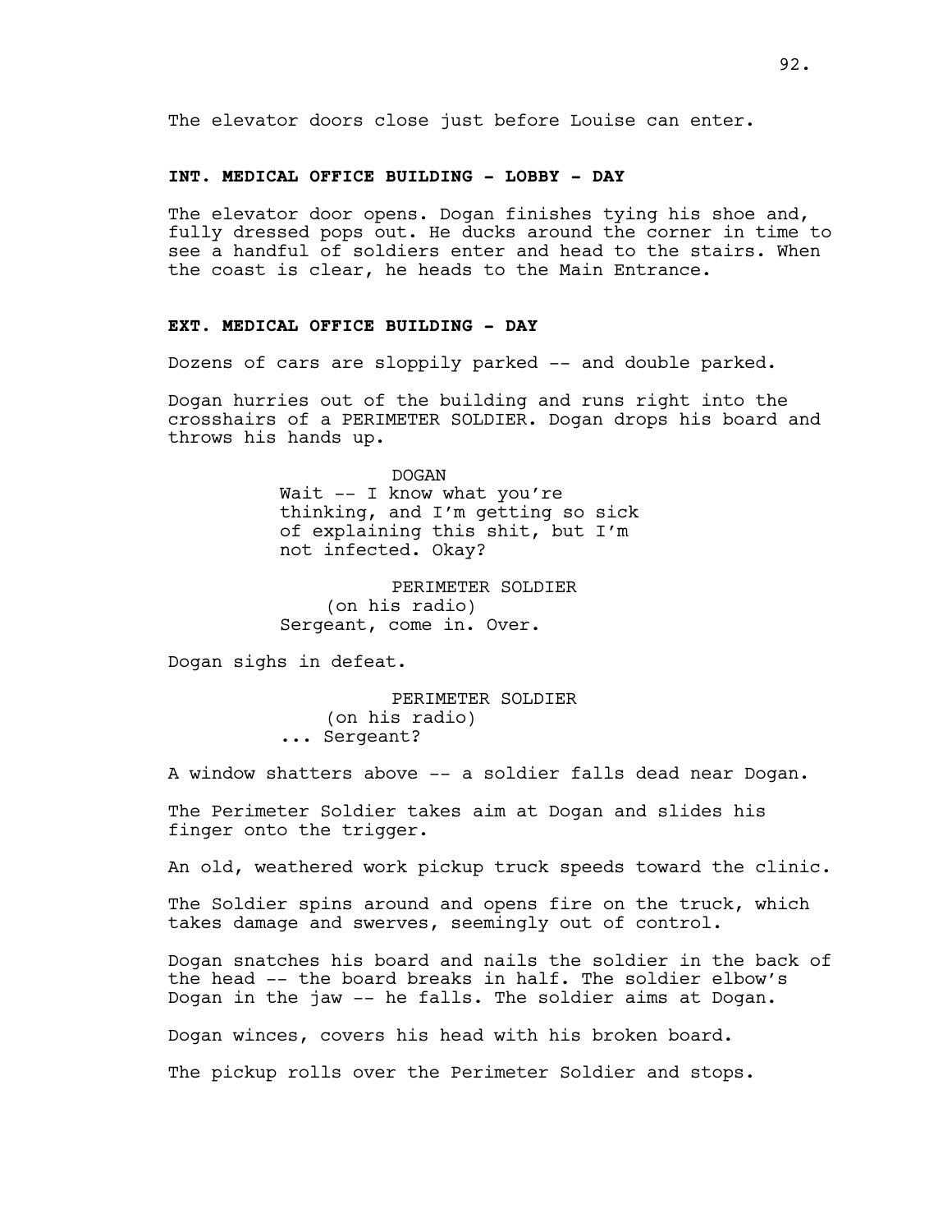The elevator doors close just before Louise can enter.

**INT. MEDICAL OFFICE BUILDING - LOBBY - DAY**

The elevator door opens. Dogan finishes tying his shoe and, fully dressed pops out. He ducks around the corner in time to see a handful of soldiers enter and head to the stairs. When the coast is clear, he heads to the Main Entrance.

**EXT. MEDICAL OFFICE BUILDING - DAY**

Dozens of cars are sloppily parked -- and double parked.

Dogan hurries out of the building and runs right into the crosshairs of a PERIMETER SOLDIER. Dogan drops his board and throws his hands up.

DOGAN
Wait -- I know what you're thinking, and I'm getting so sick of explaining this shit, but I'm not infected. Okay?

PERIMETER SOLDIER
(on his radio)
Sergeant, come in. Over.

Dogan sighs in defeat.

PERIMETER SOLDIER
(on his radio)
... Sergeant?

A window shatters above -- a soldier falls dead near Dogan.

The Perimeter Soldier takes aim at Dogan and slides his finger onto the trigger.

An old, weathered work pickup truck speeds toward the clinic.

The Soldier spins around and opens fire on the truck, which takes damage and swerves, seemingly out of control.

Dogan snatches his board and nails the soldier in the back of the head -- the board breaks in half. The soldier elbow's Dogan in the jaw -- he falls. The soldier aims at Dogan.

Dogan winces, covers his head with his broken board.

The pickup rolls over the Perimeter Soldier and stops.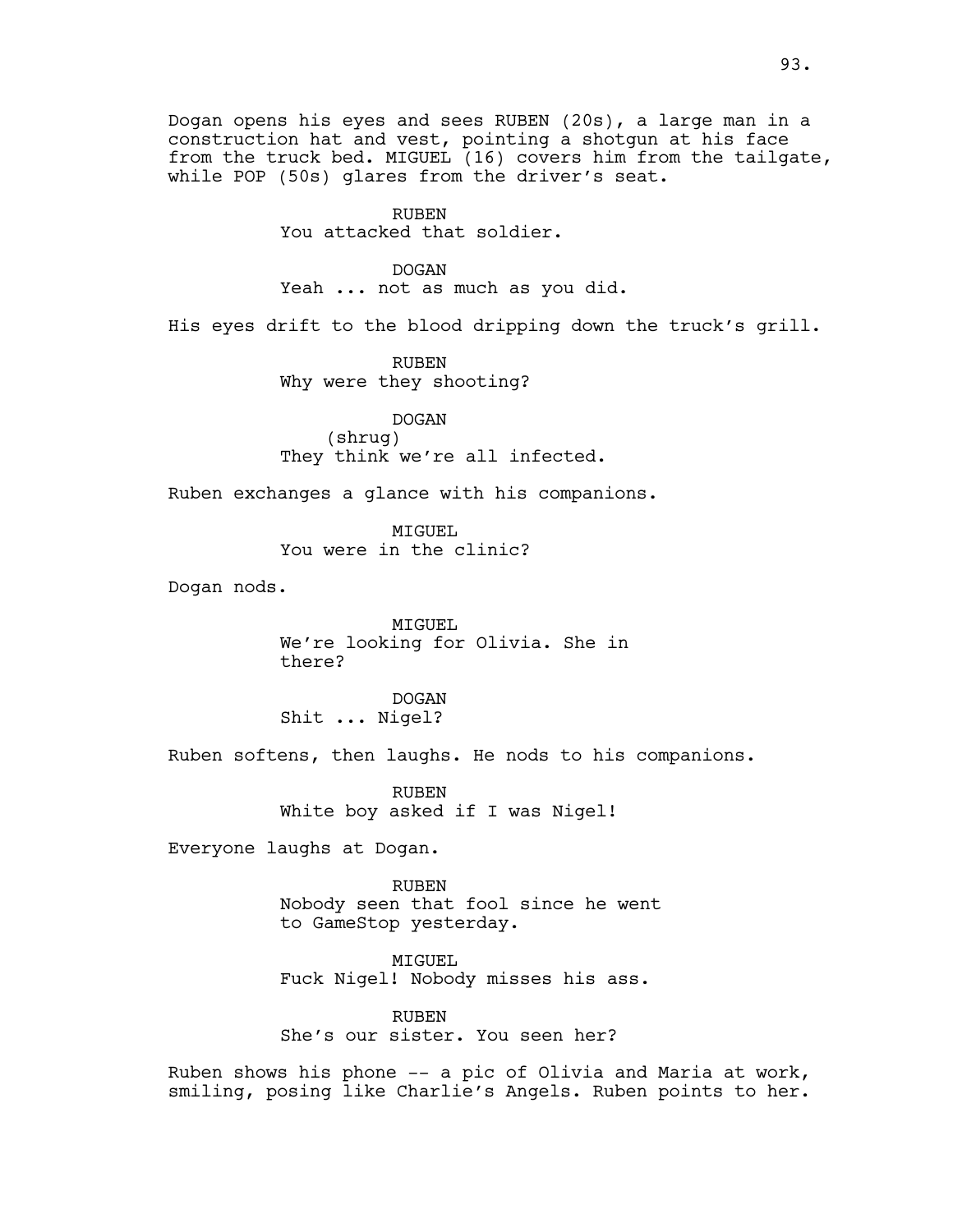Dogan opens his eyes and sees RUBEN (20s), a large man in a construction hat and vest, pointing a shotgun at his face from the truck bed. MIGUEL (16) covers him from the tailgate, while POP (50s) glares from the driver's seat.

RUBEN
You attacked that soldier.

DOGAN
Yeah ... not as much as you did.

His eyes drift to the blood dripping down the truck's grill.

RUBEN
Why were they shooting?

DOGAN
(shrug)
They think we're all infected.

Ruben exchanges a glance with his companions.

MIGUEL
You were in the clinic?

Dogan nods.

MIGUEL
We're looking for Olivia. She in there?

DOGAN
Shit ... Nigel?

Ruben softens, then laughs. He nods to his companions.

RUBEN
White boy asked if I was Nigel!

Everyone laughs at Dogan.

RUBEN
Nobody seen that fool since he went to GameStop yesterday.

MIGUEL
Fuck Nigel! Nobody misses his ass.

RUBEN
She's our sister. You seen her?

Ruben shows his phone -- a pic of Olivia and Maria at work, smiling, posing like Charlie's Angels. Ruben points to her.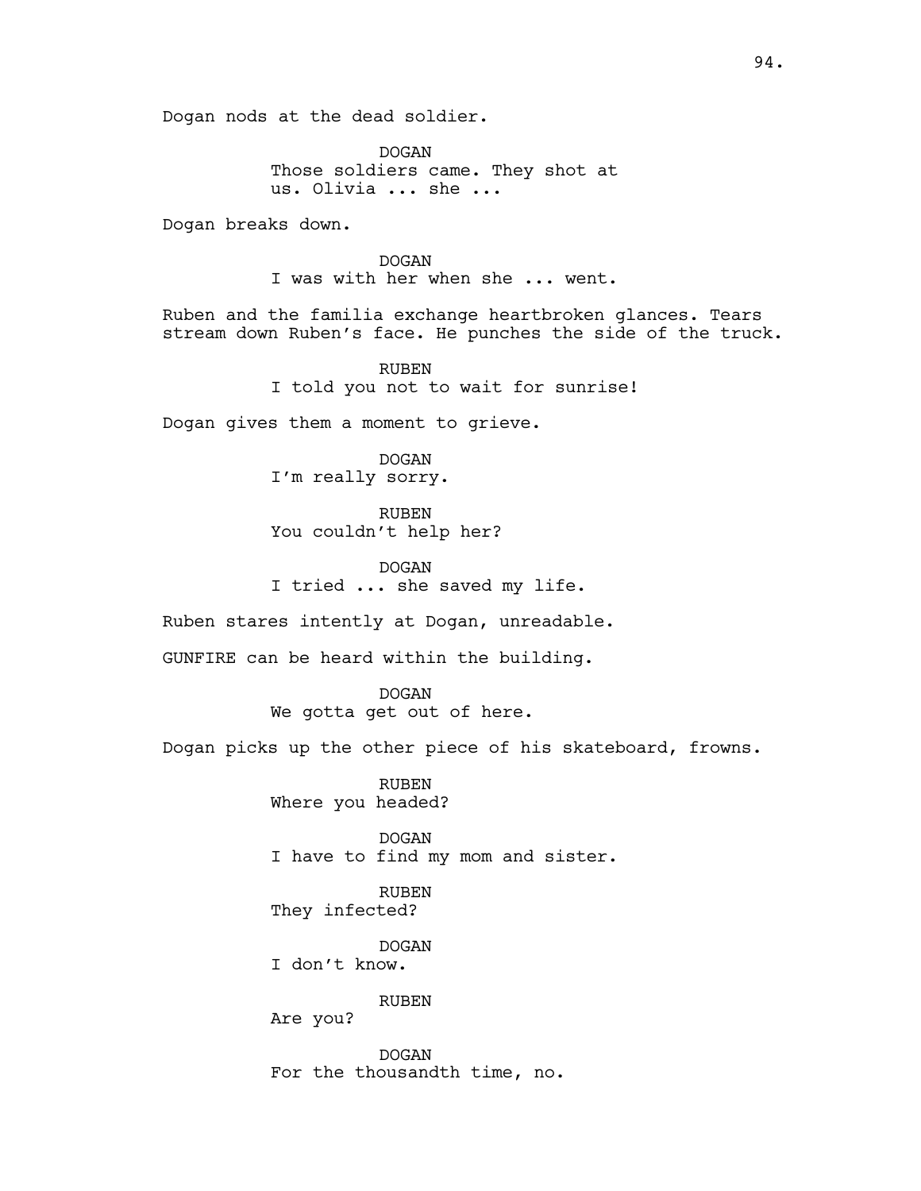Dogan nods at the dead soldier.

DOGAN
Those soldiers came. They shot at us. Olivia ... she ...

Dogan breaks down.

DOGAN
I was with her when she ... went.

Ruben and the familia exchange heartbroken glances. Tears stream down Ruben's face. He punches the side of the truck.

RUBEN
I told you not to wait for sunrise!

Dogan gives them a moment to grieve.

DOGAN
I'm really sorry.

RUBEN
You couldn't help her?

DOGAN
I tried ... she saved my life.

Ruben stares intently at Dogan, unreadable.

GUNFIRE can be heard within the building.

DOGAN
We gotta get out of here.

Dogan picks up the other piece of his skateboard, frowns.

RUBEN
Where you headed?

DOGAN
I have to find my mom and sister.

RUBEN
They infected?

DOGAN
I don't know.

RUBEN
Are you?

DOGAN
For the thousandth time, no.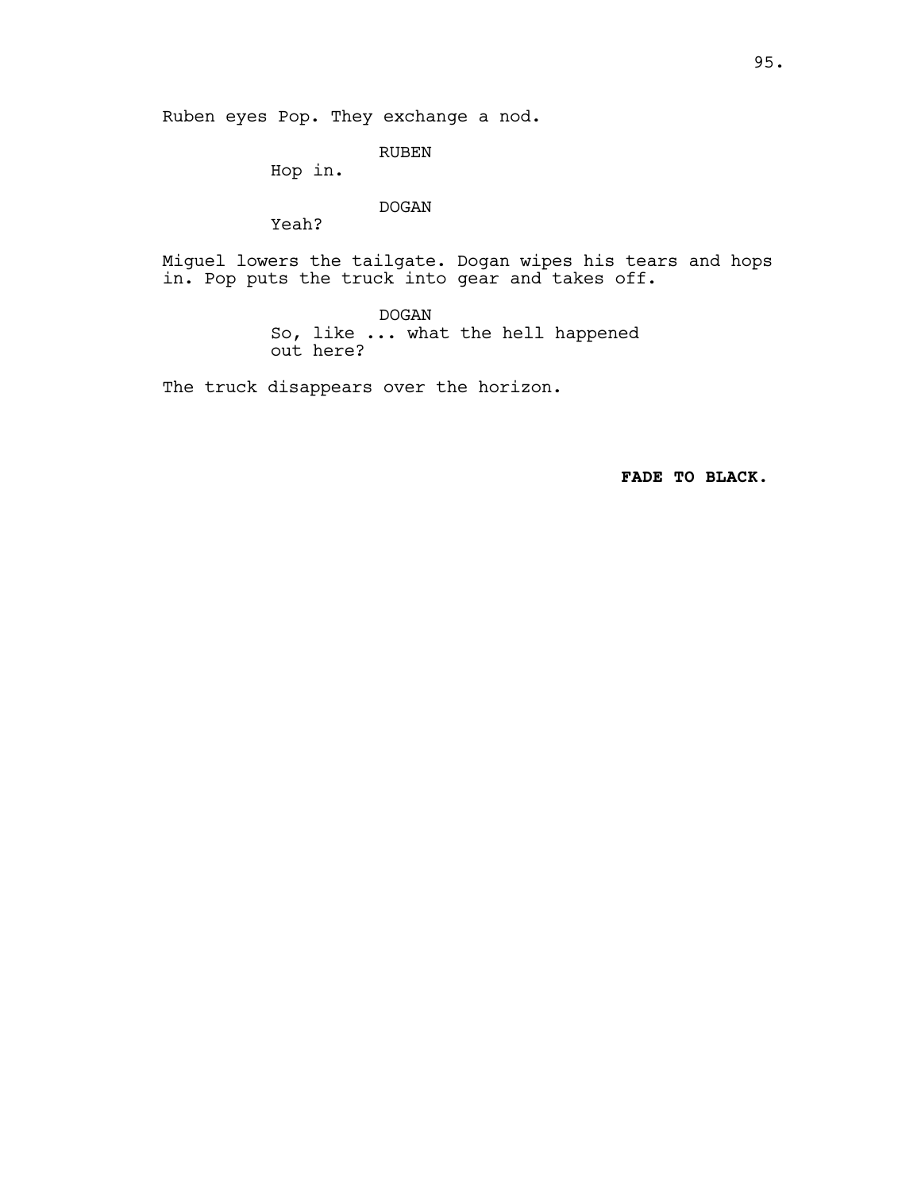Ruben eyes Pop. They exchange a nod.

RUBEN
Hop in.

DOGAN
Yeah?

Miguel lowers the tailgate. Dogan wipes his tears and hops in. Pop puts the truck into gear and takes off.

DOGAN
So, like ... what the hell happened out here?

The truck disappears over the horizon.

**FADE TO BLACK.**